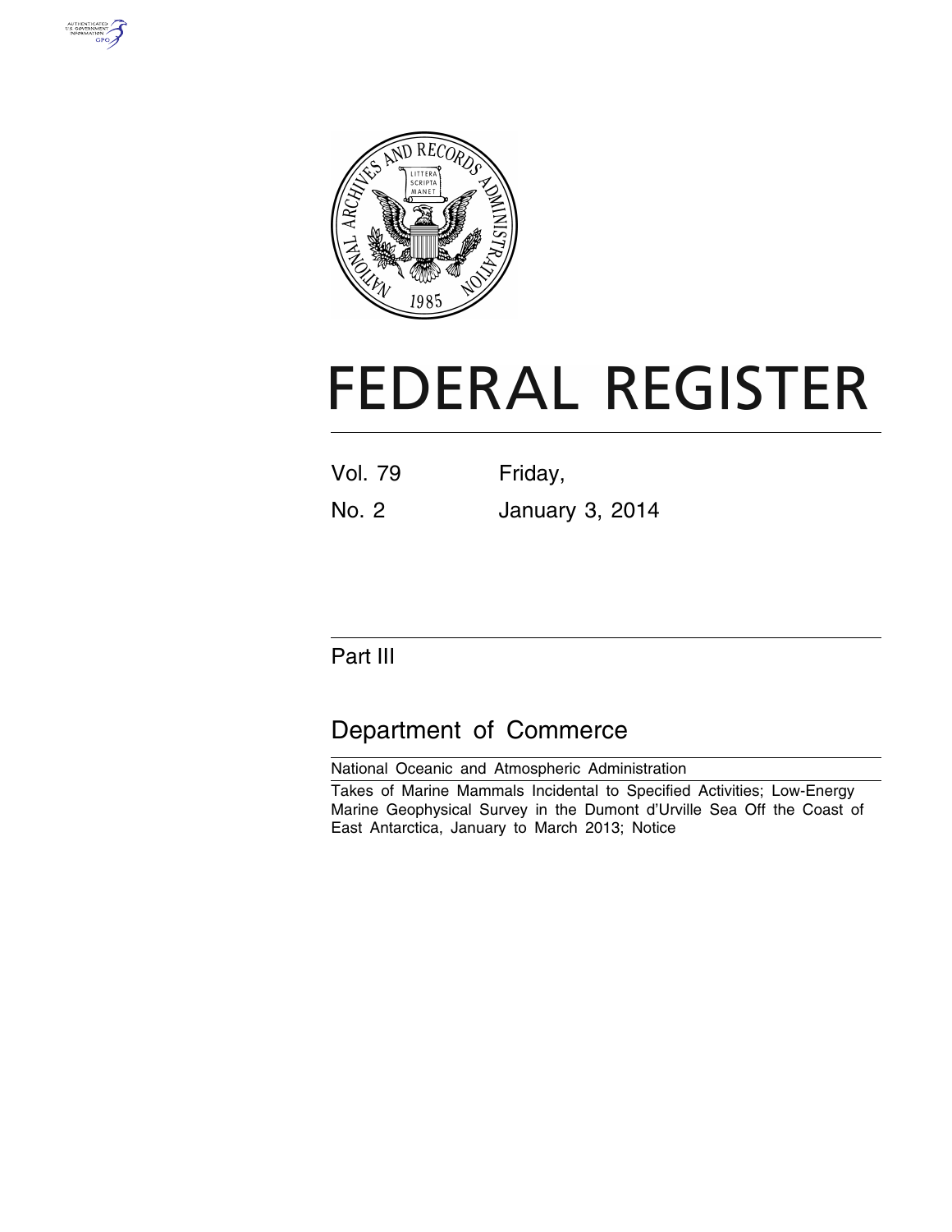# FEDERAL REGISTER

Vol. 79 Friday,

No. 2 January 3, 2014

## Part III

## Department of Commerce

National Oceanic and Atmospheric Administration

Takes of Marine Mammals Incidental to Specified Activities; Low-Energy Marine Geophysical Survey in the Dumont d'Urville Sea Off the Coast of East Antarctica, January to March 2013; Notice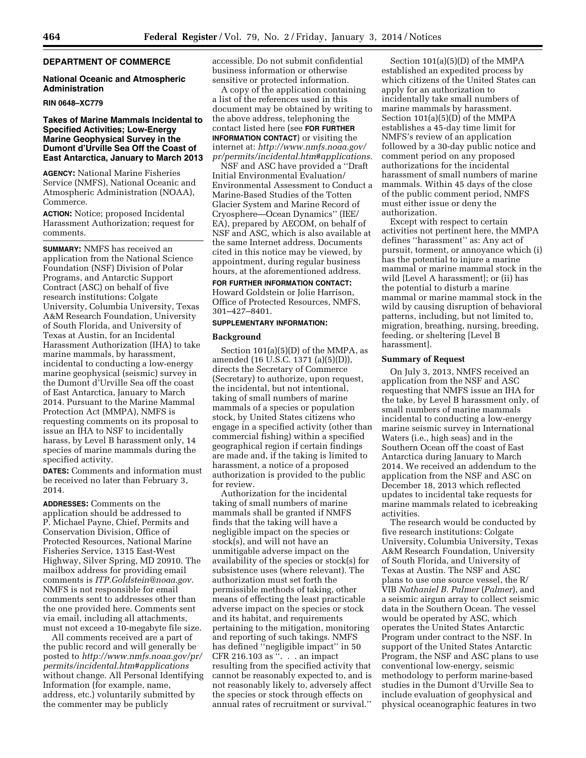**DEPARTMENT OF COMMERCE**

**National Oceanic and Atmospheric Administration**

**RIN 0648–XC779**

## Takes of Marine Mammals Incidental to Specified Activities; Low-Energy Marine Geophysical Survey in the Dumont d'Urville Sea Off the Coast of East Antarctica, January to March 2013

**AGENCY:** National Marine Fisheries Service (NMFS), National Oceanic and Atmospheric Administration (NOAA), Commerce.

**ACTION:** Notice; proposed Incidental Harassment Authorization; request for comments.

**SUMMARY:** NMFS has received an application from the National Science Foundation (NSF) Division of Polar Programs, and Antarctic Support Contract (ASC) on behalf of five research institutions: Colgate University, Columbia University, Texas A&M Research Foundation, University of South Florida, and University of Texas at Austin, for an Incidental Harassment Authorization (IHA) to take marine mammals, by harassment, incidental to conducting a low-energy marine geophysical (seismic) survey in the Dumont d'Urville Sea off the coast of East Antarctica, January to March 2014. Pursuant to the Marine Mammal Protection Act (MMPA), NMFS is requesting comments on its proposal to issue an IHA to NSF to incidentally harass, by Level B harassment only, 14 species of marine mammals during the specified activity.

**DATES:** Comments and information must be received no later than February 3, 2014.

**ADDRESSES:** Comments on the application should be addressed to P. Michael Payne, Chief, Permits and Conservation Division, Office of Protected Resources, National Marine Fisheries Service, 1315 East-West Highway, Silver Spring, MD 20910. The mailbox address for providing email comments is *ITP.Goldstein@noaa.gov.* NMFS is not responsible for email comments sent to addresses other than the one provided here. Comments sent via email, including all attachments, must not exceed a 10-megabyte file size.

All comments received are a part of the public record and will generally be posted to *http://www.nmfs.noaa.gov/pr/permits/incidental.htm#applications* without change. All Personal Identifying Information (for example, name, address, etc.) voluntarily submitted by the commenter may be publicly accessible. Do not submit confidential business information or otherwise sensitive or protected information.

A copy of the application containing a list of the references used in this document may be obtained by writing to the above address, telephoning the contact listed here (see **FOR FURTHER INFORMATION CONTACT**) or visiting the internet at: *http://www.nmfs.noaa.gov/pr/permits/incidental.htm#applications.*

NSF and ASC have provided a ''Draft Initial Environmental Evaluation/Environmental Assessment to Conduct a Marine-Based Studies of the Totten Glacier System and Marine Record of Cryosphere—Ocean Dynamics'' (IEE/EA), prepared by AECOM, on behalf of NSF and ASC, which is also available at the same Internet address. Documents cited in this notice may be viewed, by appointment, during regular business hours, at the aforementioned address.

**FOR FURTHER INFORMATION CONTACT:** Howard Goldstein or Jolie Harrison, Office of Protected Resources, NMFS, 301–427–8401.

**SUPPLEMENTARY INFORMATION:**

### Background

Section 101(a)(5)(D) of the MMPA, as amended (16 U.S.C. 1371 (a)(5)(D)), directs the Secretary of Commerce (Secretary) to authorize, upon request, the incidental, but not intentional, taking of small numbers of marine mammals of a species or population stock, by United States citizens who engage in a specified activity (other than commercial fishing) within a specified geographical region if certain findings are made and, if the taking is limited to harassment, a notice of a proposed authorization is provided to the public for review.

Authorization for the incidental taking of small numbers of marine mammals shall be granted if NMFS finds that the taking will have a negligible impact on the species or stock(s), and will not have an unmitigable adverse impact on the availability of the species or stock(s) for subsistence uses (where relevant). The authorization must set forth the permissible methods of taking, other means of effecting the least practicable adverse impact on the species or stock and its habitat, and requirements pertaining to the mitigation, monitoring and reporting of such takings. NMFS has defined ''negligible impact'' in 50 CFR 216.103 as ''. . . an impact resulting from the specified activity that cannot be reasonably expected to, and is not reasonably likely to, adversely affect the species or stock through effects on annual rates of recruitment or survival.''

Section 101(a)(5)(D) of the MMPA established an expedited process by which citizens of the United States can apply for an authorization to incidentally take small numbers of marine mammals by harassment. Section 101(a)(5)(D) of the MMPA establishes a 45-day time limit for NMFS's review of an application followed by a 30-day public notice and comment period on any proposed authorizations for the incidental harassment of small numbers of marine mammals. Within 45 days of the close of the public comment period, NMFS must either issue or deny the authorization.

Except with respect to certain activities not pertinent here, the MMPA defines ''harassment'' as: Any act of pursuit, torment, or annoyance which (i) has the potential to injure a marine mammal or marine mammal stock in the wild [Level A harassment]; or (ii) has the potential to disturb a marine mammal or marine mammal stock in the wild by causing disruption of behavioral patterns, including, but not limited to, migration, breathing, nursing, breeding, feeding, or sheltering [Level B harassment].

### Summary of Request

On July 3, 2013, NMFS received an application from the NSF and ASC requesting that NMFS issue an IHA for the take, by Level B harassment only, of small numbers of marine mammals incidental to conducting a low-energy marine seismic survey in International Waters (i.e., high seas) and in the Southern Ocean off the coast of East Antarctica during January to March 2014. We received an addendum to the application from the NSF and ASC on December 18, 2013 which reflected updates to incidental take requests for marine mammals related to icebreaking activities.

The research would be conducted by five research institutions: Colgate University, Columbia University, Texas A&M Research Foundation, University of South Florida, and University of Texas at Austin. The NSF and ASC plans to use one source vessel, the R/VIB *Nathaniel B. Palmer* (*Palmer*), and a seismic airgun array to collect seismic data in the Southern Ocean. The vessel would be operated by ASC, which operates the United States Antarctic Program under contract to the NSF. In support of the United States Antarctic Program, the NSF and ASC plans to use conventional low-energy, seismic methodology to perform marine-based studies in the Dumont d'Urville Sea to include evaluation of geophysical and physical oceanographic features in two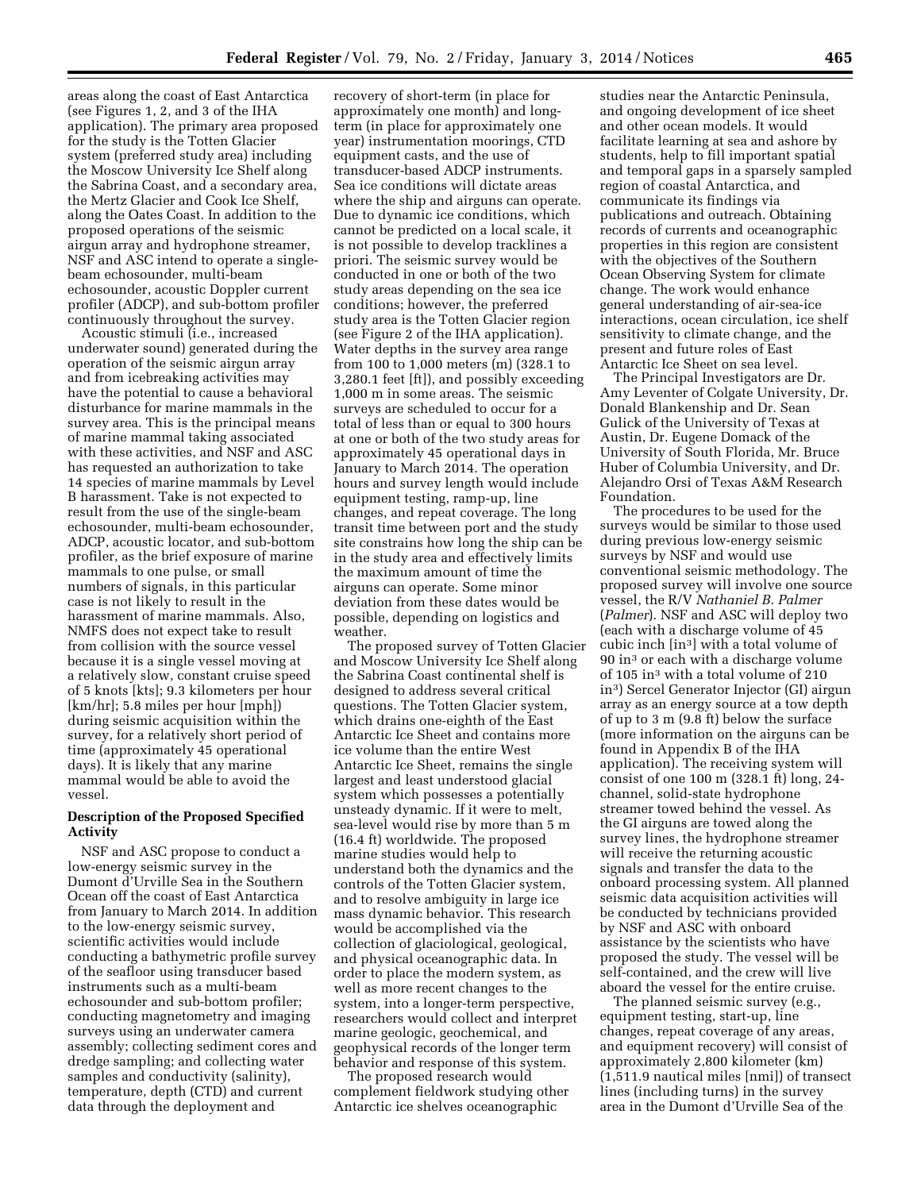areas along the coast of East Antarctica (see Figures 1, 2, and 3 of the IHA application). The primary area proposed for the study is the Totten Glacier system (preferred study area) including the Moscow University Ice Shelf along the Sabrina Coast, and a secondary area, the Mertz Glacier and Cook Ice Shelf, along the Oates Coast. In addition to the proposed operations of the seismic airgun array and hydrophone streamer, NSF and ASC intend to operate a single-beam echosounder, multi-beam echosounder, acoustic Doppler current profiler (ADCP), and sub-bottom profiler continuously throughout the survey.

Acoustic stimuli (i.e., increased underwater sound) generated during the operation of the seismic airgun array and from icebreaking activities may have the potential to cause a behavioral disturbance for marine mammals in the survey area. This is the principal means of marine mammal taking associated with these activities, and NSF and ASC has requested an authorization to take 14 species of marine mammals by Level B harassment. Take is not expected to result from the use of the single-beam echosounder, multi-beam echosounder, acoustic locator, and sub-bottom profiler, as the brief exposure of marine mammals to one pulse, or small numbers of signals, in this particular case is not likely to result in the harassment of marine mammals. Also, NMFS does not expect take to result from collision with the source vessel because it is a single vessel moving at a relatively slow, constant cruise speed of 5 knots [kts]; 9.3 kilometers per hour [km/hr]; 5.8 miles per hour [mph]) during seismic acquisition within the survey, for a relatively short period of time (approximately 45 operational days). It is likely that any marine mammal would be able to avoid the vessel.

## Description of the Proposed Specified Activity

NSF and ASC propose to conduct a low-energy seismic survey in the Dumont d'Urville Sea in the Southern Ocean off the coast of East Antarctica from January to March 2014. In addition to the low-energy seismic survey, scientific activities would include conducting a bathymetric profile survey of the seafloor using transducer based instruments such as a multi-beam echosounder and sub-bottom profiler; conducting magnetometry and imaging surveys using an underwater camera assembly; collecting sediment cores and dredge sampling; and collecting water samples and conductivity (salinity), temperature, depth (CTD) and current data through the deployment and recovery of short-term (in place for approximately one month) and long-term (in place for approximately one year) instrumentation moorings, CTD equipment casts, and the use of transducer-based ADCP instruments. Sea ice conditions will dictate areas where the ship and airguns can operate. Due to dynamic ice conditions, which cannot be predicted on a local scale, it is not possible to develop tracklines a priori. The seismic survey would be conducted in one or both of the two study areas depending on the sea ice conditions; however, the preferred study area is the Totten Glacier region (see Figure 2 of the IHA application). Water depths in the survey area range from 100 to 1,000 meters (m) (328.1 to 3,280.1 feet [ft]), and possibly exceeding 1,000 m in some areas. The seismic surveys are scheduled to occur for a total of less than or equal to 300 hours at one or both of the two study areas for approximately 45 operational days in January to March 2014. The operation hours and survey length would include equipment testing, ramp-up, line changes, and repeat coverage. The long transit time between port and the study site constrains how long the ship can be in the study area and effectively limits the maximum amount of time the airguns can operate. Some minor deviation from these dates would be possible, depending on logistics and weather.

The proposed survey of Totten Glacier and Moscow University Ice Shelf along the Sabrina Coast continental shelf is designed to address several critical questions. The Totten Glacier system, which drains one-eighth of the East Antarctic Ice Sheet and contains more ice volume than the entire West Antarctic Ice Sheet, remains the single largest and least understood glacial system which possesses a potentially unsteady dynamic. If it were to melt, sea-level would rise by more than 5 m (16.4 ft) worldwide. The proposed marine studies would help to understand both the dynamics and the controls of the Totten Glacier system, and to resolve ambiguity in large ice mass dynamic behavior. This research would be accomplished via the collection of glaciological, geological, and physical oceanographic data. In order to place the modern system, as well as more recent changes to the system, into a longer-term perspective, researchers would collect and interpret marine geologic, geochemical, and geophysical records of the longer term behavior and response of this system.

The proposed research would complement fieldwork studying other Antarctic ice shelves oceanographic studies near the Antarctic Peninsula, and ongoing development of ice sheet and other ocean models. It would facilitate learning at sea and ashore by students, help to fill important spatial and temporal gaps in a sparsely sampled region of coastal Antarctica, and communicate its findings via publications and outreach. Obtaining records of currents and oceanographic properties in this region are consistent with the objectives of the Southern Ocean Observing System for climate change. The work would enhance general understanding of air-sea-ice interactions, ocean circulation, ice shelf sensitivity to climate change, and the present and future roles of East Antarctic Ice Sheet on sea level.

The Principal Investigators are Dr. Amy Leventer of Colgate University, Dr. Donald Blankenship and Dr. Sean Gulick of the University of Texas at Austin, Dr. Eugene Domack of the University of South Florida, Mr. Bruce Huber of Columbia University, and Dr. Alejandro Orsi of Texas A&M Research Foundation.

The procedures to be used for the surveys would be similar to those used during previous low-energy seismic surveys by NSF and would use conventional seismic methodology. The proposed survey will involve one source vessel, the R/V *Nathaniel B. Palmer* (*Palmer*). NSF and ASC will deploy two (each with a discharge volume of 45 cubic inch [in$^3$] with a total volume of 90 in$^3$ or each with a discharge volume of 105 in$^3$ with a total volume of 210 in$^3$) Sercel Generator Injector (GI) airgun array as an energy source at a tow depth of up to 3 m (9.8 ft) below the surface (more information on the airguns can be found in Appendix B of the IHA application). The receiving system will consist of one 100 m (328.1 ft) long, 24-channel, solid-state hydrophone streamer towed behind the vessel. As the GI airguns are towed along the survey lines, the hydrophone streamer will receive the returning acoustic signals and transfer the data to the onboard processing system. All planned seismic data acquisition activities will be conducted by technicians provided by NSF and ASC with onboard assistance by the scientists who have proposed the study. The vessel will be self-contained, and the crew will live aboard the vessel for the entire cruise.

The planned seismic survey (e.g., equipment testing, start-up, line changes, repeat coverage of any areas, and equipment recovery) will consist of approximately 2,800 kilometer (km) (1,511.9 nautical miles [nmi]) of transect lines (including turns) in the survey area in the Dumont d'Urville Sea of the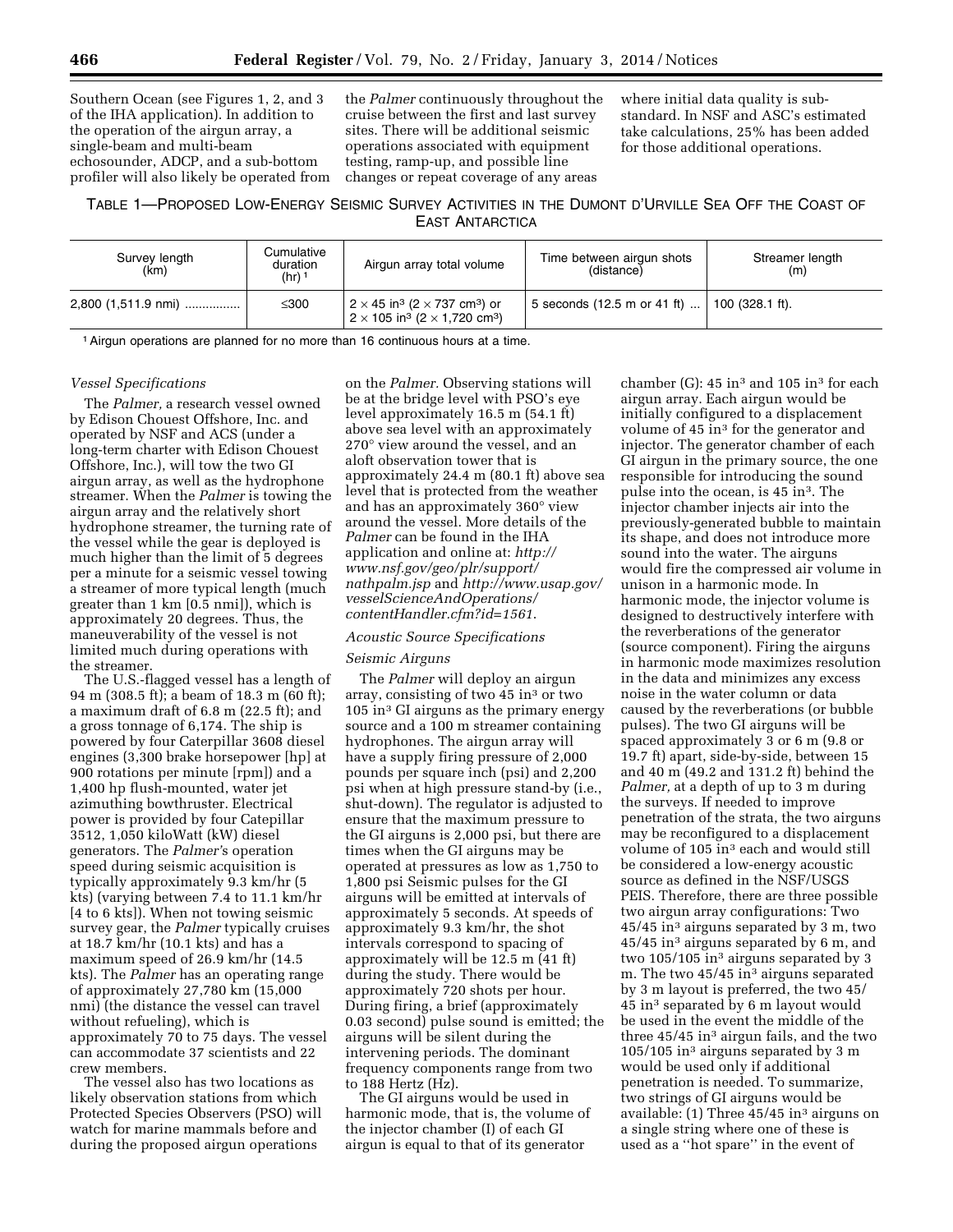Southern Ocean (see Figures 1, 2, and 3 of the IHA application). In addition to the operation of the airgun array, a single-beam and multi-beam echosounder, ADCP, and a sub-bottom profiler will also likely be operated from the *Palmer* continuously throughout the cruise between the first and last survey sites. There will be additional seismic operations associated with equipment testing, ramp-up, and possible line changes or repeat coverage of any areas where initial data quality is sub-standard. In NSF and ASC's estimated take calculations, 25% has been added for those additional operations.

TABLE 1—PROPOSED LOW-ENERGY SEISMIC SURVEY ACTIVITIES IN THE DUMONT D'URVILLE SEA OFF THE COAST OF EAST ANTARCTICA

| Survey length (km) | Cumulative duration (hr) [1] | Airgun array total volume | Time between airgun shots (distance) | Streamer length (m) |
| --- | --- | --- | --- | --- |
| 2,800 (1,511.9 nmi) ................ | ≤300 | $2 \times 45$ in$^3$ ($2 \times 737$ cm$^3$) or $2 \times 105$ in$^3$ ($2 \times 1{,}720$ cm$^3$) | 5 seconds (12.5 m or 41 ft) ... | 100 (328.1 ft). |

[1] Airgun operations are planned for no more than 16 continuous hours at a time.

*Vessel Specifications*

The *Palmer,* a research vessel owned by Edison Chouest Offshore, Inc. and operated by NSF and ACS (under a long-term charter with Edison Chouest Offshore, Inc.), will tow the two GI airgun array, as well as the hydrophone streamer. When the *Palmer* is towing the airgun array and the relatively short hydrophone streamer, the turning rate of the vessel while the gear is deployed is much higher than the limit of 5 degrees per a minute for a seismic vessel towing a streamer of more typical length (much greater than 1 km [0.5 nmi]), which is approximately 20 degrees. Thus, the maneuverability of the vessel is not limited much during operations with the streamer.

The U.S.-flagged vessel has a length of 94 m (308.5 ft); a beam of 18.3 m (60 ft); a maximum draft of 6.8 m (22.5 ft); and a gross tonnage of 6,174. The ship is powered by four Caterpillar 3608 diesel engines (3,300 brake horsepower [hp] at 900 rotations per minute [rpm]) and a 1,400 hp flush-mounted, water jet azimuthing bowthruster. Electrical power is provided by four Catepillar 3512, 1,050 kiloWatt (kW) diesel generators. The *Palmer's* operation speed during seismic acquisition is typically approximately 9.3 km/hr (5 kts) (varying between 7.4 to 11.1 km/hr [4 to 6 kts]). When not towing seismic survey gear, the *Palmer* typically cruises at 18.7 km/hr (10.1 kts) and has a maximum speed of 26.9 km/hr (14.5 kts). The *Palmer* has an operating range of approximately 27,780 km (15,000 nmi) (the distance the vessel can travel without refueling), which is approximately 70 to 75 days. The vessel can accommodate 37 scientists and 22 crew members.

The vessel also has two locations as likely observation stations from which Protected Species Observers (PSO) will watch for marine mammals before and during the proposed airgun operations on the *Palmer.* Observing stations will be at the bridge level with PSO's eye level approximately 16.5 m (54.1 ft) above sea level with an approximately 270° view around the vessel, and an aloft observation tower that is approximately 24.4 m (80.1 ft) above sea level that is protected from the weather and has an approximately 360° view around the vessel. More details of the *Palmer* can be found in the IHA application and online at: *http://www.nsf.gov/geo/plr/support/nathpalm.jsp* and *http://www.usap.gov/vesselScienceAndOperations/contentHandler.cfm?id=1561.*

*Acoustic Source Specifications*

*Seismic Airguns*

The *Palmer* will deploy an airgun array, consisting of two 45 in$^3$ or two 105 in$^3$ GI airguns as the primary energy source and a 100 m streamer containing hydrophones. The airgun array will have a supply firing pressure of 2,000 pounds per square inch (psi) and 2,200 psi when at high pressure stand-by (i.e., shut-down). The regulator is adjusted to ensure that the maximum pressure to the GI airguns is 2,000 psi, but there are times when the GI airguns may be operated at pressures as low as 1,750 to 1,800 psi Seismic pulses for the GI airguns will be emitted at intervals of approximately 5 seconds. At speeds of approximately 9.3 km/hr, the shot intervals correspond to spacing of approximately will be 12.5 m (41 ft) during the study. There would be approximately 720 shots per hour. During firing, a brief (approximately 0.03 second) pulse sound is emitted; the airguns will be silent during the intervening periods. The dominant frequency components range from two to 188 Hertz (Hz).

The GI airguns would be used in harmonic mode, that is, the volume of the injector chamber (I) of each GI airgun is equal to that of its generator chamber (G): 45 in$^3$ and 105 in$^3$ for each airgun array. Each airgun would be initially configured to a displacement volume of 45 in$^3$ for the generator and injector. The generator chamber of each GI airgun in the primary source, the one responsible for introducing the sound pulse into the ocean, is 45 in$^3$. The injector chamber injects air into the previously-generated bubble to maintain its shape, and does not introduce more sound into the water. The airguns would fire the compressed air volume in unison in a harmonic mode. In harmonic mode, the injector volume is designed to destructively interfere with the reverberations of the generator (source component). Firing the airguns in harmonic mode maximizes resolution in the data and minimizes any excess noise in the water column or data caused by the reverberations (or bubble pulses). The two GI airguns will be spaced approximately 3 or 6 m (9.8 or 19.7 ft) apart, side-by-side, between 15 and 40 m (49.2 and 131.2 ft) behind the *Palmer,* at a depth of up to 3 m during the surveys. If needed to improve penetration of the strata, the two airguns may be reconfigured to a displacement volume of 105 in$^3$ each and would still be considered a low-energy acoustic source as defined in the NSF/USGS PEIS. Therefore, there are three possible two airgun array configurations: Two 45/45 in$^3$ airguns separated by 3 m, two 45/45 in$^3$ airguns separated by 6 m, and two 105/105 in$^3$ airguns separated by 3 m. The two 45/45 in$^3$ airguns separated by 3 m layout is preferred, the two 45/45 in$^3$ separated by 6 m layout would be used in the event the middle of the three 45/45 in$^3$ airgun fails, and the two 105/105 in$^3$ airguns separated by 3 m would be used only if additional penetration is needed. To summarize, two strings of GI airguns would be available: (1) Three 45/45 in$^3$ airguns on a single string where one of these is used as a ''hot spare'' in the event of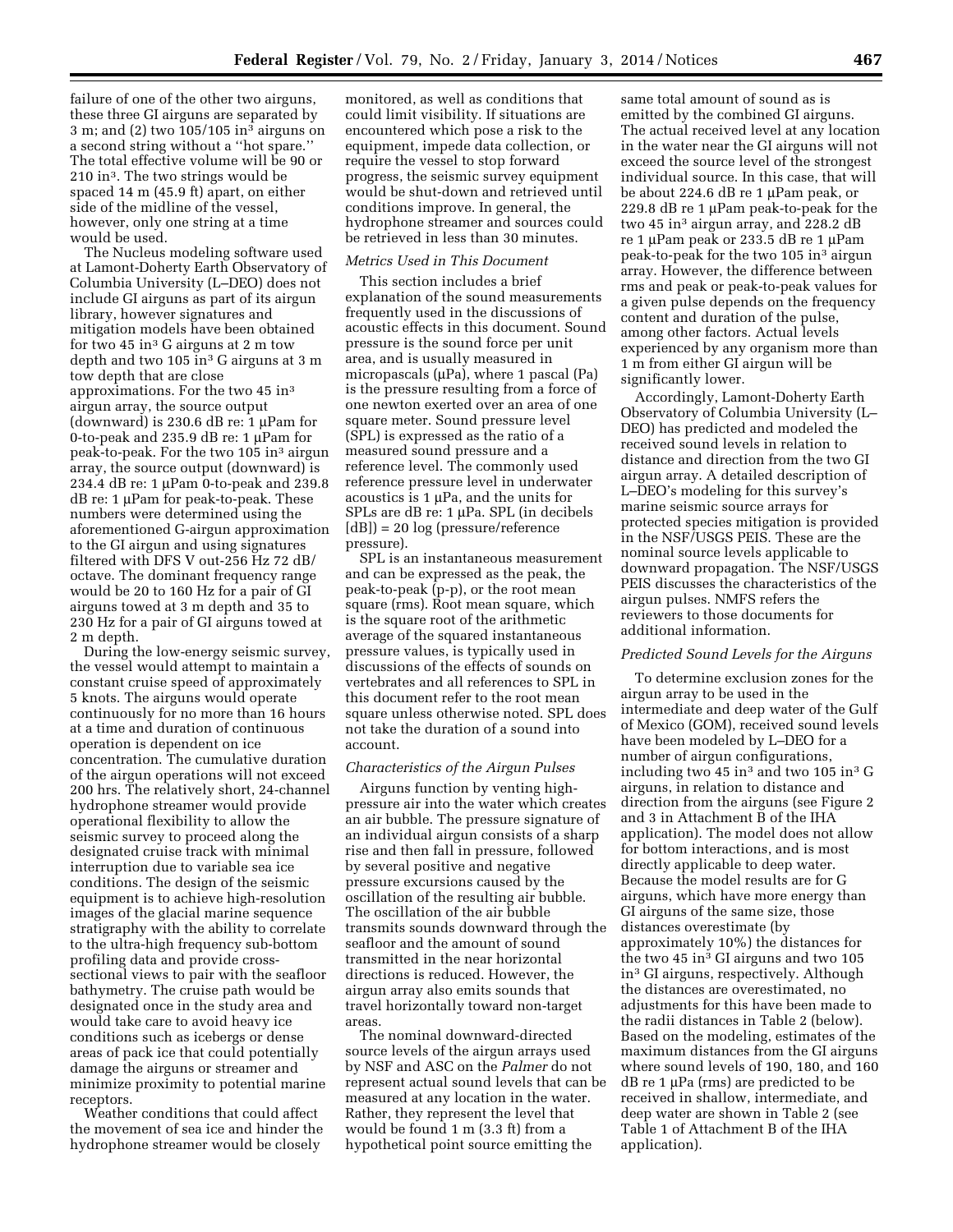failure of one of the other two airguns, these three GI airguns are separated by 3 m; and (2) two 105/105 in$^3$ airguns on a second string without a ''hot spare.'' The total effective volume will be 90 or 210 in$^3$. The two strings would be spaced 14 m (45.9 ft) apart, on either side of the midline of the vessel, however, only one string at a time would be used.

The Nucleus modeling software used at Lamont-Doherty Earth Observatory of Columbia University (L–DEO) does not include GI airguns as part of its airgun library, however signatures and mitigation models have been obtained for two 45 in$^3$ G airguns at 2 m tow depth and two 105 in$^3$ G airguns at 3 m tow depth that are close approximations. For the two 45 in$^3$ airgun array, the source output (downward) is 230.6 dB re: 1 μPam for 0-to-peak and 235.9 dB re: 1 μPam for peak-to-peak. For the two 105 in$^3$ airgun array, the source output (downward) is 234.4 dB re: 1 μPam 0-to-peak and 239.8 dB re: 1 μPam for peak-to-peak. These numbers were determined using the aforementioned G-airgun approximation to the GI airgun and using signatures filtered with DFS V out-256 Hz 72 dB/octave. The dominant frequency range would be 20 to 160 Hz for a pair of GI airguns towed at 3 m depth and 35 to 230 Hz for a pair of GI airguns towed at 2 m depth.

During the low-energy seismic survey, the vessel would attempt to maintain a constant cruise speed of approximately 5 knots. The airguns would operate continuously for no more than 16 hours at a time and duration of continuous operation is dependent on ice concentration. The cumulative duration of the airgun operations will not exceed 200 hrs. The relatively short, 24-channel hydrophone streamer would provide operational flexibility to allow the seismic survey to proceed along the designated cruise track with minimal interruption due to variable sea ice conditions. The design of the seismic equipment is to achieve high-resolution images of the glacial marine sequence stratigraphy with the ability to correlate to the ultra-high frequency sub-bottom profiling data and provide cross-sectional views to pair with the seafloor bathymetry. The cruise path would be designated once in the study area and would take care to avoid heavy ice conditions such as icebergs or dense areas of pack ice that could potentially damage the airguns or streamer and minimize proximity to potential marine receptors.

Weather conditions that could affect the movement of sea ice and hinder the hydrophone streamer would be closely monitored, as well as conditions that could limit visibility. If situations are encountered which pose a risk to the equipment, impede data collection, or require the vessel to stop forward progress, the seismic survey equipment would be shut-down and retrieved until conditions improve. In general, the hydrophone streamer and sources could be retrieved in less than 30 minutes.

*Metrics Used in This Document*

This section includes a brief explanation of the sound measurements frequently used in the discussions of acoustic effects in this document. Sound pressure is the sound force per unit area, and is usually measured in micropascals (μPa), where 1 pascal (Pa) is the pressure resulting from a force of one newton exerted over an area of one square meter. Sound pressure level (SPL) is expressed as the ratio of a measured sound pressure and a reference level. The commonly used reference pressure level in underwater acoustics is 1 μPa, and the units for SPLs are dB re: 1 μPa. SPL (in decibels [dB]) = 20 log (pressure/reference pressure).

SPL is an instantaneous measurement and can be expressed as the peak, the peak-to-peak (p-p), or the root mean square (rms). Root mean square, which is the square root of the arithmetic average of the squared instantaneous pressure values, is typically used in discussions of the effects of sounds on vertebrates and all references to SPL in this document refer to the root mean square unless otherwise noted. SPL does not take the duration of a sound into account.

*Characteristics of the Airgun Pulses*

Airguns function by venting high-pressure air into the water which creates an air bubble. The pressure signature of an individual airgun consists of a sharp rise and then fall in pressure, followed by several positive and negative pressure excursions caused by the oscillation of the resulting air bubble. The oscillation of the air bubble transmits sounds downward through the seafloor and the amount of sound transmitted in the near horizontal directions is reduced. However, the airgun array also emits sounds that travel horizontally toward non-target areas.

The nominal downward-directed source levels of the airgun arrays used by NSF and ASC on the *Palmer* do not represent actual sound levels that can be measured at any location in the water. Rather, they represent the level that would be found 1 m (3.3 ft) from a hypothetical point source emitting the same total amount of sound as is emitted by the combined GI airguns. The actual received level at any location in the water near the GI airguns will not exceed the source level of the strongest individual source. In this case, that will be about 224.6 dB re 1 μPam peak, or 229.8 dB re 1 μPam peak-to-peak for the two 45 in$^3$ airgun array, and 228.2 dB re 1 μPam peak or 233.5 dB re 1 μPam peak-to-peak for the two 105 in$^3$ airgun array. However, the difference between rms and peak or peak-to-peak values for a given pulse depends on the frequency content and duration of the pulse, among other factors. Actual levels experienced by any organism more than 1 m from either GI airgun will be significantly lower.

Accordingly, Lamont-Doherty Earth Observatory of Columbia University (L–DEO) has predicted and modeled the received sound levels in relation to distance and direction from the two GI airgun array. A detailed description of L–DEO's modeling for this survey's marine seismic source arrays for protected species mitigation is provided in the NSF/USGS PEIS. These are the nominal source levels applicable to downward propagation. The NSF/USGS PEIS discusses the characteristics of the airgun pulses. NMFS refers the reviewers to those documents for additional information.

*Predicted Sound Levels for the Airguns*

To determine exclusion zones for the airgun array to be used in the intermediate and deep water of the Gulf of Mexico (GOM), received sound levels have been modeled by L–DEO for a number of airgun configurations, including two 45 in$^3$ and two 105 in$^3$ G airguns, in relation to distance and direction from the airguns (see Figure 2 and 3 in Attachment B of the IHA application). The model does not allow for bottom interactions, and is most directly applicable to deep water. Because the model results are for G airguns, which have more energy than GI airguns of the same size, those distances overestimate (by approximately 10%) the distances for the two 45 in$^3$ GI airguns and two 105 in$^3$ GI airguns, respectively. Although the distances are overestimated, no adjustments for this have been made to the radii distances in Table 2 (below). Based on the modeling, estimates of the maximum distances from the GI airguns where sound levels of 190, 180, and 160 dB re 1 μPa (rms) are predicted to be received in shallow, intermediate, and deep water are shown in Table 2 (see Table 1 of Attachment B of the IHA application).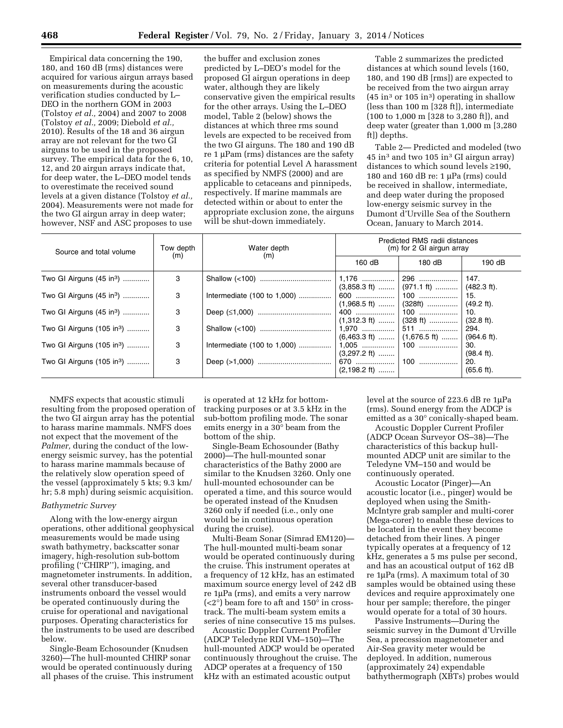Empirical data concerning the 190, 180, and 160 dB (rms) distances were acquired for various airgun arrays based on measurements during the acoustic verification studies conducted by L–DEO in the northern GOM in 2003 (Tolstoy *et al.,* 2004) and 2007 to 2008 (Tolstoy *et al.,* 2009; Diebold *et al.,* 2010). Results of the 18 and 36 airgun array are not relevant for the two GI airguns to be used in the proposed survey. The empirical data for the 6, 10, 12, and 20 airgun arrays indicate that, for deep water, the L–DEO model tends to overestimate the received sound levels at a given distance (Tolstoy *et al.,* 2004). Measurements were not made for the two GI airgun array in deep water; however, NSF and ASC proposes to use the buffer and exclusion zones predicted by L–DEO's model for the proposed GI airgun operations in deep water, although they are likely conservative given the empirical results for the other arrays. Using the L–DEO model, Table 2 (below) shows the distances at which three rms sound levels are expected to be received from the two GI airguns. The 180 and 190 dB re 1 μPam (rms) distances are the safety criteria for potential Level A harassment as specified by NMFS (2000) and are applicable to cetaceans and pinnipeds, respectively. If marine mammals are detected within or about to enter the appropriate exclusion zone, the airguns will be shut-down immediately.

Table 2 summarizes the predicted distances at which sound levels (160, 180, and 190 dB [rms]) are expected to be received from the two airgun array (45 in³ or 105 in³) operating in shallow (less than 100 m [328 ft]), intermediate (100 to 1,000 m [328 to 3,280 ft]), and deep water (greater than 1,000 m [3,280 ft]) depths.

Table 2— Predicted and modeled (two 45 in³ and two 105 in³ GI airgun array) distances to which sound levels ≥190, 180 and 160 dB re: 1 μPa (rms) could be received in shallow, intermediate, and deep water during the proposed low-energy seismic survey in the Dumont d'Urville Sea of the Southern Ocean, January to March 2014.

| Source and total volume | Tow depth (m) | Water depth (m) | Predicted RMS radii distances (m) for 2 GI airgun array | | |
|---|---|---|---|---|---|
| | | | 160 dB | 180 dB | 190 dB |
| Two GI Airguns (45 in³) | 3 | Shallow (<100) | 1,176 (3,858.3 ft) | 296 (971.1 ft) | 147. (482.3 ft). |
| Two GI Airguns (45 in³) | 3 | Intermediate (100 to 1,000) | 600 (1,968.5 ft) | 100 (328ft) | 15. (49.2 ft). |
| Two GI Airguns (45 in³) | 3 | Deep (≤1,000) | 400 (1,312.3 ft) | 100 (328 ft) | 10. (32.8 ft). |
| Two GI Airguns (105 in³) | 3 | Shallow (<100) | 1,970 (6,463.3 ft) | 511 (1,676.5 ft) | 294. (964.6 ft). |
| Two GI Airguns (105 in³) | 3 | Intermediate (100 to 1,000) | 1,005 (3,297.2 ft) | 100 | 30. (98.4 ft). |
| Two GI Airguns (105 in³) | 3 | Deep (>1,000) | 670 (2,198.2 ft) | 100 | 20. (65.6 ft). |

NMFS expects that acoustic stimuli resulting from the proposed operation of the two GI airgun array has the potential to harass marine mammals. NMFS does not expect that the movement of the *Palmer,* during the conduct of the low-energy seismic survey, has the potential to harass marine mammals because of the relatively slow operation speed of the vessel (approximately 5 kts; 9.3 km/hr; 5.8 mph) during seismic acquisition.

*Bathymetric Survey*

Along with the low-energy airgun operations, other additional geophysical measurements would be made using swath bathymetry, backscatter sonar imagery, high-resolution sub-bottom profiling (''CHIRP''), imaging, and magnetometer instruments. In addition, several other transducer-based instruments onboard the vessel would be operated continuously during the cruise for operational and navigational purposes. Operating characteristics for the instruments to be used are described below.

Single-Beam Echosounder (Knudsen 3260)—The hull-mounted CHIRP sonar would be operated continuously during all phases of the cruise. This instrument is operated at 12 kHz for bottom-tracking purposes or at 3.5 kHz in the sub-bottom profiling mode. The sonar emits energy in a 30° beam from the bottom of the ship.

Single-Beam Echosounder (Bathy 2000)—The hull-mounted sonar characteristics of the Bathy 2000 are similar to the Knudsen 3260. Only one hull-mounted echosounder can be operated a time, and this source would be operated instead of the Knudsen 3260 only if needed (i.e., only one would be in continuous operation during the cruise).

Multi-Beam Sonar (Simrad EM120)—The hull-mounted multi-beam sonar would be operated continuously during the cruise. This instrument operates at a frequency of 12 kHz, has an estimated maximum source energy level of 242 dB re 1μPa (rms), and emits a very narrow (<2°) beam fore to aft and 150° in cross-track. The multi-beam system emits a series of nine consecutive 15 ms pulses.

Acoustic Doppler Current Profiler (ADCP Teledyne RDI VM–150)—The hull-mounted ADCP would be operated continuously throughout the cruise. The ADCP operates at a frequency of 150 kHz with an estimated acoustic output level at the source of 223.6 dB re 1μPa (rms). Sound energy from the ADCP is emitted as a 30° conically-shaped beam.

Acoustic Doppler Current Profiler (ADCP Ocean Surveyor OS–38)—The characteristics of this backup hull-mounted ADCP unit are similar to the Teledyne VM–150 and would be continuously operated.

Acoustic Locator (Pinger)—An acoustic locator (i.e., pinger) would be deployed when using the Smith-McIntyre grab sampler and multi-corer (Mega-corer) to enable these devices to be located in the event they become detached from their lines. A pinger typically operates at a frequency of 12 kHz, generates a 5 ms pulse per second, and has an acoustical output of 162 dB re 1μPa (rms). A maximum total of 30 samples would be obtained using these devices and require approximately one hour per sample; therefore, the pinger would operate for a total of 30 hours.

Passive Instruments—During the seismic survey in the Dumont d'Urville Sea, a precession magnetometer and Air-Sea gravity meter would be deployed. In addition, numerous (approximately 24) expendable bathythermograph (XBTs) probes would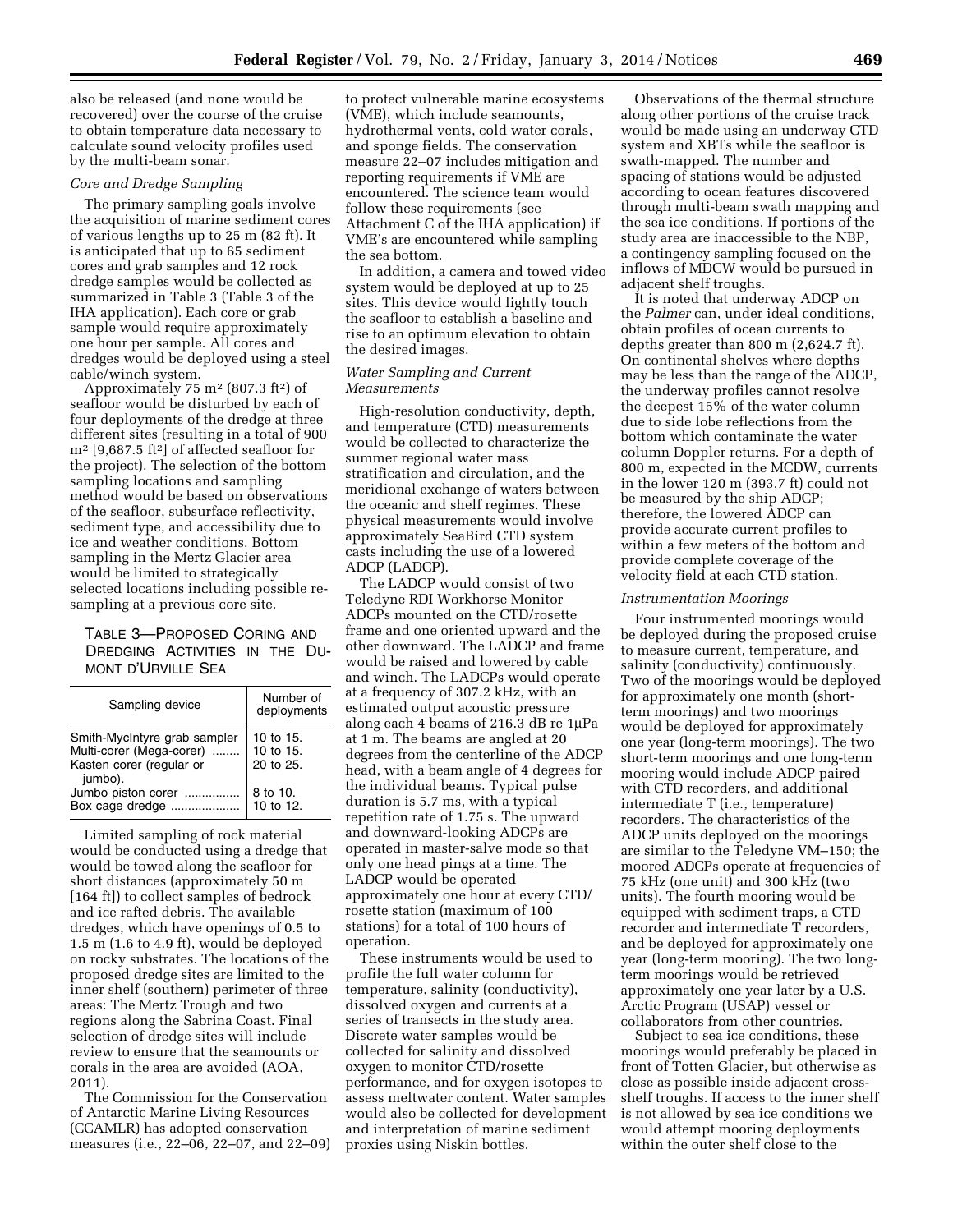also be released (and none would be recovered) over the course of the cruise to obtain temperature data necessary to calculate sound velocity profiles used by the multi-beam sonar.

*Core and Dredge Sampling*

The primary sampling goals involve the acquisition of marine sediment cores of various lengths up to 25 m (82 ft). It is anticipated that up to 65 sediment cores and grab samples and 12 rock dredge samples would be collected as summarized in Table 3 (Table 3 of the IHA application). Each core or grab sample would require approximately one hour per sample. All cores and dredges would be deployed using a steel cable/winch system.

Approximately 75 m² (807.3 ft²) of seafloor would be disturbed by each of four deployments of the dredge at three different sites (resulting in a total of 900 m² [9,687.5 ft²] of affected seafloor for the project). The selection of the bottom sampling locations and sampling method would be based on observations of the seafloor, subsurface reflectivity, sediment type, and accessibility due to ice and weather conditions. Bottom sampling in the Mertz Glacier area would be limited to strategically selected locations including possible re-sampling at a previous core site.

TABLE 3—PROPOSED CORING AND DREDGING ACTIVITIES IN THE DUMONT D'URVILLE SEA

| Sampling device | Number of deployments |
|---|---|
| Smith-MycIntyre grab sampler | 10 to 15. |
| Multi-corer (Mega-corer) | 10 to 15. |
| Kasten corer (regular or jumbo). | 20 to 25. |
| Jumbo piston corer | 8 to 10. |
| Box cage dredge | 10 to 12. |

Limited sampling of rock material would be conducted using a dredge that would be towed along the seafloor for short distances (approximately 50 m [164 ft]) to collect samples of bedrock and ice rafted debris. The available dredges, which have openings of 0.5 to 1.5 m (1.6 to 4.9 ft), would be deployed on rocky substrates. The locations of the proposed dredge sites are limited to the inner shelf (southern) perimeter of three areas: The Mertz Trough and two regions along the Sabrina Coast. Final selection of dredge sites will include review to ensure that the seamounts or corals in the area are avoided (AOA, 2011).

The Commission for the Conservation of Antarctic Marine Living Resources (CCAMLR) has adopted conservation measures (i.e., 22–06, 22–07, and 22–09) to protect vulnerable marine ecosystems (VME), which include seamounts, hydrothermal vents, cold water corals, and sponge fields. The conservation measure 22–07 includes mitigation and reporting requirements if VME are encountered. The science team would follow these requirements (see Attachment C of the IHA application) if VME's are encountered while sampling the sea bottom.

In addition, a camera and towed video system would be deployed at up to 25 sites. This device would lightly touch the seafloor to establish a baseline and rise to an optimum elevation to obtain the desired images.

*Water Sampling and Current Measurements*

High-resolution conductivity, depth, and temperature (CTD) measurements would be collected to characterize the summer regional water mass stratification and circulation, and the meridional exchange of waters between the oceanic and shelf regimes. These physical measurements would involve approximately SeaBird CTD system casts including the use of a lowered ADCP (LADCP).

The LADCP would consist of two Teledyne RDI Workhorse Monitor ADCPs mounted on the CTD/rosette frame and one oriented upward and the other downward. The LADCP and frame would be raised and lowered by cable and winch. The LADCPs would operate at a frequency of 307.2 kHz, with an estimated output acoustic pressure along each 4 beams of 216.3 dB re 1μPa at 1 m. The beams are angled at 20 degrees from the centerline of the ADCP head, with a beam angle of 4 degrees for the individual beams. Typical pulse duration is 5.7 ms, with a typical repetition rate of 1.75 s. The upward and downward-looking ADCPs are operated in master-salve mode so that only one head pings at a time. The LADCP would be operated approximately one hour at every CTD/rosette station (maximum of 100 stations) for a total of 100 hours of operation.

These instruments would be used to profile the full water column for temperature, salinity (conductivity), dissolved oxygen and currents at a series of transects in the study area. Discrete water samples would be collected for salinity and dissolved oxygen to monitor CTD/rosette performance, and for oxygen isotopes to assess meltwater content. Water samples would also be collected for development and interpretation of marine sediment proxies using Niskin bottles.

Observations of the thermal structure along other portions of the cruise track would be made using an underway CTD system and XBTs while the seafloor is swath-mapped. The number and spacing of stations would be adjusted according to ocean features discovered through multi-beam swath mapping and the sea ice conditions. If portions of the study area are inaccessible to the NBP, a contingency sampling focused on the inflows of MDCW would be pursued in adjacent shelf troughs.

It is noted that underway ADCP on the *Palmer* can, under ideal conditions, obtain profiles of ocean currents to depths greater than 800 m (2,624.7 ft). On continental shelves where depths may be less than the range of the ADCP, the underway profiles cannot resolve the deepest 15% of the water column due to side lobe reflections from the bottom which contaminate the water column Doppler returns. For a depth of 800 m, expected in the MCDW, currents in the lower 120 m (393.7 ft) could not be measured by the ship ADCP; therefore, the lowered ADCP can provide accurate current profiles to within a few meters of the bottom and provide complete coverage of the velocity field at each CTD station.

*Instrumentation Moorings*

Four instrumented moorings would be deployed during the proposed cruise to measure current, temperature, and salinity (conductivity) continuously. Two of the moorings would be deployed for approximately one month (short-term moorings) and two moorings would be deployed for approximately one year (long-term moorings). The two short-term moorings and one long-term mooring would include ADCP paired with CTD recorders, and additional intermediate T (i.e., temperature) recorders. The characteristics of the ADCP units deployed on the moorings are similar to the Teledyne VM–150; the moored ADCPs operate at frequencies of 75 kHz (one unit) and 300 kHz (two units). The fourth mooring would be equipped with sediment traps, a CTD recorder and intermediate T recorders, and be deployed for approximately one year (long-term mooring). The two long-term moorings would be retrieved approximately one year later by a U.S. Arctic Program (USAP) vessel or collaborators from other countries.

Subject to sea ice conditions, these moorings would preferably be placed in front of Totten Glacier, but otherwise as close as possible inside adjacent cross-shelf troughs. If access to the inner shelf is not allowed by sea ice conditions we would attempt mooring deployments within the outer shelf close to the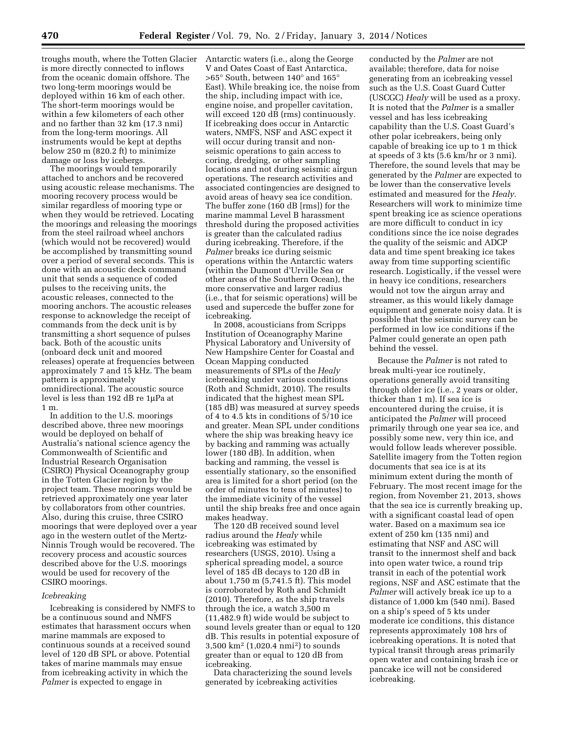troughs mouth, where the Totten Glacier is more directly connected to inflows from the oceanic domain offshore. The two long-term moorings would be deployed within 16 km of each other. The short-term moorings would be within a few kilometers of each other and no farther than 32 km (17.3 nmi) from the long-term moorings. All instruments would be kept at depths below 250 m (820.2 ft) to minimize damage or loss by icebergs.

The moorings would temporarily attached to anchors and be recovered using acoustic release mechanisms. The mooring recovery process would be similar regardless of mooring type or when they would be retrieved. Locating the moorings and releasing the moorings from the steel railroad wheel anchors (which would not be recovered) would be accomplished by transmitting sound over a period of several seconds. This is done with an acoustic deck command unit that sends a sequence of coded pulses to the receiving units, the acoustic releases, connected to the mooring anchors. The acoustic releases response to acknowledge the receipt of commands from the deck unit is by transmitting a short sequence of pulses back. Both of the acoustic units (onboard deck unit and moored releases) operate at frequencies between approximately 7 and 15 kHz. The beam pattern is approximately omnidirectional. The acoustic source level is less than 192 dB re 1µPa at 1 m.

In addition to the U.S. moorings described above, three new moorings would be deployed on behalf of Australia's national science agency the Commonwealth of Scientific and Industrial Research Organisation (CSIRO) Physical Oceanography group in the Totten Glacier region by the project team. These moorings would be retrieved approximately one year later by collaborators from other countries. Also, during this cruise, three CSIRO moorings that were deployed over a year ago in the western outlet of the Mertz-Ninnis Trough would be recovered. The recovery process and acoustic sources described above for the U.S. moorings would be used for recovery of the CSIRO moorings.

*Icebreaking*

Icebreaking is considered by NMFS to be a continuous sound and NMFS estimates that harassment occurs when marine mammals are exposed to continuous sounds at a received sound level of 120 dB SPL or above. Potential takes of marine mammals may ensue from icebreaking activity in which the *Palmer* is expected to engage in Antarctic waters (i.e., along the George V and Oates Coast of East Antarctica, >65° South, between 140° and 165° East). While breaking ice, the noise from the ship, including impact with ice, engine noise, and propeller cavitation, will exceed 120 dB (rms) continuously. If icebreaking does occur in Antarctic waters, NMFS, NSF and ASC expect it will occur during transit and non-seismic operations to gain access to coring, dredging, or other sampling locations and not during seismic airgun operations. The research activities and associated contingencies are designed to avoid areas of heavy sea ice condition. The buffer zone (160 dB [rms]) for the marine mammal Level B harassment threshold during the proposed activities is greater than the calculated radius during icebreaking. Therefore, if the *Palmer* breaks ice during seismic operations within the Antarctic waters (within the Dumont d'Urville Sea or other areas of the Southern Ocean), the more conservative and larger radius (i.e., that for seismic operations) will be used and supercede the buffer zone for icebreaking.

In 2008, acousticians from Scripps Institution of Oceanography Marine Physical Laboratory and University of New Hampshire Center for Coastal and Ocean Mapping conducted measurements of SPLs of the *Healy* icebreaking under various conditions (Roth and Schmidt, 2010). The results indicated that the highest mean SPL (185 dB) was measured at survey speeds of 4 to 4.5 kts in conditions of 5/10 ice and greater. Mean SPL under conditions where the ship was breaking heavy ice by backing and ramming was actually lower (180 dB). In addition, when backing and ramming, the vessel is essentially stationary, so the ensonified area is limited for a short period (on the order of minutes to tens of minutes) to the immediate vicinity of the vessel until the ship breaks free and once again makes headway.

The 120 dB received sound level radius around the *Healy* while icebreaking was estimated by researchers (USGS, 2010). Using a spherical spreading model, a source level of 185 dB decays to 120 dB in about 1,750 m (5,741.5 ft). This model is corroborated by Roth and Schmidt (2010). Therefore, as the ship travels through the ice, a watch 3,500 m (11,482.9 ft) wide would be subject to sound levels greater than or equal to 120 dB. This results in potential exposure of 3,500 km$^2$ (1,020.4 nmi$^2$) to sounds greater than or equal to 120 dB from icebreaking.

Data characterizing the sound levels generated by icebreaking activities conducted by the *Palmer* are not available; therefore, data for noise generating from an icebreaking vessel such as the U.S. Coast Guard Cutter (USCGC) *Healy* will be used as a proxy. It is noted that the *Palmer* is a smaller vessel and has less icebreaking capability than the U.S. Coast Guard's other polar icebreakers, being only capable of breaking ice up to 1 m thick at speeds of 3 kts (5.6 km/hr or 3 nmi). Therefore, the sound levels that may be generated by the *Palmer* are expected to be lower than the conservative levels estimated and measured for the *Healy.* Researchers will work to minimize time spent breaking ice as science operations are more difficult to conduct in icy conditions since the ice noise degrades the quality of the seismic and ADCP data and time spent breaking ice takes away from time supporting scientific research. Logistically, if the vessel were in heavy ice conditions, researchers would not tow the airgun array and streamer, as this would likely damage equipment and generate noisy data. It is possible that the seismic survey can be performed in low ice conditions if the Palmer could generate an open path behind the vessel.

Because the *Palmer* is not rated to break multi-year ice routinely, operations generally avoid transiting through older ice (i.e., 2 years or older, thicker than 1 m). If sea ice is encountered during the cruise, it is anticipated the *Palmer* will proceed primarily through one year sea ice, and possibly some new, very thin ice, and would follow leads wherever possible. Satellite imagery from the Totten region documents that sea ice is at its minimum extent during the month of February. The most recent image for the region, from November 21, 2013, shows that the sea ice is currently breaking up, with a significant coastal lead of open water. Based on a maximum sea ice extent of 250 km (135 nmi) and estimating that NSF and ASC will transit to the innermost shelf and back into open water twice, a round trip transit in each of the potential work regions, NSF and ASC estimate that the *Palmer* will actively break ice up to a distance of 1,000 km (540 nmi). Based on a ship's speed of 5 kts under moderate ice conditions, this distance represents approximately 108 hrs of icebreaking operations. It is noted that typical transit through areas primarily open water and containing brash ice or pancake ice will not be considered icebreaking.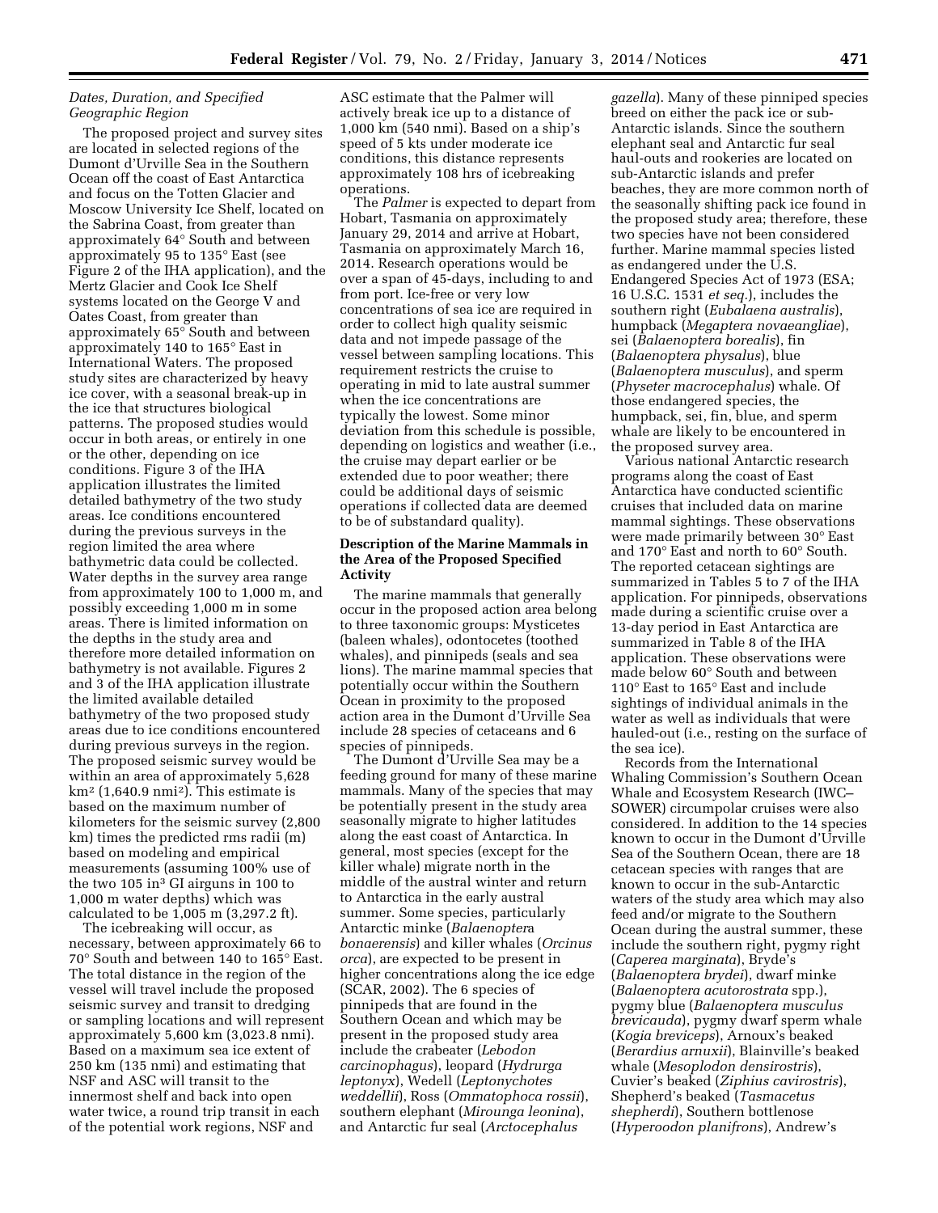*Dates, Duration, and Specified Geographic Region*

The proposed project and survey sites are located in selected regions of the Dumont d'Urville Sea in the Southern Ocean off the coast of East Antarctica and focus on the Totten Glacier and Moscow University Ice Shelf, located on the Sabrina Coast, from greater than approximately 64° South and between approximately 95 to 135° East (see Figure 2 of the IHA application), and the Mertz Glacier and Cook Ice Shelf systems located on the George V and Oates Coast, from greater than approximately 65° South and between approximately 140 to 165° East in International Waters. The proposed study sites are characterized by heavy ice cover, with a seasonal break-up in the ice that structures biological patterns. The proposed studies would occur in both areas, or entirely in one or the other, depending on ice conditions. Figure 3 of the IHA application illustrates the limited detailed bathymetry of the two study areas. Ice conditions encountered during the previous surveys in the region limited the area where bathymetric data could be collected. Water depths in the survey area range from approximately 100 to 1,000 m, and possibly exceeding 1,000 m in some areas. There is limited information on the depths in the study area and therefore more detailed information on bathymetry is not available. Figures 2 and 3 of the IHA application illustrate the limited available detailed bathymetry of the two proposed study areas due to ice conditions encountered during previous surveys in the region. The proposed seismic survey would be within an area of approximately 5,628 km$^2$ (1,640.9 nmi$^2$). This estimate is based on the maximum number of kilometers for the seismic survey (2,800 km) times the predicted rms radii (m) based on modeling and empirical measurements (assuming 100% use of the two 105 in$^3$ GI airguns in 100 to 1,000 m water depths) which was calculated to be 1,005 m (3,297.2 ft).

The icebreaking will occur, as necessary, between approximately 66 to 70° South and between 140 to 165° East. The total distance in the region of the vessel will travel include the proposed seismic survey and transit to dredging or sampling locations and will represent approximately 5,600 km (3,023.8 nmi). Based on a maximum sea ice extent of 250 km (135 nmi) and estimating that NSF and ASC will transit to the innermost shelf and back into open water twice, a round trip transit in each of the potential work regions, NSF and ASC estimate that the Palmer will actively break ice up to a distance of 1,000 km (540 nmi). Based on a ship's speed of 5 kts under moderate ice conditions, this distance represents approximately 108 hrs of icebreaking operations.

The *Palmer* is expected to depart from Hobart, Tasmania on approximately January 29, 2014 and arrive at Hobart, Tasmania on approximately March 16, 2014. Research operations would be over a span of 45-days, including to and from port. Ice-free or very low concentrations of sea ice are required in order to collect high quality seismic data and not impede passage of the vessel between sampling locations. This requirement restricts the cruise to operating in mid to late austral summer when the ice concentrations are typically the lowest. Some minor deviation from this schedule is possible, depending on logistics and weather (i.e., the cruise may depart earlier or be extended due to poor weather; there could be additional days of seismic operations if collected data are deemed to be of substandard quality).

**Description of the Marine Mammals in the Area of the Proposed Specified Activity**

The marine mammals that generally occur in the proposed action area belong to three taxonomic groups: Mysticetes (baleen whales), odontocetes (toothed whales), and pinnipeds (seals and sea lions). The marine mammal species that potentially occur within the Southern Ocean in proximity to the proposed action area in the Dumont d'Urville Sea include 28 species of cetaceans and 6 species of pinnipeds.

The Dumont d'Urville Sea may be a feeding ground for many of these marine mammals. Many of the species that may be potentially present in the study area seasonally migrate to higher latitudes along the east coast of Antarctica. In general, most species (except for the killer whale) migrate north in the middle of the austral winter and return to Antarctica in the early austral summer. Some species, particularly Antarctic minke (*Balaenoptera bonaerensis*) and killer whales (*Orcinus orca*), are expected to be present in higher concentrations along the ice edge (SCAR, 2002). The 6 species of pinnipeds that are found in the Southern Ocean and which may be present in the proposed study area include the crabeater (*Lebodon carcinophagus*), leopard (*Hydrurga leptonyx*), Wedell (*Leptonychotes weddellii*), Ross (*Ommatophoca rossii*), southern elephant (*Mirounga leonina*), and Antarctic fur seal (*Arctocephalus gazella*). Many of these pinniped species breed on either the pack ice or sub-Antarctic islands. Since the southern elephant seal and Antarctic fur seal haul-outs and rookeries are located on sub-Antarctic islands and prefer beaches, they are more common north of the seasonally shifting pack ice found in the proposed study area; therefore, these two species have not been considered further. Marine mammal species listed as endangered under the U.S. Endangered Species Act of 1973 (ESA; 16 U.S.C. 1531 *et seq.*), includes the southern right (*Eubalaena australis*), humpback (*Megaptera novaeangliae*), sei (*Balaenoptera borealis*), fin (*Balaenoptera physalus*), blue (*Balaenoptera musculus*), and sperm (*Physeter macrocephalus*) whale. Of those endangered species, the humpback, sei, fin, blue, and sperm whale are likely to be encountered in the proposed survey area.

Various national Antarctic research programs along the coast of East Antarctica have conducted scientific cruises that included data on marine mammal sightings. These observations were made primarily between 30° East and 170° East and north to 60° South. The reported cetacean sightings are summarized in Tables 5 to 7 of the IHA application. For pinnipeds, observations made during a scientific cruise over a 13-day period in East Antarctica are summarized in Table 8 of the IHA application. These observations were made below 60° South and between 110° East to 165° East and include sightings of individual animals in the water as well as individuals that were hauled-out (i.e., resting on the surface of the sea ice).

Records from the International Whaling Commission's Southern Ocean Whale and Ecosystem Research (IWC–SOWER) circumpolar cruises were also considered. In addition to the 14 species known to occur in the Dumont d'Urville Sea of the Southern Ocean, there are 18 cetacean species with ranges that are known to occur in the sub-Antarctic waters of the study area which may also feed and/or migrate to the Southern Ocean during the austral summer, these include the southern right, pygmy right (*Caperea marginata*), Bryde's (*Balaenoptera brydei*), dwarf minke (*Balaenoptera acutorostrata* spp.), pygmy blue (*Balaenoptera musculus brevicauda*), pygmy dwarf sperm whale (*Kogia breviceps*), Arnoux's beaked (*Berardius arnuxii*), Blainville's beaked whale (*Mesoplodon densirostris*), Cuvier's beaked (*Ziphius cavirostris*), Shepherd's beaked (*Tasmacetus shepherdi*), Southern bottlenose (*Hyperoodon planifrons*), Andrew's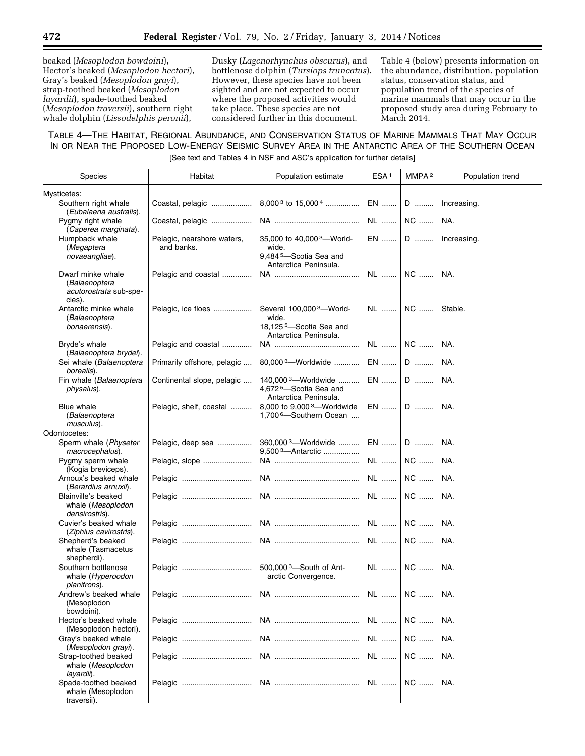beaked (*Mesoplodon bowdoini*), Hector's beaked (*Mesoplodon hectori*), Gray's beaked (*Mesoplodon grayi*), strap-toothed beaked (*Mesoplodon layardii*), spade-toothed beaked (*Mesoplodon traversii*), southern right whale dolphin (*Lissodelphis peronii*), Dusky (*Lagenorhynchus obscurus*), and bottlenose dolphin (*Tursiops truncatus*). However, these species have not been sighted and are not expected to occur where the proposed activities would take place. These species are not considered further in this document.

Table 4 (below) presents information on the abundance, distribution, population status, conservation status, and population trend of the species of marine mammals that may occur in the proposed study area during February to March 2014.

TABLE 4—THE HABITAT, REGIONAL ABUNDANCE, AND CONSERVATION STATUS OF MARINE MAMMALS THAT MAY OCCUR IN OR NEAR THE PROPOSED LOW-ENERGY SEISMIC SURVEY AREA IN THE ANTARCTIC AREA OF THE SOUTHERN OCEAN

[See text and Tables 4 in NSF and ASC's application for further details]

| Species | Habitat | Population estimate | ESA [1] | MMPA [2] | Population trend |
|---|---|---|---|---|---|
| Mysticetes: | | | | | |
| Southern right whale (*Eubalaena australis*). | Coastal, pelagic | 8,000 [3] to 15,000 [4] | EN | D | Increasing. |
| Pygmy right whale (*Caperea marginata*). | Coastal, pelagic | NA | NL | NC | NA. |
| Humpback whale (*Megaptera novaeangliae*). | Pelagic, nearshore waters, and banks. | 35,000 to 40,000 [3]—World-wide. 9,484 [5]—Scotia Sea and Antarctica Peninsula. | EN | D | Increasing. |
| Dwarf minke whale (*Balaenoptera acutorostrata* sub-species). | Pelagic and coastal | NA | NL | NC | NA. |
| Antarctic minke whale (*Balaenoptera bonaerensis*). | Pelagic, ice floes | Several 100,000 [3]—World-wide. 18,125 [5]—Scotia Sea and Antarctica Peninsula. | NL | NC | Stable. |
| Bryde's whale (*Balaenoptera brydei*). | Pelagic and coastal | NA | NL | NC | NA. |
| Sei whale (*Balaenoptera borealis*). | Primarily offshore, pelagic | 80,000 [3]—Worldwide | EN | D | NA. |
| Fin whale (*Balaenoptera physalus*). | Continental slope, pelagic | 140,000 [3]—Worldwide 4,672 [5]—Scotia Sea and Antarctica Peninsula. | EN | D | NA. |
| Blue whale (*Balaenoptera musculus*). | Pelagic, shelf, coastal | 8,000 to 9,000 [3]—Worldwide 1,700 [6]—Southern Ocean | EN | D | NA. |
| Odontocetes: | | | | | |
| Sperm whale (*Physeter macrocephalus*). | Pelagic, deep sea | 360,000 [3]—Worldwide 9,500 [3]—Antarctic | EN | D | NA. |
| Pygmy sperm whale (Kogia breviceps). | Pelagic, slope | NA | NL | NC | NA. |
| Arnoux's beaked whale (*Berardius arnuxii*). | Pelagic | NA | NL | NC | NA. |
| Blainville's beaked whale (*Mesoplodon densirostris*). | Pelagic | NA | NL | NC | NA. |
| Cuvier's beaked whale (*Ziphius cavirostris*). | Pelagic | NA | NL | NC | NA. |
| Shepherd's beaked whale (Tasmacetus shepherdi). | Pelagic | NA | NL | NC | NA. |
| Southern bottlenose whale (*Hyperoodon planifrons*). | Pelagic | 500,000 [3]—South of Antarctic Convergence. | NL | NC | NA. |
| Andrew's beaked whale (Mesoplodon bowdoini). | Pelagic | NA | NL | NC | NA. |
| Hector's beaked whale (Mesoplodon hectori). | Pelagic | NA | NL | NC | NA. |
| Gray's beaked whale (*Mesoplodon grayi*). | Pelagic | NA | NL | NC | NA. |
| Strap-toothed beaked whale (*Mesoplodon layardii*). | Pelagic | NA | NL | NC | NA. |
| Spade-toothed beaked whale (Mesoplodon traversii). | Pelagic | NA | NL | NC | NA. |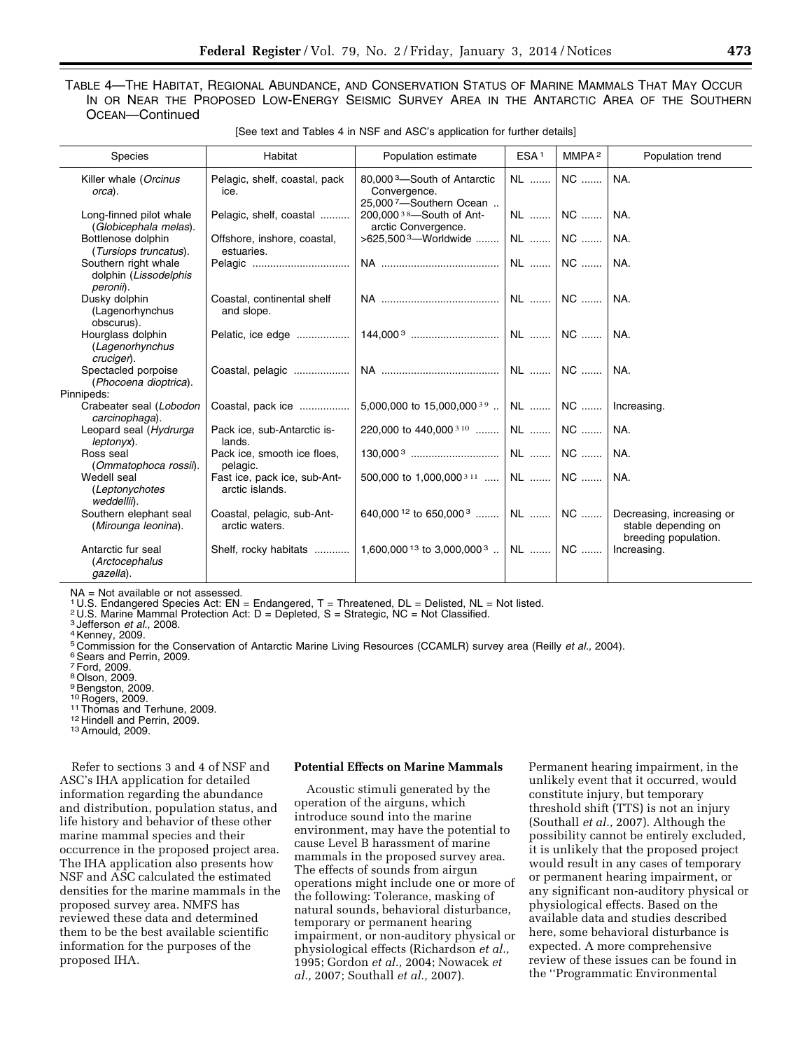TABLE 4—THE HABITAT, REGIONAL ABUNDANCE, AND CONSERVATION STATUS OF MARINE MAMMALS THAT MAY OCCUR IN OR NEAR THE PROPOSED LOW-ENERGY SEISMIC SURVEY AREA IN THE ANTARCTIC AREA OF THE SOUTHERN OCEAN—Continued

[See text and Tables 4 in NSF and ASC's application for further details]

| Species | Habitat | Population estimate | ESA [1] | MMPA [2] | Population trend |
|---|---|---|---|---|---|
| Killer whale (*Orcinus orca*). | Pelagic, shelf, coastal, pack ice. | 80,000 [3]—South of Antarctic Convergence. 25,000 [7]—Southern Ocean .. | NL ....... | NC ....... | NA. |
| Long-finned pilot whale (*Globicephala melas*). | Pelagic, shelf, coastal .......... | 200,000 [3 8]—South of Antarctic Convergence. | NL ....... | NC ....... | NA. |
| Bottlenose dolphin (*Tursiops truncatus*). | Offshore, inshore, coastal, estuaries. | >625,500 [3]—Worldwide ........ | NL ....... | NC ....... | NA. |
| Southern right whale dolphin (*Lissodelphis peronii*). | Pelagic ................................ | NA ........................................ | NL ....... | NC ....... | NA. |
| Dusky dolphin (Lagenorhynchus obscurus). | Coastal, continental shelf and slope. | NA ........................................ | NL ....... | NC ....... | NA. |
| Hourglass dolphin (*Lagenorhynchus cruciger*). | Pelatic, ice edge .................. | 144,000 [3] .............................. | NL ....... | NC ....... | NA. |
| Spectacled porpoise (*Phocoena dioptrica*). | Coastal, pelagic .................. | NA ........................................ | NL ....... | NC ....... | NA. |
| Pinnipeds: | | | | | |
| Crabeater seal (*Lobodon carcinophaga*). | Coastal, pack ice ................. | 5,000,000 to 15,000,000 [3 9] .. | NL ....... | NC ....... | Increasing. |
| Leopard seal (*Hydrurga leptonyx*). | Pack ice, sub-Antarctic islands. | 220,000 to 440,000 [3 10] ........ | NL ....... | NC ....... | NA. |
| Ross seal (*Ommatophoca rossii*). | Pack ice, smooth ice floes, pelagic. | 130,000 [3] .............................. | NL ....... | NC ....... | NA. |
| Wedell seal (*Leptonychotes weddellii*). | Fast ice, pack ice, sub-Antarctic islands. | 500,000 to 1,000,000 [3 11] ..... | NL ....... | NC ....... | NA. |
| Southern elephant seal (*Mirounga leonina*). | Coastal, pelagic, sub-Antarctic waters. | 640,000 [12] to 650,000 [3] ........ | NL ....... | NC ....... | Decreasing, increasing or stable depending on breeding population. |
| Antarctic fur seal (*Arctocephalus gazella*). | Shelf, rocky habitats ............ | 1,600,000 [13] to 3,000,000 [3] .. | NL ....... | NC ....... | Increasing. |

NA = Not available or not assessed.
[1] U.S. Endangered Species Act: EN = Endangered, T = Threatened, DL = Delisted, NL = Not listed.
[2] U.S. Marine Mammal Protection Act: D = Depleted, S = Strategic, NC = Not Classified.
[3] Jefferson *et al.,* 2008.
[4] Kenney, 2009.
[5] Commission for the Conservation of Antarctic Marine Living Resources (CCAMLR) survey area (Reilly *et al.,* 2004).
[6] Sears and Perrin, 2009.
[7] Ford, 2009.
[8] Olson, 2009.
[9] Bengston, 2009.
[10] Rogers, 2009.
[11] Thomas and Terhune, 2009.
[12] Hindell and Perrin, 2009.
[13] Arnould, 2009.

Refer to sections 3 and 4 of NSF and ASC's IHA application for detailed information regarding the abundance and distribution, population status, and life history and behavior of these other marine mammal species and their occurrence in the proposed project area. The IHA application also presents how NSF and ASC calculated the estimated densities for the marine mammals in the proposed survey area. NMFS has reviewed these data and determined them to be the best available scientific information for the purposes of the proposed IHA.

**Potential Effects on Marine Mammals**

Acoustic stimuli generated by the operation of the airguns, which introduce sound into the marine environment, may have the potential to cause Level B harassment of marine mammals in the proposed survey area. The effects of sounds from airgun operations might include one or more of the following: Tolerance, masking of natural sounds, behavioral disturbance, temporary or permanent hearing impairment, or non-auditory physical or physiological effects (Richardson *et al.,* 1995; Gordon *et al.,* 2004; Nowacek *et al.,* 2007; Southall *et al.,* 2007). Permanent hearing impairment, in the unlikely event that it occurred, would constitute injury, but temporary threshold shift (TTS) is not an injury (Southall *et al.,* 2007). Although the possibility cannot be entirely excluded, it is unlikely that the proposed project would result in any cases of temporary or permanent hearing impairment, or any significant non-auditory physical or physiological effects. Based on the available data and studies described here, some behavioral disturbance is expected. A more comprehensive review of these issues can be found in the ''Programmatic Environmental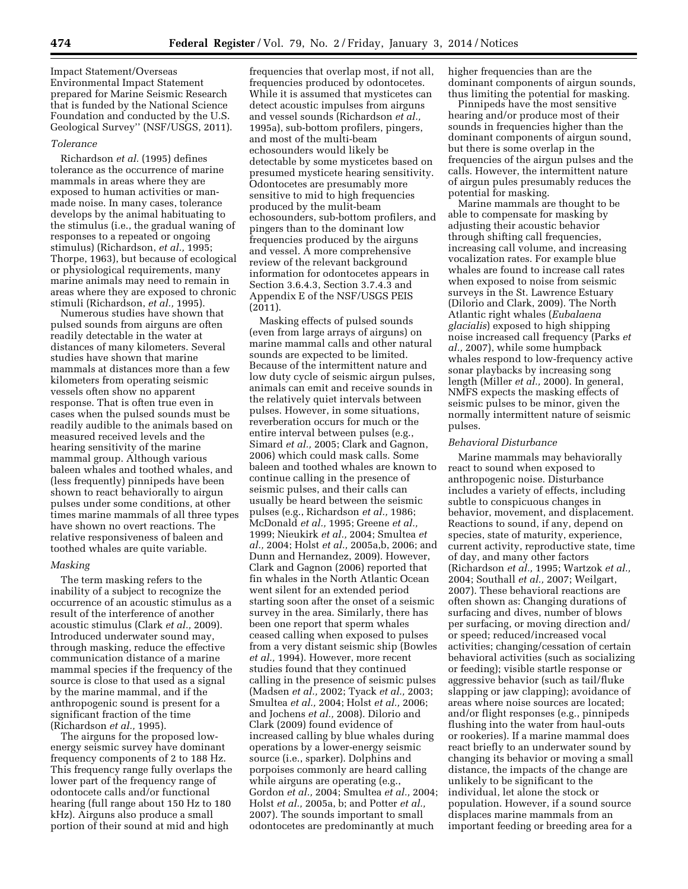Impact Statement/Overseas Environmental Impact Statement prepared for Marine Seismic Research that is funded by the National Science Foundation and conducted by the U.S. Geological Survey'' (NSF/USGS, 2011).

*Tolerance*

Richardson *et al.* (1995) defines tolerance as the occurrence of marine mammals in areas where they are exposed to human activities or man-made noise. In many cases, tolerance develops by the animal habituating to the stimulus (i.e., the gradual waning of responses to a repeated or ongoing stimulus) (Richardson, *et al.,* 1995; Thorpe, 1963), but because of ecological or physiological requirements, many marine animals may need to remain in areas where they are exposed to chronic stimuli (Richardson, *et al.,* 1995).

Numerous studies have shown that pulsed sounds from airguns are often readily detectable in the water at distances of many kilometers. Several studies have shown that marine mammals at distances more than a few kilometers from operating seismic vessels often show no apparent response. That is often true even in cases when the pulsed sounds must be readily audible to the animals based on measured received levels and the hearing sensitivity of the marine mammal group. Although various baleen whales and toothed whales, and (less frequently) pinnipeds have been shown to react behaviorally to airgun pulses under some conditions, at other times marine mammals of all three types have shown no overt reactions. The relative responsiveness of baleen and toothed whales are quite variable.

*Masking*

The term masking refers to the inability of a subject to recognize the occurrence of an acoustic stimulus as a result of the interference of another acoustic stimulus (Clark *et al.,* 2009). Introduced underwater sound may, through masking, reduce the effective communication distance of a marine mammal species if the frequency of the source is close to that used as a signal by the marine mammal, and if the anthropogenic sound is present for a significant fraction of the time (Richardson *et al.,* 1995).

The airguns for the proposed low-energy seismic survey have dominant frequency components of 2 to 188 Hz. This frequency range fully overlaps the lower part of the frequency range of odontocete calls and/or functional hearing (full range about 150 Hz to 180 kHz). Airguns also produce a small portion of their sound at mid and high frequencies that overlap most, if not all, frequencies produced by odontocetes. While it is assumed that mysticetes can detect acoustic impulses from airguns and vessel sounds (Richardson *et al.,* 1995a), sub-bottom profilers, pingers, and most of the multi-beam echosounders would likely be detectable by some mysticetes based on presumed mysticete hearing sensitivity. Odontocetes are presumably more sensitive to mid to high frequencies produced by the mulit-beam echosounders, sub-bottom profilers, and pingers than to the dominant low frequencies produced by the airguns and vessel. A more comprehensive review of the relevant background information for odontocetes appears in Section 3.6.4.3, Section 3.7.4.3 and Appendix E of the NSF/USGS PEIS (2011).

Masking effects of pulsed sounds (even from large arrays of airguns) on marine mammal calls and other natural sounds are expected to be limited. Because of the intermittent nature and low duty cycle of seismic airgun pulses, animals can emit and receive sounds in the relatively quiet intervals between pulses. However, in some situations, reverberation occurs for much or the entire interval between pulses (e.g., Simard *et al.,* 2005; Clark and Gagnon, 2006) which could mask calls. Some baleen and toothed whales are known to continue calling in the presence of seismic pulses, and their calls can usually be heard between the seismic pulses (e.g., Richardson *et al.,* 1986; McDonald *et al.,* 1995; Greene *et al.,* 1999; Nieukirk *et al.,* 2004; Smultea *et al.,* 2004; Holst *et al.,* 2005a,b, 2006; and Dunn and Hernandez, 2009). However, Clark and Gagnon (2006) reported that fin whales in the North Atlantic Ocean went silent for an extended period starting soon after the onset of a seismic survey in the area. Similarly, there has been one report that sperm whales ceased calling when exposed to pulses from a very distant seismic ship (Bowles *et al.,* 1994). However, more recent studies found that they continued calling in the presence of seismic pulses (Madsen *et al.,* 2002; Tyack *et al.,* 2003; Smultea *et al.,* 2004; Holst *et al.,* 2006; and Jochens *et al.,* 2008). Dilorio and Clark (2009) found evidence of increased calling by blue whales during operations by a lower-energy seismic source (i.e., sparker). Dolphins and porpoises commonly are heard calling while airguns are operating (e.g., Gordon *et al.,* 2004; Smultea *et al.,* 2004; Holst *et al.,* 2005a, b; and Potter *et al.,* 2007). The sounds important to small odontocetes are predominantly at much higher frequencies than are the dominant components of airgun sounds, thus limiting the potential for masking.

Pinnipeds have the most sensitive hearing and/or produce most of their sounds in frequencies higher than the dominant components of airgun sound, but there is some overlap in the frequencies of the airgun pulses and the calls. However, the intermittent nature of airgun pules presumably reduces the potential for masking.

Marine mammals are thought to be able to compensate for masking by adjusting their acoustic behavior through shifting call frequencies, increasing call volume, and increasing vocalization rates. For example blue whales are found to increase call rates when exposed to noise from seismic surveys in the St. Lawrence Estuary (Dilorio and Clark, 2009). The North Atlantic right whales (*Eubalaena glacialis*) exposed to high shipping noise increased call frequency (Parks *et al.,* 2007), while some humpback whales respond to low-frequency active sonar playbacks by increasing song length (Miller *et al.,* 2000). In general, NMFS expects the masking effects of seismic pulses to be minor, given the normally intermittent nature of seismic pulses.

*Behavioral Disturbance*

Marine mammals may behaviorally react to sound when exposed to anthropogenic noise. Disturbance includes a variety of effects, including subtle to conspicuous changes in behavior, movement, and displacement. Reactions to sound, if any, depend on species, state of maturity, experience, current activity, reproductive state, time of day, and many other factors (Richardson *et al.,* 1995; Wartzok *et al.,* 2004; Southall *et al.,* 2007; Weilgart, 2007). These behavioral reactions are often shown as: Changing durations of surfacing and dives, number of blows per surfacing, or moving direction and/or speed; reduced/increased vocal activities; changing/cessation of certain behavioral activities (such as socializing or feeding); visible startle response or aggressive behavior (such as tail/fluke slapping or jaw clapping); avoidance of areas where noise sources are located; and/or flight responses (e.g., pinnipeds flushing into the water from haul-outs or rookeries). If a marine mammal does react briefly to an underwater sound by changing its behavior or moving a small distance, the impacts of the change are unlikely to be significant to the individual, let alone the stock or population. However, if a sound source displaces marine mammals from an important feeding or breeding area for a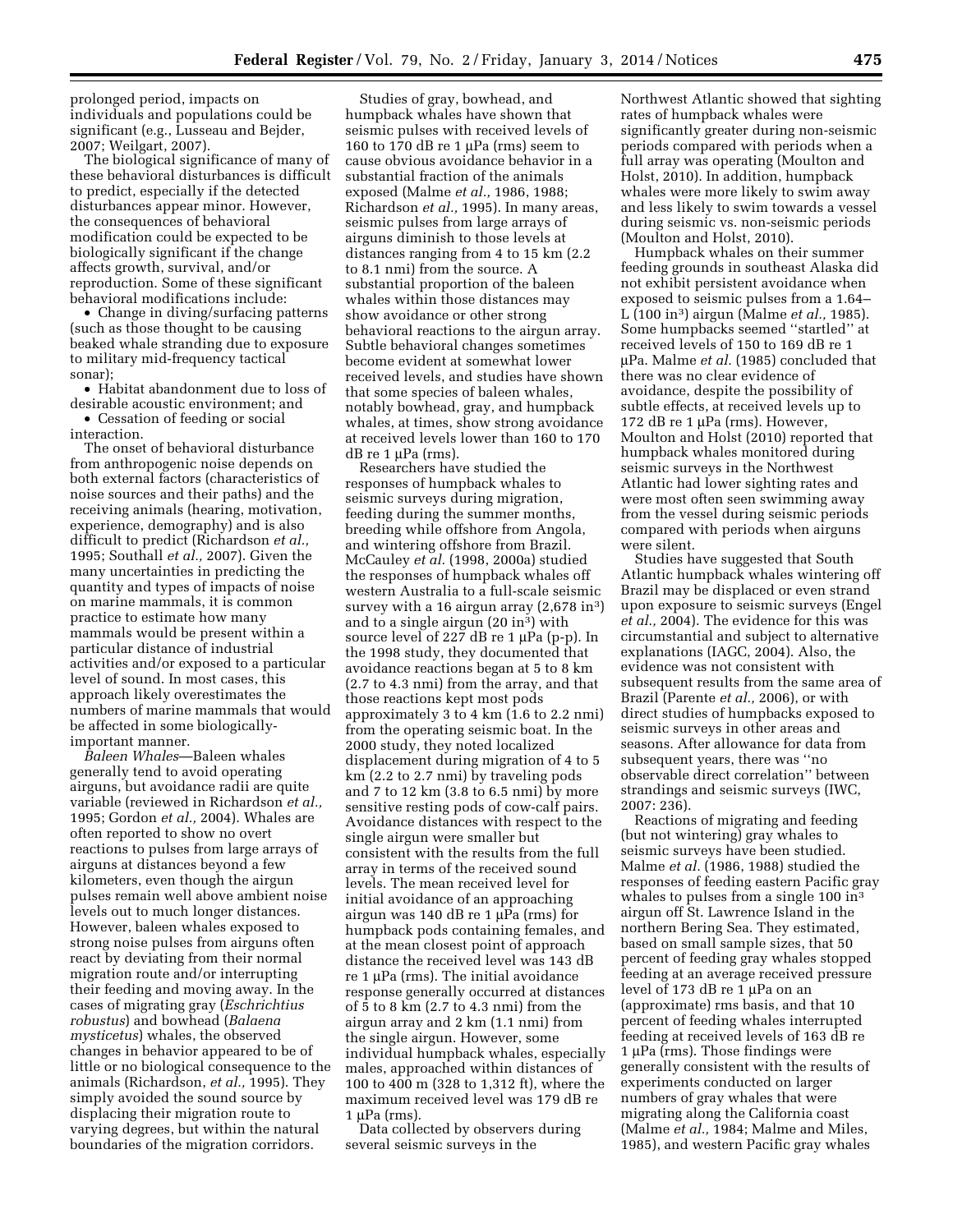prolonged period, impacts on individuals and populations could be significant (e.g., Lusseau and Bejder, 2007; Weilgart, 2007).

The biological significance of many of these behavioral disturbances is difficult to predict, especially if the detected disturbances appear minor. However, the consequences of behavioral modification could be expected to be biologically significant if the change affects growth, survival, and/or reproduction. Some of these significant behavioral modifications include:

- Change in diving/surfacing patterns (such as those thought to be causing beaked whale stranding due to exposure to military mid-frequency tactical sonar);
- Habitat abandonment due to loss of desirable acoustic environment; and
- Cessation of feeding or social interaction.

The onset of behavioral disturbance from anthropogenic noise depends on both external factors (characteristics of noise sources and their paths) and the receiving animals (hearing, motivation, experience, demography) and is also difficult to predict (Richardson *et al.,* 1995; Southall *et al.,* 2007). Given the many uncertainties in predicting the quantity and types of impacts of noise on marine mammals, it is common practice to estimate how many mammals would be present within a particular distance of industrial activities and/or exposed to a particular level of sound. In most cases, this approach likely overestimates the numbers of marine mammals that would be affected in some biologically-important manner.

*Baleen Whales*—Baleen whales generally tend to avoid operating airguns, but avoidance radii are quite variable (reviewed in Richardson *et al.,* 1995; Gordon *et al.,* 2004). Whales are often reported to show no overt reactions to pulses from large arrays of airguns at distances beyond a few kilometers, even though the airgun pulses remain well above ambient noise levels out to much longer distances. However, baleen whales exposed to strong noise pulses from airguns often react by deviating from their normal migration route and/or interrupting their feeding and moving away. In the cases of migrating gray (*Eschrichtius robustus*) and bowhead (*Balaena mysticetus*) whales, the observed changes in behavior appeared to be of little or no biological consequence to the animals (Richardson, *et al.,* 1995). They simply avoided the sound source by displacing their migration route to varying degrees, but within the natural boundaries of the migration corridors.

Studies of gray, bowhead, and humpback whales have shown that seismic pulses with received levels of 160 to 170 dB re 1 μPa (rms) seem to cause obvious avoidance behavior in a substantial fraction of the animals exposed (Malme *et al.,* 1986, 1988; Richardson *et al.,* 1995). In many areas, seismic pulses from large arrays of airguns diminish to those levels at distances ranging from 4 to 15 km (2.2 to 8.1 nmi) from the source. A substantial proportion of the baleen whales within those distances may show avoidance or other strong behavioral reactions to the airgun array. Subtle behavioral changes sometimes become evident at somewhat lower received levels, and studies have shown that some species of baleen whales, notably bowhead, gray, and humpback whales, at times, show strong avoidance at received levels lower than 160 to 170 dB re 1 μPa (rms).

Researchers have studied the responses of humpback whales to seismic surveys during migration, feeding during the summer months, breeding while offshore from Angola, and wintering offshore from Brazil. McCauley *et al.* (1998, 2000a) studied the responses of humpback whales off western Australia to a full-scale seismic survey with a 16 airgun array (2,678 in$^3$) and to a single airgun (20 in$^3$) with source level of 227 dB re 1 μPa (p-p). In the 1998 study, they documented that avoidance reactions began at 5 to 8 km (2.7 to 4.3 nmi) from the array, and that those reactions kept most pods approximately 3 to 4 km (1.6 to 2.2 nmi) from the operating seismic boat. In the 2000 study, they noted localized displacement during migration of 4 to 5 km (2.2 to 2.7 nmi) by traveling pods and 7 to 12 km (3.8 to 6.5 nmi) by more sensitive resting pods of cow-calf pairs. Avoidance distances with respect to the single airgun were smaller but consistent with the results from the full array in terms of the received sound levels. The mean received level for initial avoidance of an approaching airgun was 140 dB re 1 μPa (rms) for humpback pods containing females, and at the mean closest point of approach distance the received level was 143 dB re 1 μPa (rms). The initial avoidance response generally occurred at distances of 5 to 8 km (2.7 to 4.3 nmi) from the airgun array and 2 km (1.1 nmi) from the single airgun. However, some individual humpback whales, especially males, approached within distances of 100 to 400 m (328 to 1,312 ft), where the maximum received level was 179 dB re 1 μPa (rms).

Data collected by observers during several seismic surveys in the Northwest Atlantic showed that sighting rates of humpback whales were significantly greater during non-seismic periods compared with periods when a full array was operating (Moulton and Holst, 2010). In addition, humpback whales were more likely to swim away and less likely to swim towards a vessel during seismic vs. non-seismic periods (Moulton and Holst, 2010).

Humpback whales on their summer feeding grounds in southeast Alaska did not exhibit persistent avoidance when exposed to seismic pulses from a 1.64–L (100 in$^3$) airgun (Malme *et al.,* 1985). Some humpbacks seemed ''startled'' at received levels of 150 to 169 dB re 1 μPa. Malme *et al.* (1985) concluded that there was no clear evidence of avoidance, despite the possibility of subtle effects, at received levels up to 172 dB re 1 μPa (rms). However, Moulton and Holst (2010) reported that humpback whales monitored during seismic surveys in the Northwest Atlantic had lower sighting rates and were most often seen swimming away from the vessel during seismic periods compared with periods when airguns were silent.

Studies have suggested that South Atlantic humpback whales wintering off Brazil may be displaced or even strand upon exposure to seismic surveys (Engel *et al.,* 2004). The evidence for this was circumstantial and subject to alternative explanations (IAGC, 2004). Also, the evidence was not consistent with subsequent results from the same area of Brazil (Parente *et al.,* 2006), or with direct studies of humpbacks exposed to seismic surveys in other areas and seasons. After allowance for data from subsequent years, there was ''no observable direct correlation'' between strandings and seismic surveys (IWC, 2007: 236).

Reactions of migrating and feeding (but not wintering) gray whales to seismic surveys have been studied. Malme *et al.* (1986, 1988) studied the responses of feeding eastern Pacific gray whales to pulses from a single 100 in$^3$ airgun off St. Lawrence Island in the northern Bering Sea. They estimated, based on small sample sizes, that 50 percent of feeding gray whales stopped feeding at an average received pressure level of 173 dB re 1 μPa on an (approximate) rms basis, and that 10 percent of feeding whales interrupted feeding at received levels of 163 dB re 1 μPa (rms). Those findings were generally consistent with the results of experiments conducted on larger numbers of gray whales that were migrating along the California coast (Malme *et al.,* 1984; Malme and Miles, 1985), and western Pacific gray whales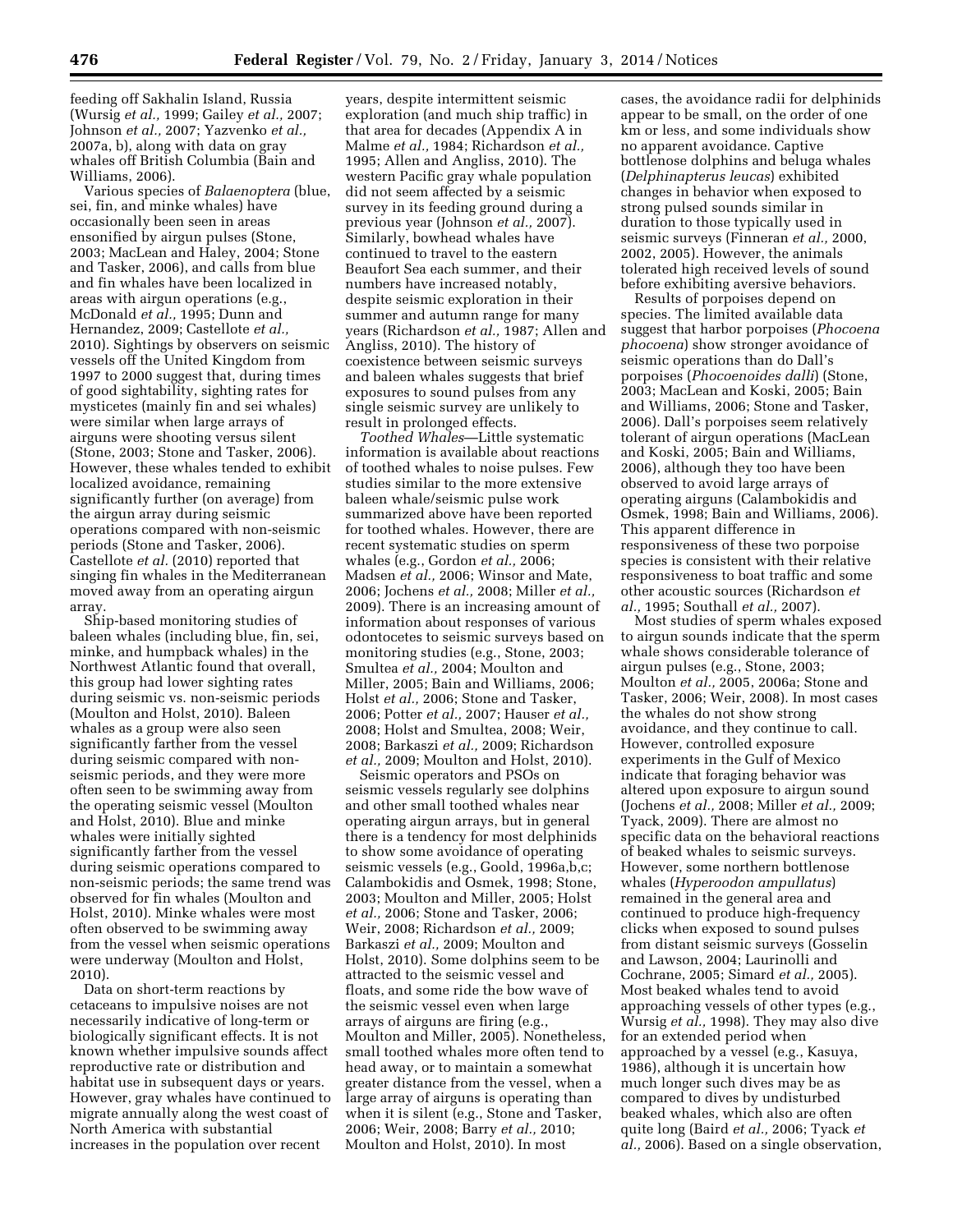feeding off Sakhalin Island, Russia (Wursig *et al.,* 1999; Gailey *et al.,* 2007; Johnson *et al.,* 2007; Yazvenko *et al.,* 2007a, b), along with data on gray whales off British Columbia (Bain and Williams, 2006).

Various species of *Balaenoptera* (blue, sei, fin, and minke whales) have occasionally been seen in areas ensonified by airgun pulses (Stone, 2003; MacLean and Haley, 2004; Stone and Tasker, 2006), and calls from blue and fin whales have been localized in areas with airgun operations (e.g., McDonald *et al.,* 1995; Dunn and Hernandez, 2009; Castellote *et al.,* 2010). Sightings by observers on seismic vessels off the United Kingdom from 1997 to 2000 suggest that, during times of good sightability, sighting rates for mysticetes (mainly fin and sei whales) were similar when large arrays of airguns were shooting versus silent (Stone, 2003; Stone and Tasker, 2006). However, these whales tended to exhibit localized avoidance, remaining significantly further (on average) from the airgun array during seismic operations compared with non-seismic periods (Stone and Tasker, 2006). Castellote *et al.* (2010) reported that singing fin whales in the Mediterranean moved away from an operating airgun array.

Ship-based monitoring studies of baleen whales (including blue, fin, sei, minke, and humpback whales) in the Northwest Atlantic found that overall, this group had lower sighting rates during seismic vs. non-seismic periods (Moulton and Holst, 2010). Baleen whales as a group were also seen significantly farther from the vessel during seismic compared with non-seismic periods, and they were more often seen to be swimming away from the operating seismic vessel (Moulton and Holst, 2010). Blue and minke whales were initially sighted significantly farther from the vessel during seismic operations compared to non-seismic periods; the same trend was observed for fin whales (Moulton and Holst, 2010). Minke whales were most often observed to be swimming away from the vessel when seismic operations were underway (Moulton and Holst, 2010).

Data on short-term reactions by cetaceans to impulsive noises are not necessarily indicative of long-term or biologically significant effects. It is not known whether impulsive sounds affect reproductive rate or distribution and habitat use in subsequent days or years. However, gray whales have continued to migrate annually along the west coast of North America with substantial increases in the population over recent years, despite intermittent seismic exploration (and much ship traffic) in that area for decades (Appendix A in Malme *et al.,* 1984; Richardson *et al.,* 1995; Allen and Angliss, 2010). The western Pacific gray whale population did not seem affected by a seismic survey in its feeding ground during a previous year (Johnson *et al.,* 2007). Similarly, bowhead whales have continued to travel to the eastern Beaufort Sea each summer, and their numbers have increased notably, despite seismic exploration in their summer and autumn range for many years (Richardson *et al.,* 1987; Allen and Angliss, 2010). The history of coexistence between seismic surveys and baleen whales suggests that brief exposures to sound pulses from any single seismic survey are unlikely to result in prolonged effects.

*Toothed Whales*—Little systematic information is available about reactions of toothed whales to noise pulses. Few studies similar to the more extensive baleen whale/seismic pulse work summarized above have been reported for toothed whales. However, there are recent systematic studies on sperm whales (e.g., Gordon *et al.,* 2006; Madsen *et al.,* 2006; Winsor and Mate, 2006; Jochens *et al.,* 2008; Miller *et al.,* 2009). There is an increasing amount of information about responses of various odontocetes to seismic surveys based on monitoring studies (e.g., Stone, 2003; Smultea *et al.,* 2004; Moulton and Miller, 2005; Bain and Williams, 2006; Holst *et al.,* 2006; Stone and Tasker, 2006; Potter *et al.,* 2007; Hauser *et al.,* 2008; Holst and Smultea, 2008; Weir, 2008; Barkaszi *et al.,* 2009; Richardson *et al.,* 2009; Moulton and Holst, 2010).

Seismic operators and PSOs on seismic vessels regularly see dolphins and other small toothed whales near operating airgun arrays, but in general there is a tendency for most delphinids to show some avoidance of operating seismic vessels (e.g., Goold, 1996a,b,c; Calambokidis and Osmek, 1998; Stone, 2003; Moulton and Miller, 2005; Holst *et al.,* 2006; Stone and Tasker, 2006; Weir, 2008; Richardson *et al.,* 2009; Barkaszi *et al.,* 2009; Moulton and Holst, 2010). Some dolphins seem to be attracted to the seismic vessel and floats, and some ride the bow wave of the seismic vessel even when large arrays of airguns are firing (e.g., Moulton and Miller, 2005). Nonetheless, small toothed whales more often tend to head away, or to maintain a somewhat greater distance from the vessel, when a large array of airguns is operating than when it is silent (e.g., Stone and Tasker, 2006; Weir, 2008; Barry *et al.,* 2010; Moulton and Holst, 2010). In most cases, the avoidance radii for delphinids appear to be small, on the order of one km or less, and some individuals show no apparent avoidance. Captive bottlenose dolphins and beluga whales (*Delphinapterus leucas*) exhibited changes in behavior when exposed to strong pulsed sounds similar in duration to those typically used in seismic surveys (Finneran *et al.,* 2000, 2002, 2005). However, the animals tolerated high received levels of sound before exhibiting aversive behaviors.

Results of porpoises depend on species. The limited available data suggest that harbor porpoises (*Phocoena phocoena*) show stronger avoidance of seismic operations than do Dall's porpoises (*Phocoenoides dalli*) (Stone, 2003; MacLean and Koski, 2005; Bain and Williams, 2006; Stone and Tasker, 2006). Dall's porpoises seem relatively tolerant of airgun operations (MacLean and Koski, 2005; Bain and Williams, 2006), although they too have been observed to avoid large arrays of operating airguns (Calambokidis and Osmek, 1998; Bain and Williams, 2006). This apparent difference in responsiveness of these two porpoise species is consistent with their relative responsiveness to boat traffic and some other acoustic sources (Richardson *et al.,* 1995; Southall *et al.,* 2007).

Most studies of sperm whales exposed to airgun sounds indicate that the sperm whale shows considerable tolerance of airgun pulses (e.g., Stone, 2003; Moulton *et al.,* 2005, 2006a; Stone and Tasker, 2006; Weir, 2008). In most cases the whales do not show strong avoidance, and they continue to call. However, controlled exposure experiments in the Gulf of Mexico indicate that foraging behavior was altered upon exposure to airgun sound (Jochens *et al.,* 2008; Miller *et al.,* 2009; Tyack, 2009). There are almost no specific data on the behavioral reactions of beaked whales to seismic surveys. However, some northern bottlenose whales (*Hyperoodon ampullatus*) remained in the general area and continued to produce high-frequency clicks when exposed to sound pulses from distant seismic surveys (Gosselin and Lawson, 2004; Laurinolli and Cochrane, 2005; Simard *et al.,* 2005). Most beaked whales tend to avoid approaching vessels of other types (e.g., Wursig *et al.,* 1998). They may also dive for an extended period when approached by a vessel (e.g., Kasuya, 1986), although it is uncertain how much longer such dives may be as compared to dives by undisturbed beaked whales, which also are often quite long (Baird *et al.,* 2006; Tyack *et al.,* 2006). Based on a single observation,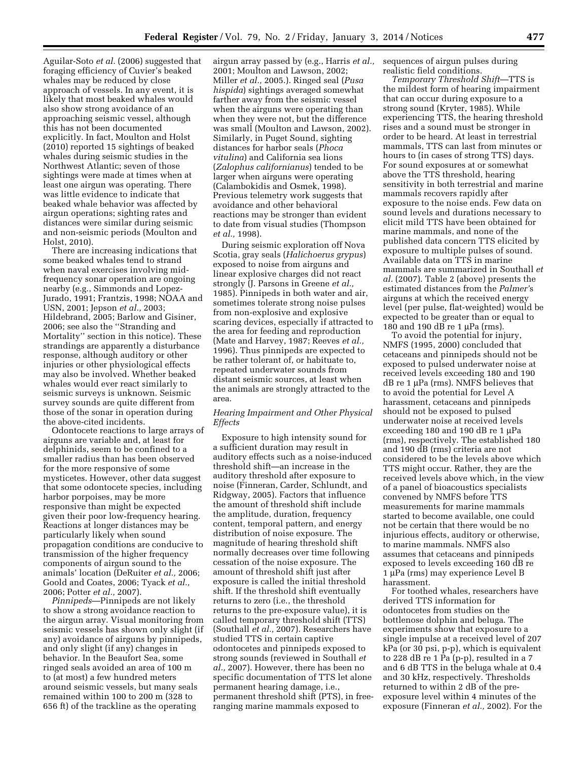Aguilar-Soto *et al.* (2006) suggested that foraging efficiency of Cuvier's beaked whales may be reduced by close approach of vessels. In any event, it is likely that most beaked whales would also show strong avoidance of an approaching seismic vessel, although this has not been documented explicitly. In fact, Moulton and Holst (2010) reported 15 sightings of beaked whales during seismic studies in the Northwest Atlantic; seven of those sightings were made at times when at least one airgun was operating. There was little evidence to indicate that beaked whale behavior was affected by airgun operations; sighting rates and distances were similar during seismic and non-seismic periods (Moulton and Holst, 2010).

There are increasing indications that some beaked whales tend to strand when naval exercises involving mid-frequency sonar operation are ongoing nearby (e.g., Simmonds and Lopez-Jurado, 1991; Frantzis, 1998; NOAA and USN, 2001; Jepson *et al.,* 2003; Hildebrand, 2005; Barlow and Gisiner, 2006; see also the ''Stranding and Mortality'' section in this notice). These strandings are apparently a disturbance response, although auditory or other injuries or other physiological effects may also be involved. Whether beaked whales would ever react similarly to seismic surveys is unknown. Seismic survey sounds are quite different from those of the sonar in operation during the above-cited incidents.

Odontocete reactions to large arrays of airguns are variable and, at least for delphinids, seem to be confined to a smaller radius than has been observed for the more responsive of some mysticetes. However, other data suggest that some odontocete species, including harbor porpoises, may be more responsive than might be expected given their poor low-frequency hearing. Reactions at longer distances may be particularly likely when sound propagation conditions are conducive to transmission of the higher frequency components of airgun sound to the animals' location (DeRuiter *et al.,* 2006; Goold and Coates, 2006; Tyack *et al.,* 2006; Potter *et al.,* 2007).

*Pinnipeds*—Pinnipeds are not likely to show a strong avoidance reaction to the airgun array. Visual monitoring from seismic vessels has shown only slight (if any) avoidance of airguns by pinnipeds, and only slight (if any) changes in behavior. In the Beaufort Sea, some ringed seals avoided an area of 100 m to (at most) a few hundred meters around seismic vessels, but many seals remained within 100 to 200 m (328 to 656 ft) of the trackline as the operating airgun array passed by (e.g., Harris *et al.,* 2001; Moulton and Lawson, 2002; Miller *et al.,* 2005.). Ringed seal (*Pusa hispida*) sightings averaged somewhat farther away from the seismic vessel when the airguns were operating than when they were not, but the difference was small (Moulton and Lawson, 2002). Similarly, in Puget Sound, sighting distances for harbor seals (*Phoca vitulina*) and California sea lions (*Zalophus californianus*) tended to be larger when airguns were operating (Calambokidis and Osmek, 1998). Previous telemetry work suggests that avoidance and other behavioral reactions may be stronger than evident to date from visual studies (Thompson *et al.,* 1998).

During seismic exploration off Nova Scotia, gray seals (*Halichoerus grypus*) exposed to noise from airguns and linear explosive charges did not react strongly (J. Parsons in Greene *et al.,* 1985). Pinnipeds in both water and air, sometimes tolerate strong noise pulses from non-explosive and explosive scaring devices, especially if attracted to the area for feeding and reproduction (Mate and Harvey, 1987; Reeves *et al.,* 1996). Thus pinnipeds are expected to be rather tolerant of, or habituate to, repeated underwater sounds from distant seismic sources, at least when the animals are strongly attracted to the area.

*Hearing Impairment and Other Physical Effects*

Exposure to high intensity sound for a sufficient duration may result in auditory effects such as a noise-induced threshold shift—an increase in the auditory threshold after exposure to noise (Finneran, Carder, Schlundt, and Ridgway, 2005). Factors that influence the amount of threshold shift include the amplitude, duration, frequency content, temporal pattern, and energy distribution of noise exposure. The magnitude of hearing threshold shift normally decreases over time following cessation of the noise exposure. The amount of threshold shift just after exposure is called the initial threshold shift. If the threshold shift eventually returns to zero (i.e., the threshold returns to the pre-exposure value), it is called temporary threshold shift (TTS) (Southall *et al.,* 2007). Researchers have studied TTS in certain captive odontocetes and pinnipeds exposed to strong sounds (reviewed in Southall *et al.,* 2007). However, there has been no specific documentation of TTS let alone permanent hearing damage, i.e., permanent threshold shift (PTS), in free-ranging marine mammals exposed to sequences of airgun pulses during realistic field conditions.

*Temporary Threshold Shift*—TTS is the mildest form of hearing impairment that can occur during exposure to a strong sound (Kryter, 1985). While experiencing TTS, the hearing threshold rises and a sound must be stronger in order to be heard. At least in terrestrial mammals, TTS can last from minutes or hours to (in cases of strong TTS) days. For sound exposures at or somewhat above the TTS threshold, hearing sensitivity in both terrestrial and marine mammals recovers rapidly after exposure to the noise ends. Few data on sound levels and durations necessary to elicit mild TTS have been obtained for marine mammals, and none of the published data concern TTS elicited by exposure to multiple pulses of sound. Available data on TTS in marine mammals are summarized in Southall *et al.* (2007). Table 2 (above) presents the estimated distances from the *Palmer's* airguns at which the received energy level (per pulse, flat-weighted) would be expected to be greater than or equal to 180 and 190 dB re 1 μPa (rms).

To avoid the potential for injury, NMFS (1995, 2000) concluded that cetaceans and pinnipeds should not be exposed to pulsed underwater noise at received levels exceeding 180 and 190 dB re 1 μPa (rms). NMFS believes that to avoid the potential for Level A harassment, cetaceans and pinnipeds should not be exposed to pulsed underwater noise at received levels exceeding 180 and 190 dB re 1 μPa (rms), respectively. The established 180 and 190 dB (rms) criteria are not considered to be the levels above which TTS might occur. Rather, they are the received levels above which, in the view of a panel of bioacoustics specialists convened by NMFS before TTS measurements for marine mammals started to become available, one could not be certain that there would be no injurious effects, auditory or otherwise, to marine mammals. NMFS also assumes that cetaceans and pinnipeds exposed to levels exceeding 160 dB re 1 μPa (rms) may experience Level B harassment.

For toothed whales, researchers have derived TTS information for odontocetes from studies on the bottlenose dolphin and beluga. The experiments show that exposure to a single impulse at a received level of 207 kPa (or 30 psi, p-p), which is equivalent to 228 dB re 1 Pa (p-p), resulted in a 7 and 6 dB TTS in the beluga whale at 0.4 and 30 kHz, respectively. Thresholds returned to within 2 dB of the pre-exposure level within 4 minutes of the exposure (Finneran *et al.,* 2002). For the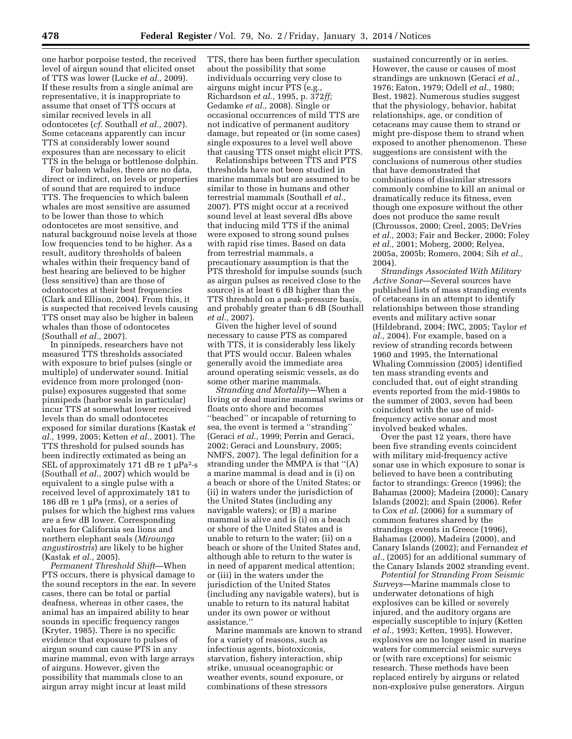one harbor porpoise tested, the received level of airgun sound that elicited onset of TTS was lower (Lucke *et al.,* 2009). If these results from a single animal are representative, it is inappropriate to assume that onset of TTS occurs at similar received levels in all odontocetes (*cf.* Southall *et al.,* 2007). Some cetaceans apparently can incur TTS at considerably lower sound exposures than are necessary to elicit TTS in the beluga or bottlenose dolphin.

For baleen whales, there are no data, direct or indirect, on levels or properties of sound that are required to induce TTS. The frequencies to which baleen whales are most sensitive are assumed to be lower than those to which odontocetes are most sensitive, and natural background noise levels at those low frequencies tend to be higher. As a result, auditory thresholds of baleen whales within their frequency band of best hearing are believed to be higher (less sensitive) than are those of odontocetes at their best frequencies (Clark and Ellison, 2004). From this, it is suspected that received levels causing TTS onset may also be higher in baleen whales than those of odontocetes (Southall *et al.,* 2007).

In pinnipeds, researchers have not measured TTS thresholds associated with exposure to brief pulses (single or multiple) of underwater sound. Initial evidence from more prolonged (non-pulse) exposures suggested that some pinnipeds (harbor seals in particular) incur TTS at somewhat lower received levels than do small odontocetes exposed for similar durations (Kastak *et al.,* 1999, 2005; Ketten *et al.,* 2001). The TTS threshold for pulsed sounds has been indirectly extimated as being an SEL of approximately 171 dB re 1 $\mu Pa^2 \cdot s$ (Southall *et al.,* 2007) which would be equivalent to a single pulse with a received level of approximately 181 to 186 dB re 1 µPa (rms), or a series of pulses for which the highest rms values are a few dB lower. Corresponding values for California sea lions and northern elephant seals (*Mirounga angustirostris*) are likely to be higher (Kastak *et al.,* 2005).

*Permanent Threshold Shift*—When PTS occurs, there is physical damage to the sound receptors in the ear. In severe cases, there can be total or partial deafness, whereas in other cases, the animal has an impaired ability to hear sounds in specific frequency ranges (Kryter, 1985). There is no specific evidence that exposure to pulses of airgun sound can cause PTS in any marine mammal, even with large arrays of airguns. However, given the possibility that mammals close to an airgun array might incur at least mild TTS, there has been further speculation about the possibility that some individuals occurring very close to airguns might incur PTS (e.g., Richardson *et al.,* 1995, p. 372*ff;* Gedamke *et al.,* 2008). Single or occasional occurrences of mild TTS are not indicative of permanent auditory damage, but repeated or (in some cases) single exposures to a level well above that causing TTS onset might elicit PTS.

Relationships between TTS and PTS thresholds have not been studied in marine mammals but are assumed to be similar to those in humans and other terrestrial mammals (Southall *et al.,* 2007). PTS might occur at a received sound level at least several dBs higher than that inducing mild TTS if the animal were exposed to strong sound pulses with rapid rise times. Based on data from terrestrial mammals, a precautionary assumption is that the PTS threshold for impulse sounds (such as airgun pulses as received close to the source) is at least 6 dB higher than the TTS threshold on a peak-pressure basis, and probably greater than 6 dB (Southall *et al.,* 2007).

Given the higher level of sound necessary to cause PTS as compared with TTS, it is considerably less likely that PTS would occur. Baleen whales generally avoid the immediate area around operating seismic vessels, as do some other marine mammals.

*Stranding and Mortality*—When a living or dead marine mammal swims or floats onto shore and becomes "beached" or incapable of returning to sea, the event is termed a "stranding" (Geraci *et al.,* 1999; Perrin and Geraci, 2002; Geraci and Lounsbury, 2005; NMFS, 2007). The legal definition for a stranding under the MMPA is that "(A) a marine mammal is dead and is (i) on a beach or shore of the United States; or (ii) in waters under the jurisdiction of the United States (including any navigable waters); or (B) a marine mammal is alive and is (i) on a beach or shore of the United States and is unable to return to the water; (ii) on a beach or shore of the United States and, although able to return to the water is in need of apparent medical attention; or (iii) in the waters under the jurisdiction of the United States (including any navigable waters), but is unable to return to its natural habitat under its own power or without assistance."

Marine mammals are known to strand for a variety of reasons, such as infectious agents, biotoxicosis, starvation, fishery interaction, ship strike, unusual oceanographic or weather events, sound exposure, or combinations of these stressors sustained concurrently or in series. However, the cause or causes of most strandings are unknown (Geraci *et al.,* 1976; Eaton, 1979; Odell *et al.,* 1980; Best, 1982). Numerous studies suggest that the physiology, behavior, habitat relationships, age, or condition of cetaceans may cause them to strand or might pre-dispose them to strand when exposed to another phenomenon. These suggestions are consistent with the conclusions of numerous other studies that have demonstrated that combinations of dissimilar stressors commonly combine to kill an animal or dramatically reduce its fitness, even though one exposure without the other does not produce the same result (Chroussos, 2000; Creel, 2005; DeVries *et al.,* 2003; Fair and Becker, 2000; Foley *et al.,* 2001; Moberg, 2000; Relyea, 2005a, 2005b; Romero, 2004; Sih *et al.,* 2004).

*Strandings Associated With Military Active Sonar*—Several sources have published lists of mass stranding events of cetaceans in an attempt to identify relationships between those stranding events and military active sonar (Hildebrand, 2004; IWC, 2005; Taylor *et al.,* 2004). For example, based on a review of stranding records between 1960 and 1995, the International Whaling Commission (2005) identified ten mass stranding events and concluded that, out of eight stranding events reported from the mid-1980s to the summer of 2003, seven had been coincident with the use of mid-frequency active sonar and most involved beaked whales.

Over the past 12 years, there have been five stranding events coincident with military mid-frequency active sonar use in which exposure to sonar is believed to have been a contributing factor to strandings: Greece (1996); the Bahamas (2000); Madeira (2000); Canary Islands (2002); and Spain (2006). Refer to Cox *et al.* (2006) for a summary of common features shared by the strandings events in Greece (1996), Bahamas (2000), Madeira (2000), and Canary Islands (2002); and Fernandez *et al.,* (2005) for an additional summary of the Canary Islands 2002 stranding event.

*Potential for Stranding From Seismic Surveys*—Marine mammals close to underwater detonations of high explosives can be killed or severely injured, and the auditory organs are especially susceptible to injury (Ketten *et al.,* 1993; Ketten, 1995). However, explosives are no longer used in marine waters for commercial seismic surveys or (with rare exceptions) for seismic research. These methods have been replaced entirely by airguns or related non-explosive pulse generators. Airgun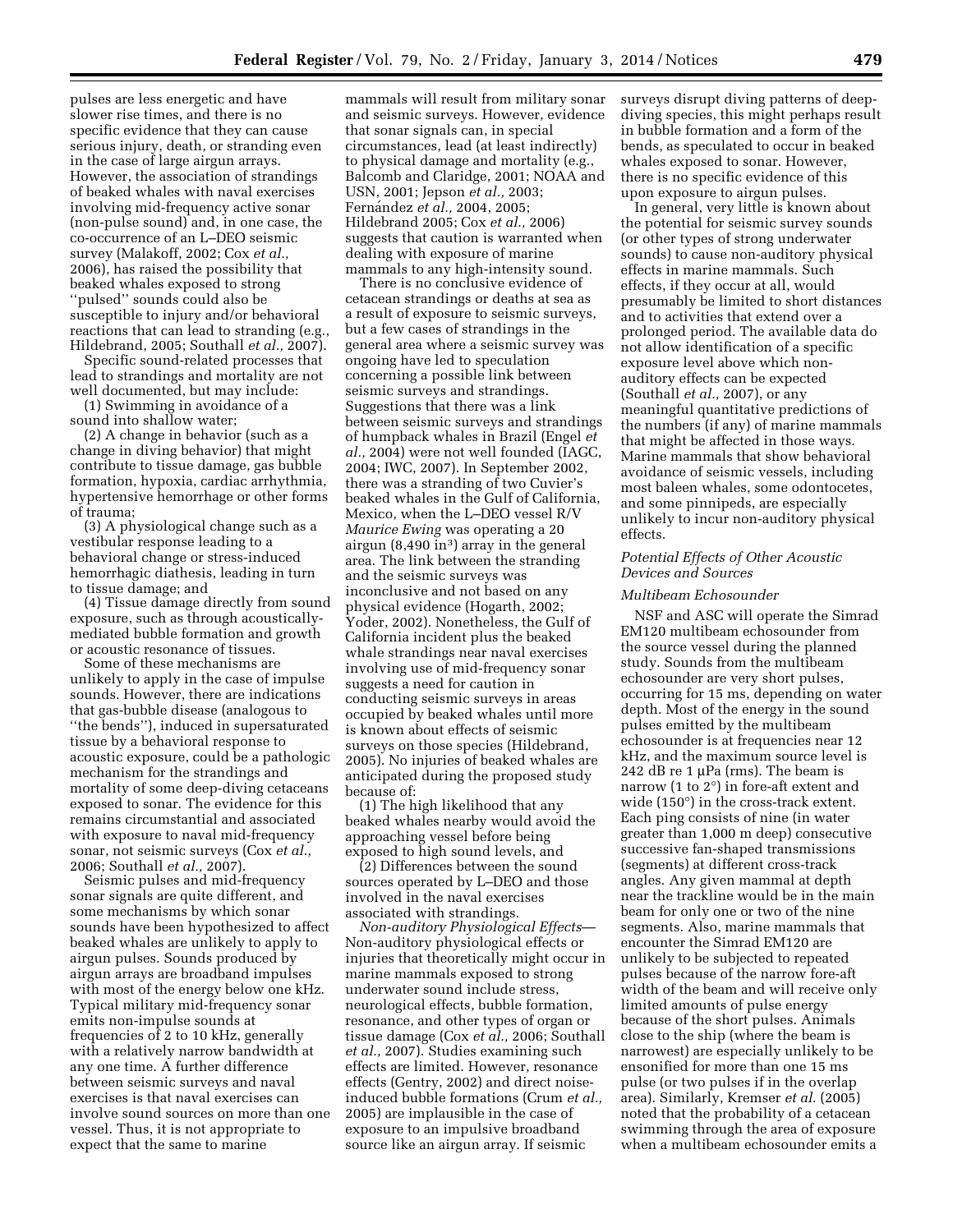pulses are less energetic and have slower rise times, and there is no specific evidence that they can cause serious injury, death, or stranding even in the case of large airgun arrays. However, the association of strandings of beaked whales with naval exercises involving mid-frequency active sonar (non-pulse sound) and, in one case, the co-occurrence of an L–DEO seismic survey (Malakoff, 2002; Cox *et al.,* 2006), has raised the possibility that beaked whales exposed to strong ''pulsed'' sounds could also be susceptible to injury and/or behavioral reactions that can lead to stranding (e.g., Hildebrand, 2005; Southall *et al.,* 2007).

Specific sound-related processes that lead to strandings and mortality are not well documented, but may include:

(1) Swimming in avoidance of a sound into shallow water;

(2) A change in behavior (such as a change in diving behavior) that might contribute to tissue damage, gas bubble formation, hypoxia, cardiac arrhythmia, hypertensive hemorrhage or other forms of trauma;

(3) A physiological change such as a vestibular response leading to a behavioral change or stress-induced hemorrhagic diathesis, leading in turn to tissue damage; and

(4) Tissue damage directly from sound exposure, such as through acoustically-mediated bubble formation and growth or acoustic resonance of tissues.

Some of these mechanisms are unlikely to apply in the case of impulse sounds. However, there are indications that gas-bubble disease (analogous to ''the bends''), induced in supersaturated tissue by a behavioral response to acoustic exposure, could be a pathologic mechanism for the strandings and mortality of some deep-diving cetaceans exposed to sonar. The evidence for this remains circumstantial and associated with exposure to naval mid-frequency sonar, not seismic surveys (Cox *et al.,* 2006; Southall *et al.,* 2007).

Seismic pulses and mid-frequency sonar signals are quite different, and some mechanisms by which sonar sounds have been hypothesized to affect beaked whales are unlikely to apply to airgun pulses. Sounds produced by airgun arrays are broadband impulses with most of the energy below one kHz. Typical military mid-frequency sonar emits non-impulse sounds at frequencies of 2 to 10 kHz, generally with a relatively narrow bandwidth at any one time. A further difference between seismic surveys and naval exercises is that naval exercises can involve sound sources on more than one vessel. Thus, it is not appropriate to expect that the same to marine mammals will result from military sonar and seismic surveys. However, evidence that sonar signals can, in special circumstances, lead (at least indirectly) to physical damage and mortality (e.g., Balcomb and Claridge, 2001; NOAA and USN, 2001; Jepson *et al.,* 2003; Fernández *et al.,* 2004, 2005; Hildebrand 2005; Cox *et al.,* 2006) suggests that caution is warranted when dealing with exposure of marine mammals to any high-intensity sound.

There is no conclusive evidence of cetacean strandings or deaths at sea as a result of exposure to seismic surveys, but a few cases of strandings in the general area where a seismic survey was ongoing have led to speculation concerning a possible link between seismic surveys and strandings. Suggestions that there was a link between seismic surveys and strandings of humpback whales in Brazil (Engel *et al.,* 2004) were not well founded (IAGC, 2004; IWC, 2007). In September 2002, there was a stranding of two Cuvier's beaked whales in the Gulf of California, Mexico, when the L–DEO vessel R/V *Maurice Ewing* was operating a 20 airgun (8,490 in$^3$) array in the general area. The link between the stranding and the seismic surveys was inconclusive and not based on any physical evidence (Hogarth, 2002; Yoder, 2002). Nonetheless, the Gulf of California incident plus the beaked whale strandings near naval exercises involving use of mid-frequency sonar suggests a need for caution in conducting seismic surveys in areas occupied by beaked whales until more is known about effects of seismic surveys on those species (Hildebrand, 2005). No injuries of beaked whales are anticipated during the proposed study because of:

(1) The high likelihood that any beaked whales nearby would avoid the approaching vessel before being exposed to high sound levels, and

(2) Differences between the sound sources operated by L–DEO and those involved in the naval exercises associated with strandings.

*Non-auditory Physiological Effects*—Non-auditory physiological effects or injuries that theoretically might occur in marine mammals exposed to strong underwater sound include stress, neurological effects, bubble formation, resonance, and other types of organ or tissue damage (Cox *et al.,* 2006; Southall *et al.,* 2007). Studies examining such effects are limited. However, resonance effects (Gentry, 2002) and direct noise-induced bubble formations (Crum *et al.,* 2005) are implausible in the case of exposure to an impulsive broadband source like an airgun array. If seismic surveys disrupt diving patterns of deep-diving species, this might perhaps result in bubble formation and a form of the bends, as speculated to occur in beaked whales exposed to sonar. However, there is no specific evidence of this upon exposure to airgun pulses.

In general, very little is known about the potential for seismic survey sounds (or other types of strong underwater sounds) to cause non-auditory physical effects in marine mammals. Such effects, if they occur at all, would presumably be limited to short distances and to activities that extend over a prolonged period. The available data do not allow identification of a specific exposure level above which non-auditory effects can be expected (Southall *et al.,* 2007), or any meaningful quantitative predictions of the numbers (if any) of marine mammals that might be affected in those ways. Marine mammals that show behavioral avoidance of seismic vessels, including most baleen whales, some odontocetes, and some pinnipeds, are especially unlikely to incur non-auditory physical effects.

### *Potential Effects of Other Acoustic Devices and Sources*

#### *Multibeam Echosounder*

NSF and ASC will operate the Simrad EM120 multibeam echosounder from the source vessel during the planned study. Sounds from the multibeam echosounder are very short pulses, occurring for 15 ms, depending on water depth. Most of the energy in the sound pulses emitted by the multibeam echosounder is at frequencies near 12 kHz, and the maximum source level is 242 dB re 1 μPa (rms). The beam is narrow (1 to 2°) in fore-aft extent and wide (150°) in the cross-track extent. Each ping consists of nine (in water greater than 1,000 m deep) consecutive successive fan-shaped transmissions (segments) at different cross-track angles. Any given mammal at depth near the trackline would be in the main beam for only one or two of the nine segments. Also, marine mammals that encounter the Simrad EM120 are unlikely to be subjected to repeated pulses because of the narrow fore-aft width of the beam and will receive only limited amounts of pulse energy because of the short pulses. Animals close to the ship (where the beam is narrowest) are especially unlikely to be ensonified for more than one 15 ms pulse (or two pulses if in the overlap area). Similarly, Kremser *et al.* (2005) noted that the probability of a cetacean swimming through the area of exposure when a multibeam echosounder emits a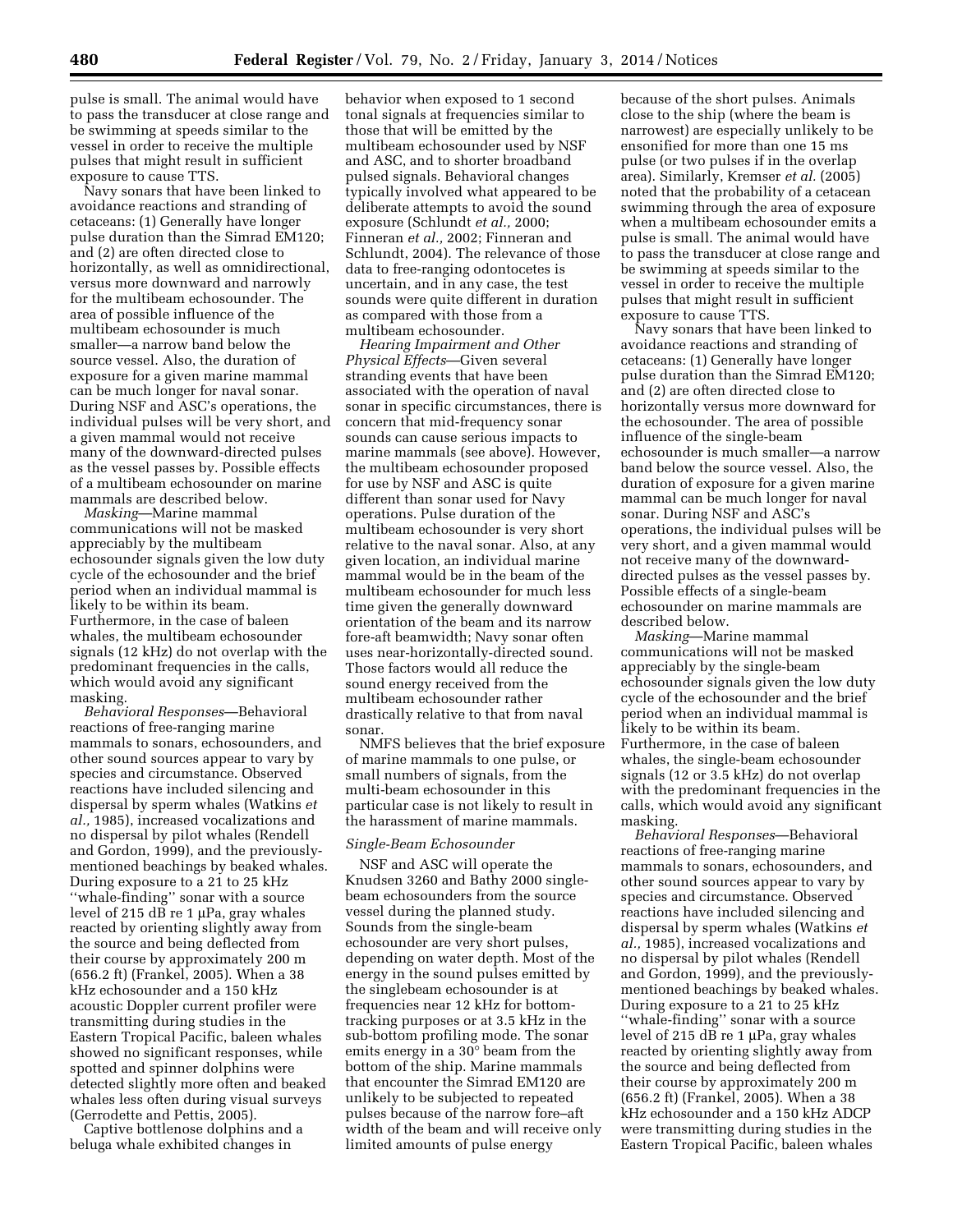pulse is small. The animal would have to pass the transducer at close range and be swimming at speeds similar to the vessel in order to receive the multiple pulses that might result in sufficient exposure to cause TTS.

Navy sonars that have been linked to avoidance reactions and stranding of cetaceans: (1) Generally have longer pulse duration than the Simrad EM120; and (2) are often directed close to horizontally, as well as omnidirectional, versus more downward and narrowly for the multibeam echosounder. The area of possible influence of the multibeam echosounder is much smaller—a narrow band below the source vessel. Also, the duration of exposure for a given marine mammal can be much longer for naval sonar. During NSF and ASC's operations, the individual pulses will be very short, and a given mammal would not receive many of the downward-directed pulses as the vessel passes by. Possible effects of a multibeam echosounder on marine mammals are described below.

*Masking*—Marine mammal communications will not be masked appreciably by the multibeam echosounder signals given the low duty cycle of the echosounder and the brief period when an individual mammal is likely to be within its beam. Furthermore, in the case of baleen whales, the multibeam echosounder signals (12 kHz) do not overlap with the predominant frequencies in the calls, which would avoid any significant masking.

*Behavioral Responses*—Behavioral reactions of free-ranging marine mammals to sonars, echosounders, and other sound sources appear to vary by species and circumstance. Observed reactions have included silencing and dispersal by sperm whales (Watkins *et al.,* 1985), increased vocalizations and no dispersal by pilot whales (Rendell and Gordon, 1999), and the previously-mentioned beachings by beaked whales. During exposure to a 21 to 25 kHz ''whale-finding'' sonar with a source level of 215 dB re 1 μPa, gray whales reacted by orienting slightly away from the source and being deflected from their course by approximately 200 m (656.2 ft) (Frankel, 2005). When a 38 kHz echosounder and a 150 kHz acoustic Doppler current profiler were transmitting during studies in the Eastern Tropical Pacific, baleen whales showed no significant responses, while spotted and spinner dolphins were detected slightly more often and beaked whales less often during visual surveys (Gerrodette and Pettis, 2005).

Captive bottlenose dolphins and a beluga whale exhibited changes in behavior when exposed to 1 second tonal signals at frequencies similar to those that will be emitted by the multibeam echosounder used by NSF and ASC, and to shorter broadband pulsed signals. Behavioral changes typically involved what appeared to be deliberate attempts to avoid the sound exposure (Schlundt *et al.,* 2000; Finneran *et al.,* 2002; Finneran and Schlundt, 2004). The relevance of those data to free-ranging odontocetes is uncertain, and in any case, the test sounds were quite different in duration as compared with those from a multibeam echosounder.

*Hearing Impairment and Other Physical Effects*—Given several stranding events that have been associated with the operation of naval sonar in specific circumstances, there is concern that mid-frequency sonar sounds can cause serious impacts to marine mammals (see above). However, the multibeam echosounder proposed for use by NSF and ASC is quite different than sonar used for Navy operations. Pulse duration of the multibeam echosounder is very short relative to the naval sonar. Also, at any given location, an individual marine mammal would be in the beam of the multibeam echosounder for much less time given the generally downward orientation of the beam and its narrow fore-aft beamwidth; Navy sonar often uses near-horizontally-directed sound. Those factors would all reduce the sound energy received from the multibeam echosounder rather drastically relative to that from naval sonar.

NMFS believes that the brief exposure of marine mammals to one pulse, or small numbers of signals, from the multi-beam echosounder in this particular case is not likely to result in the harassment of marine mammals.

*Single-Beam Echosounder*

NSF and ASC will operate the Knudsen 3260 and Bathy 2000 single-beam echosounders from the source vessel during the planned study. Sounds from the single-beam echosounder are very short pulses, depending on water depth. Most of the energy in the sound pulses emitted by the singlebeam echosounder is at frequencies near 12 kHz for bottom-tracking purposes or at 3.5 kHz in the sub-bottom profiling mode. The sonar emits energy in a 30° beam from the bottom of the ship. Marine mammals that encounter the Simrad EM120 are unlikely to be subjected to repeated pulses because of the narrow fore–aft width of the beam and will receive only limited amounts of pulse energy because of the short pulses. Animals close to the ship (where the beam is narrowest) are especially unlikely to be ensonified for more than one 15 ms pulse (or two pulses if in the overlap area). Similarly, Kremser *et al.* (2005) noted that the probability of a cetacean swimming through the area of exposure when a multibeam echosounder emits a pulse is small. The animal would have to pass the transducer at close range and be swimming at speeds similar to the vessel in order to receive the multiple pulses that might result in sufficient exposure to cause TTS.

Navy sonars that have been linked to avoidance reactions and stranding of cetaceans: (1) Generally have longer pulse duration than the Simrad EM120; and (2) are often directed close to horizontally versus more downward for the echosounder. The area of possible influence of the single-beam echosounder is much smaller—a narrow band below the source vessel. Also, the duration of exposure for a given marine mammal can be much longer for naval sonar. During NSF and ASC's operations, the individual pulses will be very short, and a given mammal would not receive many of the downward-directed pulses as the vessel passes by. Possible effects of a single-beam echosounder on marine mammals are described below.

*Masking*—Marine mammal communications will not be masked appreciably by the single-beam echosounder signals given the low duty cycle of the echosounder and the brief period when an individual mammal is likely to be within its beam. Furthermore, in the case of baleen whales, the single-beam echosounder signals (12 or 3.5 kHz) do not overlap with the predominant frequencies in the calls, which would avoid any significant masking.

*Behavioral Responses*—Behavioral reactions of free-ranging marine mammals to sonars, echosounders, and other sound sources appear to vary by species and circumstance. Observed reactions have included silencing and dispersal by sperm whales (Watkins *et al.,* 1985), increased vocalizations and no dispersal by pilot whales (Rendell and Gordon, 1999), and the previously-mentioned beachings by beaked whales. During exposure to a 21 to 25 kHz ''whale-finding'' sonar with a source level of 215 dB re 1 μPa, gray whales reacted by orienting slightly away from the source and being deflected from their course by approximately 200 m (656.2 ft) (Frankel, 2005). When a 38 kHz echosounder and a 150 kHz ADCP were transmitting during studies in the Eastern Tropical Pacific, baleen whales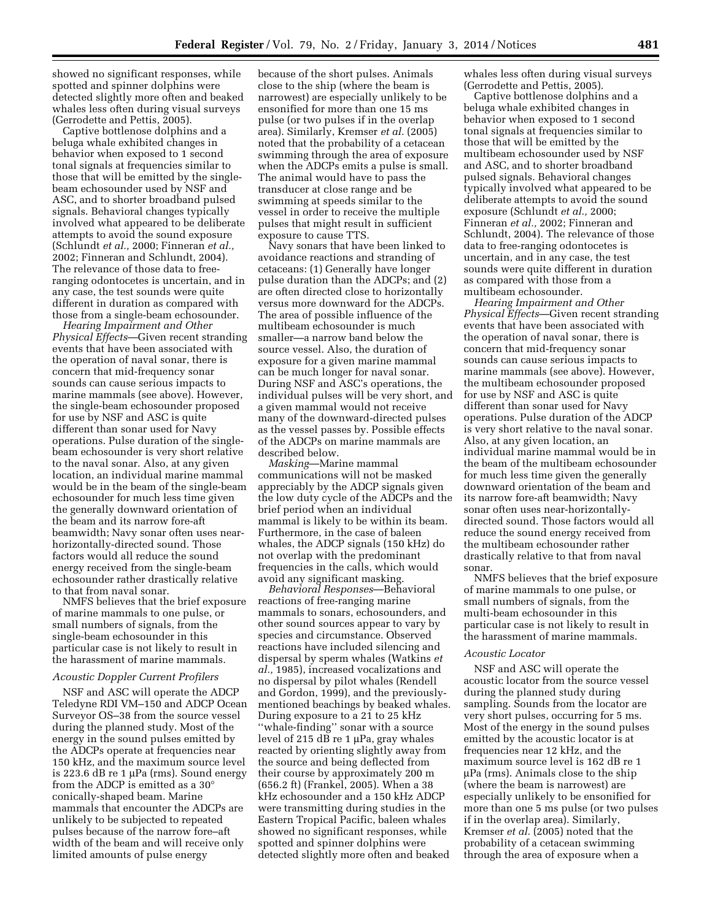showed no significant responses, while spotted and spinner dolphins were detected slightly more often and beaked whales less often during visual surveys (Gerrodette and Pettis, 2005).

Captive bottlenose dolphins and a beluga whale exhibited changes in behavior when exposed to 1 second tonal signals at frequencies similar to those that will be emitted by the single-beam echosounder used by NSF and ASC, and to shorter broadband pulsed signals. Behavioral changes typically involved what appeared to be deliberate attempts to avoid the sound exposure (Schlundt *et al.,* 2000; Finneran *et al.,* 2002; Finneran and Schlundt, 2004). The relevance of those data to free-ranging odontocetes is uncertain, and in any case, the test sounds were quite different in duration as compared with those from a single-beam echosounder.

*Hearing Impairment and Other Physical Effects*—Given recent stranding events that have been associated with the operation of naval sonar, there is concern that mid-frequency sonar sounds can cause serious impacts to marine mammals (see above). However, the single-beam echosounder proposed for use by NSF and ASC is quite different than sonar used for Navy operations. Pulse duration of the single-beam echosounder is very short relative to the naval sonar. Also, at any given location, an individual marine mammal would be in the beam of the single-beam echosounder for much less time given the generally downward orientation of the beam and its narrow fore-aft beamwidth; Navy sonar often uses near-horizontally-directed sound. Those factors would all reduce the sound energy received from the single-beam echosounder rather drastically relative to that from naval sonar.

NMFS believes that the brief exposure of marine mammals to one pulse, or small numbers of signals, from the single-beam echosounder in this particular case is not likely to result in the harassment of marine mammals.

*Acoustic Doppler Current Profilers*

NSF and ASC will operate the ADCP Teledyne RDI VM–150 and ADCP Ocean Surveyor OS–38 from the source vessel during the planned study. Most of the energy in the sound pulses emitted by the ADCPs operate at frequencies near 150 kHz, and the maximum source level is 223.6 dB re 1 μPa (rms). Sound energy from the ADCP is emitted as a 30° conically-shaped beam. Marine mammals that encounter the ADCPs are unlikely to be subjected to repeated pulses because of the narrow fore–aft width of the beam and will receive only limited amounts of pulse energy because of the short pulses. Animals close to the ship (where the beam is narrowest) are especially unlikely to be ensonified for more than one 15 ms pulse (or two pulses if in the overlap area). Similarly, Kremser *et al.* (2005) noted that the probability of a cetacean swimming through the area of exposure when the ADCPs emits a pulse is small. The animal would have to pass the transducer at close range and be swimming at speeds similar to the vessel in order to receive the multiple pulses that might result in sufficient exposure to cause TTS.

Navy sonars that have been linked to avoidance reactions and stranding of cetaceans: (1) Generally have longer pulse duration than the ADCPs; and (2) are often directed close to horizontally versus more downward for the ADCPs. The area of possible influence of the multibeam echosounder is much smaller—a narrow band below the source vessel. Also, the duration of exposure for a given marine mammal can be much longer for naval sonar. During NSF and ASC's operations, the individual pulses will be very short, and a given mammal would not receive many of the downward-directed pulses as the vessel passes by. Possible effects of the ADCPs on marine mammals are described below.

*Masking*—Marine mammal communications will not be masked appreciably by the ADCP signals given the low duty cycle of the ADCPs and the brief period when an individual mammal is likely to be within its beam. Furthermore, in the case of baleen whales, the ADCP signals (150 kHz) do not overlap with the predominant frequencies in the calls, which would avoid any significant masking.

*Behavioral Responses*—Behavioral reactions of free-ranging marine mammals to sonars, echosounders, and other sound sources appear to vary by species and circumstance. Observed reactions have included silencing and dispersal by sperm whales (Watkins *et al.,* 1985), increased vocalizations and no dispersal by pilot whales (Rendell and Gordon, 1999), and the previously-mentioned beachings by beaked whales. During exposure to a 21 to 25 kHz ''whale-finding'' sonar with a source level of 215 dB re 1 μPa, gray whales reacted by orienting slightly away from the source and being deflected from their course by approximately 200 m (656.2 ft) (Frankel, 2005). When a 38 kHz echosounder and a 150 kHz ADCP were transmitting during studies in the Eastern Tropical Pacific, baleen whales showed no significant responses, while spotted and spinner dolphins were detected slightly more often and beaked whales less often during visual surveys (Gerrodette and Pettis, 2005).

Captive bottlenose dolphins and a beluga whale exhibited changes in behavior when exposed to 1 second tonal signals at frequencies similar to those that will be emitted by the multibeam echosounder used by NSF and ASC, and to shorter broadband pulsed signals. Behavioral changes typically involved what appeared to be deliberate attempts to avoid the sound exposure (Schlundt *et al.,* 2000; Finneran *et al.,* 2002; Finneran and Schlundt, 2004). The relevance of those data to free-ranging odontocetes is uncertain, and in any case, the test sounds were quite different in duration as compared with those from a multibeam echosounder.

*Hearing Impairment and Other Physical Effects*—Given recent stranding events that have been associated with the operation of naval sonar, there is concern that mid-frequency sonar sounds can cause serious impacts to marine mammals (see above). However, the multibeam echosounder proposed for use by NSF and ASC is quite different than sonar used for Navy operations. Pulse duration of the ADCP is very short relative to the naval sonar. Also, at any given location, an individual marine mammal would be in the beam of the multibeam echosounder for much less time given the generally downward orientation of the beam and its narrow fore-aft beamwidth; Navy sonar often uses near-horizontally-directed sound. Those factors would all reduce the sound energy received from the multibeam echosounder rather drastically relative to that from naval sonar.

NMFS believes that the brief exposure of marine mammals to one pulse, or small numbers of signals, from the multi-beam echosounder in this particular case is not likely to result in the harassment of marine mammals.

*Acoustic Locator*

NSF and ASC will operate the acoustic locator from the source vessel during the planned study during sampling. Sounds from the locator are very short pulses, occurring for 5 ms. Most of the energy in the sound pulses emitted by the acoustic locator is at frequencies near 12 kHz, and the maximum source level is 162 dB re 1 μPa (rms). Animals close to the ship (where the beam is narrowest) are especially unlikely to be ensonified for more than one 5 ms pulse (or two pulses if in the overlap area). Similarly, Kremser *et al.* (2005) noted that the probability of a cetacean swimming through the area of exposure when a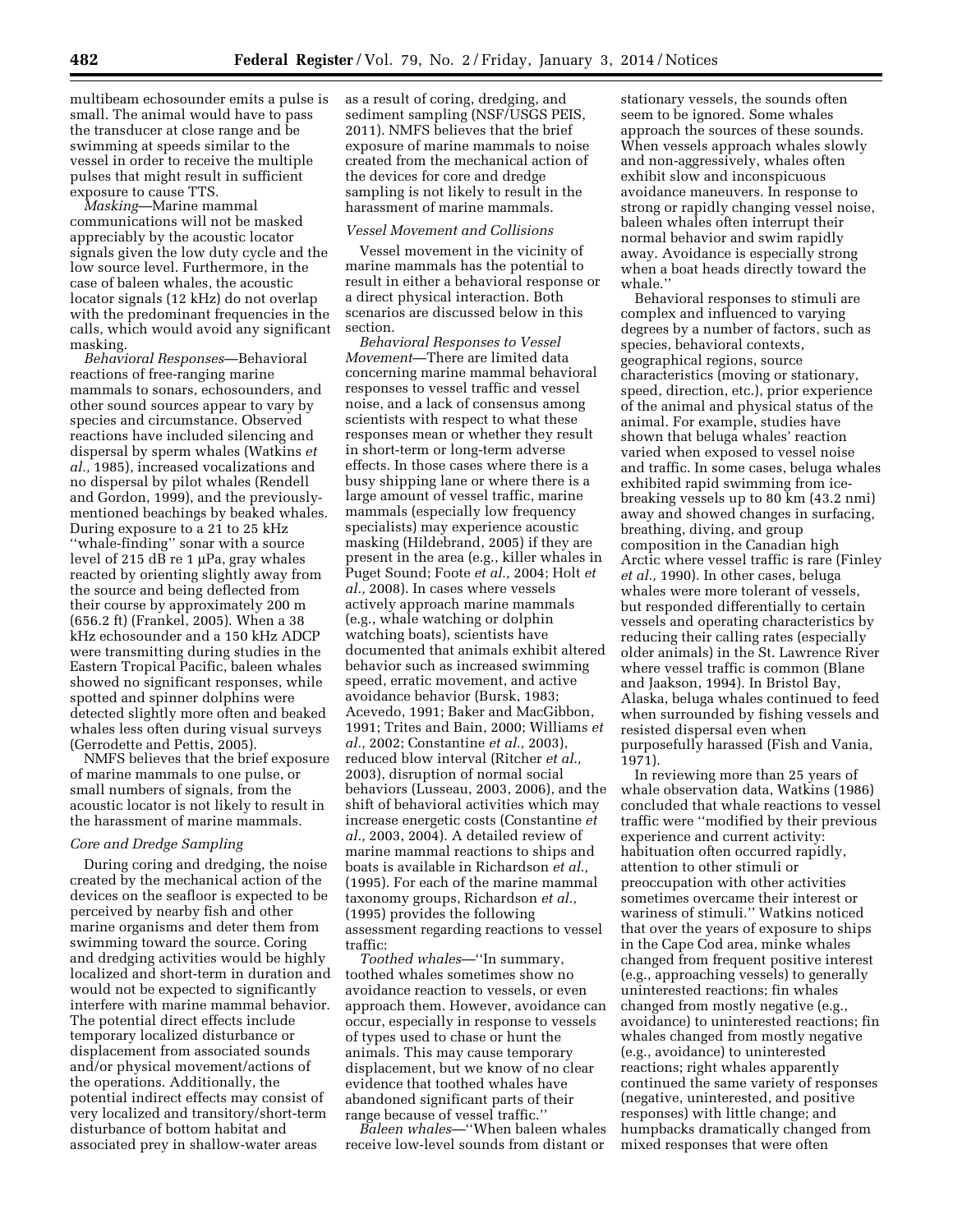multibeam echosounder emits a pulse is small. The animal would have to pass the transducer at close range and be swimming at speeds similar to the vessel in order to receive the multiple pulses that might result in sufficient exposure to cause TTS.

*Masking*—Marine mammal communications will not be masked appreciably by the acoustic locator signals given the low duty cycle and the low source level. Furthermore, in the case of baleen whales, the acoustic locator signals (12 kHz) do not overlap with the predominant frequencies in the calls, which would avoid any significant masking.

*Behavioral Responses*—Behavioral reactions of free-ranging marine mammals to sonars, echosounders, and other sound sources appear to vary by species and circumstance. Observed reactions have included silencing and dispersal by sperm whales (Watkins *et al.,* 1985), increased vocalizations and no dispersal by pilot whales (Rendell and Gordon, 1999), and the previously-mentioned beachings by beaked whales. During exposure to a 21 to 25 kHz ''whale-finding'' sonar with a source level of 215 dB re 1 μPa, gray whales reacted by orienting slightly away from the source and being deflected from their course by approximately 200 m (656.2 ft) (Frankel, 2005). When a 38 kHz echosounder and a 150 kHz ADCP were transmitting during studies in the Eastern Tropical Pacific, baleen whales showed no significant responses, while spotted and spinner dolphins were detected slightly more often and beaked whales less often during visual surveys (Gerrodette and Pettis, 2005).

NMFS believes that the brief exposure of marine mammals to one pulse, or small numbers of signals, from the acoustic locator is not likely to result in the harassment of marine mammals.

### Core and Dredge Sampling

During coring and dredging, the noise created by the mechanical action of the devices on the seafloor is expected to be perceived by nearby fish and other marine organisms and deter them from swimming toward the source. Coring and dredging activities would be highly localized and short-term in duration and would not be expected to significantly interfere with marine mammal behavior. The potential direct effects include temporary localized disturbance or displacement from associated sounds and/or physical movement/actions of the operations. Additionally, the potential indirect effects may consist of very localized and transitory/short-term disturbance of bottom habitat and associated prey in shallow-water areas as a result of coring, dredging, and sediment sampling (NSF/USGS PEIS, 2011). NMFS believes that the brief exposure of marine mammals to noise created from the mechanical action of the devices for core and dredge sampling is not likely to result in the harassment of marine mammals.

### Vessel Movement and Collisions

Vessel movement in the vicinity of marine mammals has the potential to result in either a behavioral response or a direct physical interaction. Both scenarios are discussed below in this section.

*Behavioral Responses to Vessel Movement*—There are limited data concerning marine mammal behavioral responses to vessel traffic and vessel noise, and a lack of consensus among scientists with respect to what these responses mean or whether they result in short-term or long-term adverse effects. In those cases where there is a busy shipping lane or where there is a large amount of vessel traffic, marine mammals (especially low frequency specialists) may experience acoustic masking (Hildebrand, 2005) if they are present in the area (e.g., killer whales in Puget Sound; Foote *et al.,* 2004; Holt *et al.,* 2008). In cases where vessels actively approach marine mammals (e.g., whale watching or dolphin watching boats), scientists have documented that animals exhibit altered behavior such as increased swimming speed, erratic movement, and active avoidance behavior (Bursk, 1983; Acevedo, 1991; Baker and MacGibbon, 1991; Trites and Bain, 2000; Williams *et al.,* 2002; Constantine *et al.,* 2003), reduced blow interval (Ritcher *et al.,* 2003), disruption of normal social behaviors (Lusseau, 2003, 2006), and the shift of behavioral activities which may increase energetic costs (Constantine *et al.,* 2003, 2004). A detailed review of marine mammal reactions to ships and boats is available in Richardson *et al.,* (1995). For each of the marine mammal taxonomy groups, Richardson *et al.,* (1995) provides the following assessment regarding reactions to vessel traffic:

*Toothed whales*—''In summary, toothed whales sometimes show no avoidance reaction to vessels, or even approach them. However, avoidance can occur, especially in response to vessels of types used to chase or hunt the animals. This may cause temporary displacement, but we know of no clear evidence that toothed whales have abandoned significant parts of their range because of vessel traffic.''

*Baleen whales*—''When baleen whales receive low-level sounds from distant or stationary vessels, the sounds often seem to be ignored. Some whales approach the sources of these sounds. When vessels approach whales slowly and non-aggressively, whales often exhibit slow and inconspicuous avoidance maneuvers. In response to strong or rapidly changing vessel noise, baleen whales often interrupt their normal behavior and swim rapidly away. Avoidance is especially strong when a boat heads directly toward the whale.''

Behavioral responses to stimuli are complex and influenced to varying degrees by a number of factors, such as species, behavioral contexts, geographical regions, source characteristics (moving or stationary, speed, direction, etc.), prior experience of the animal and physical status of the animal. For example, studies have shown that beluga whales' reaction varied when exposed to vessel noise and traffic. In some cases, beluga whales exhibited rapid swimming from ice-breaking vessels up to 80 km (43.2 nmi) away and showed changes in surfacing, breathing, diving, and group composition in the Canadian high Arctic where vessel traffic is rare (Finley *et al.,* 1990). In other cases, beluga whales were more tolerant of vessels, but responded differentially to certain vessels and operating characteristics by reducing their calling rates (especially older animals) in the St. Lawrence River where vessel traffic is common (Blane and Jaakson, 1994). In Bristol Bay, Alaska, beluga whales continued to feed when surrounded by fishing vessels and resisted dispersal even when purposefully harassed (Fish and Vania, 1971).

In reviewing more than 25 years of whale observation data, Watkins (1986) concluded that whale reactions to vessel traffic were ''modified by their previous experience and current activity: habituation often occurred rapidly, attention to other stimuli or preoccupation with other activities sometimes overcame their interest or wariness of stimuli.'' Watkins noticed that over the years of exposure to ships in the Cape Cod area, minke whales changed from frequent positive interest (e.g., approaching vessels) to generally uninterested reactions; fin whales changed from mostly negative (e.g., avoidance) to uninterested reactions; fin whales changed from mostly negative (e.g., avoidance) to uninterested reactions; right whales apparently continued the same variety of responses (negative, uninterested, and positive responses) with little change; and humpbacks dramatically changed from mixed responses that were often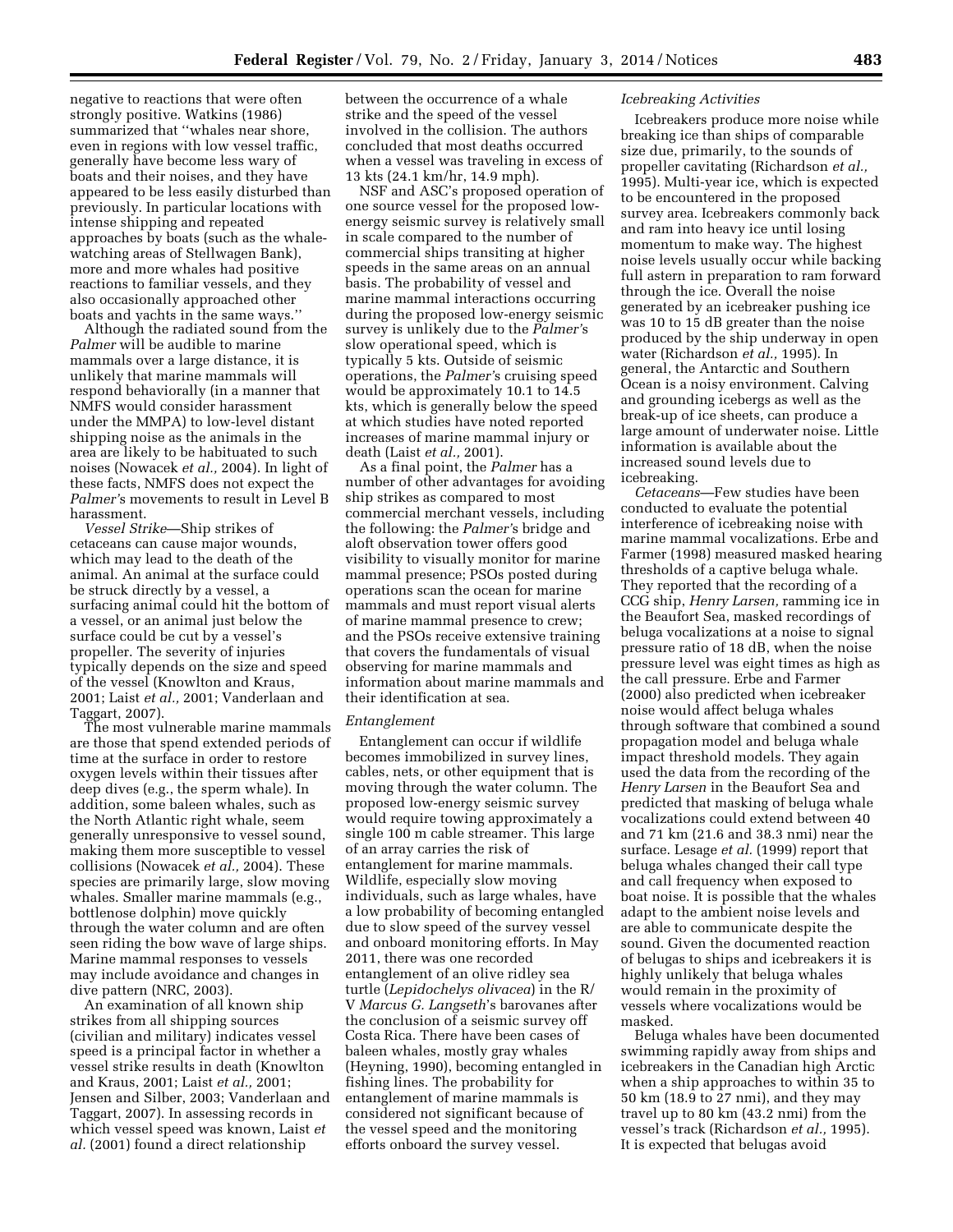negative to reactions that were often strongly positive. Watkins (1986) summarized that "whales near shore, even in regions with low vessel traffic, generally have become less wary of boats and their noises, and they have appeared to be less easily disturbed than previously. In particular locations with intense shipping and repeated approaches by boats (such as the whale-watching areas of Stellwagen Bank), more and more whales had positive reactions to familiar vessels, and they also occasionally approached other boats and yachts in the same ways."

Although the radiated sound from the *Palmer* will be audible to marine mammals over a large distance, it is unlikely that marine mammals will respond behaviorally (in a manner that NMFS would consider harassment under the MMPA) to low-level distant shipping noise as the animals in the area are likely to be habituated to such noises (Nowacek *et al.,* 2004). In light of these facts, NMFS does not expect the *Palmer's* movements to result in Level B harassment.

*Vessel Strike*—Ship strikes of cetaceans can cause major wounds, which may lead to the death of the animal. An animal at the surface could be struck directly by a vessel, a surfacing animal could hit the bottom of a vessel, or an animal just below the surface could be cut by a vessel's propeller. The severity of injuries typically depends on the size and speed of the vessel (Knowlton and Kraus, 2001; Laist *et al.,* 2001; Vanderlaan and Taggart, 2007).

The most vulnerable marine mammals are those that spend extended periods of time at the surface in order to restore oxygen levels within their tissues after deep dives (e.g., the sperm whale). In addition, some baleen whales, such as the North Atlantic right whale, seem generally unresponsive to vessel sound, making them more susceptible to vessel collisions (Nowacek *et al.,* 2004). These species are primarily large, slow moving whales. Smaller marine mammals (e.g., bottlenose dolphin) move quickly through the water column and are often seen riding the bow wave of large ships. Marine mammal responses to vessels may include avoidance and changes in dive pattern (NRC, 2003).

An examination of all known ship strikes from all shipping sources (civilian and military) indicates vessel speed is a principal factor in whether a vessel strike results in death (Knowlton and Kraus, 2001; Laist *et al.,* 2001; Jensen and Silber, 2003; Vanderlaan and Taggart, 2007). In assessing records in which vessel speed was known, Laist *et al.* (2001) found a direct relationship between the occurrence of a whale strike and the speed of the vessel involved in the collision. The authors concluded that most deaths occurred when a vessel was traveling in excess of 13 kts (24.1 km/hr, 14.9 mph).

NSF and ASC's proposed operation of one source vessel for the proposed low-energy seismic survey is relatively small in scale compared to the number of commercial ships transiting at higher speeds in the same areas on an annual basis. The probability of vessel and marine mammal interactions occurring during the proposed low-energy seismic survey is unlikely due to the *Palmer's* slow operational speed, which is typically 5 kts. Outside of seismic operations, the *Palmer's* cruising speed would be approximately 10.1 to 14.5 kts, which is generally below the speed at which studies have noted reported increases of marine mammal injury or death (Laist *et al.,* 2001).

As a final point, the *Palmer* has a number of other advantages for avoiding ship strikes as compared to most commercial merchant vessels, including the following: the *Palmer's* bridge and aloft observation tower offers good visibility to visually monitor for marine mammal presence; PSOs posted during operations scan the ocean for marine mammals and must report visual alerts of marine mammal presence to crew; and the PSOs receive extensive training that covers the fundamentals of visual observing for marine mammals and information about marine mammals and their identification at sea.

### *Entanglement*

Entanglement can occur if wildlife becomes immobilized in survey lines, cables, nets, or other equipment that is moving through the water column. The proposed low-energy seismic survey would require towing approximately a single 100 m cable streamer. This large of an array carries the risk of entanglement for marine mammals. Wildlife, especially slow moving individuals, such as large whales, have a low probability of becoming entangled due to slow speed of the survey vessel and onboard monitoring efforts. In May 2011, there was one recorded entanglement of an olive ridley sea turtle (*Lepidochelys olivacea*) in the R/V *Marcus G. Langseth*'s barovanes after the conclusion of a seismic survey off Costa Rica. There have been cases of baleen whales, mostly gray whales (Heyning, 1990), becoming entangled in fishing lines. The probability for entanglement of marine mammals is considered not significant because of the vessel speed and the monitoring efforts onboard the survey vessel.

### *Icebreaking Activities*

Icebreakers produce more noise while breaking ice than ships of comparable size due, primarily, to the sounds of propeller cavitating (Richardson *et al.,* 1995). Multi-year ice, which is expected to be encountered in the proposed survey area. Icebreakers commonly back and ram into heavy ice until losing momentum to make way. The highest noise levels usually occur while backing full astern in preparation to ram forward through the ice. Overall the noise generated by an icebreaker pushing ice was 10 to 15 dB greater than the noise produced by the ship underway in open water (Richardson *et al.,* 1995). In general, the Antarctic and Southern Ocean is a noisy environment. Calving and grounding icebergs as well as the break-up of ice sheets, can produce a large amount of underwater noise. Little information is available about the increased sound levels due to icebreaking.

*Cetaceans*—Few studies have been conducted to evaluate the potential interference of icebreaking noise with marine mammal vocalizations. Erbe and Farmer (1998) measured masked hearing thresholds of a captive beluga whale. They reported that the recording of a CCG ship, *Henry Larsen,* ramming ice in the Beaufort Sea, masked recordings of beluga vocalizations at a noise to signal pressure ratio of 18 dB, when the noise pressure level was eight times as high as the call pressure. Erbe and Farmer (2000) also predicted when icebreaker noise would affect beluga whales through software that combined a sound propagation model and beluga whale impact threshold models. They again used the data from the recording of the *Henry Larsen* in the Beaufort Sea and predicted that masking of beluga whale vocalizations could extend between 40 and 71 km (21.6 and 38.3 nmi) near the surface. Lesage *et al.* (1999) report that beluga whales changed their call type and call frequency when exposed to boat noise. It is possible that the whales adapt to the ambient noise levels and are able to communicate despite the sound. Given the documented reaction of belugas to ships and icebreakers it is highly unlikely that beluga whales would remain in the proximity of vessels where vocalizations would be masked.

Beluga whales have been documented swimming rapidly away from ships and icebreakers in the Canadian high Arctic when a ship approaches to within 35 to 50 km (18.9 to 27 nmi), and they may travel up to 80 km (43.2 nmi) from the vessel's track (Richardson *et al.,* 1995). It is expected that belugas avoid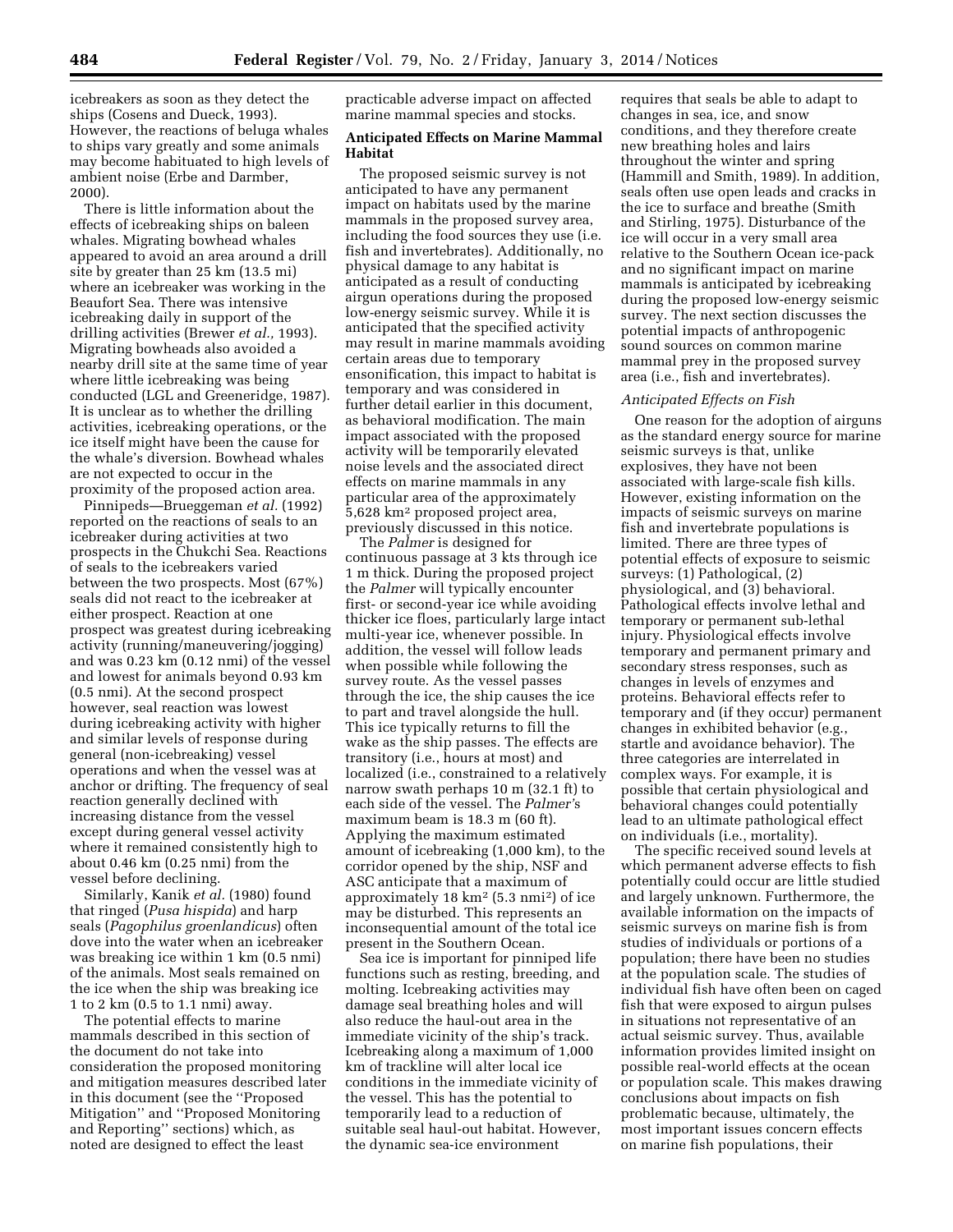icebreakers as soon as they detect the ships (Cosens and Dueck, 1993). However, the reactions of beluga whales to ships vary greatly and some animals may become habituated to high levels of ambient noise (Erbe and Darmber, 2000).

There is little information about the effects of icebreaking ships on baleen whales. Migrating bowhead whales appeared to avoid an area around a drill site by greater than 25 km (13.5 mi) where an icebreaker was working in the Beaufort Sea. There was intensive icebreaking daily in support of the drilling activities (Brewer *et al.,* 1993). Migrating bowheads also avoided a nearby drill site at the same time of year where little icebreaking was being conducted (LGL and Greeneridge, 1987). It is unclear as to whether the drilling activities, icebreaking operations, or the ice itself might have been the cause for the whale's diversion. Bowhead whales are not expected to occur in the proximity of the proposed action area.

Pinnipeds—Brueggeman *et al.* (1992) reported on the reactions of seals to an icebreaker during activities at two prospects in the Chukchi Sea. Reactions of seals to the icebreakers varied between the two prospects. Most (67%) seals did not react to the icebreaker at either prospect. Reaction at one prospect was greatest during icebreaking activity (running/maneuvering/jogging) and was 0.23 km (0.12 nmi) of the vessel and lowest for animals beyond 0.93 km (0.5 nmi). At the second prospect however, seal reaction was lowest during icebreaking activity with higher and similar levels of response during general (non-icebreaking) vessel operations and when the vessel was at anchor or drifting. The frequency of seal reaction generally declined with increasing distance from the vessel except during general vessel activity where it remained consistently high to about 0.46 km (0.25 nmi) from the vessel before declining.

Similarly, Kanik *et al.* (1980) found that ringed (*Pusa hispida*) and harp seals (*Pagophilus groenlandicus*) often dove into the water when an icebreaker was breaking ice within 1 km (0.5 nmi) of the animals. Most seals remained on the ice when the ship was breaking ice 1 to 2 km (0.5 to 1.1 nmi) away.

The potential effects to marine mammals described in this section of the document do not take into consideration the proposed monitoring and mitigation measures described later in this document (see the ''Proposed Mitigation'' and ''Proposed Monitoring and Reporting'' sections) which, as noted are designed to effect the least practicable adverse impact on affected marine mammal species and stocks.

**Anticipated Effects on Marine Mammal Habitat**

The proposed seismic survey is not anticipated to have any permanent impact on habitats used by the marine mammals in the proposed survey area, including the food sources they use (i.e. fish and invertebrates). Additionally, no physical damage to any habitat is anticipated as a result of conducting airgun operations during the proposed low-energy seismic survey. While it is anticipated that the specified activity may result in marine mammals avoiding certain areas due to temporary ensonification, this impact to habitat is temporary and was considered in further detail earlier in this document, as behavioral modification. The main impact associated with the proposed activity will be temporarily elevated noise levels and the associated direct effects on marine mammals in any particular area of the approximately 5,628 km$^2$ proposed project area, previously discussed in this notice.

The *Palmer* is designed for continuous passage at 3 kts through ice 1 m thick. During the proposed project the *Palmer* will typically encounter first- or second-year ice while avoiding thicker ice floes, particularly large intact multi-year ice, whenever possible. In addition, the vessel will follow leads when possible while following the survey route. As the vessel passes through the ice, the ship causes the ice to part and travel alongside the hull. This ice typically returns to fill the wake as the ship passes. The effects are transitory (i.e., hours at most) and localized (i.e., constrained to a relatively narrow swath perhaps 10 m (32.1 ft) to each side of the vessel. The *Palmer's* maximum beam is 18.3 m (60 ft). Applying the maximum estimated amount of icebreaking (1,000 km), to the corridor opened by the ship, NSF and ASC anticipate that a maximum of approximately 18 km$^2$ (5.3 nmi$^2$) of ice may be disturbed. This represents an inconsequential amount of the total ice present in the Southern Ocean.

Sea ice is important for pinniped life functions such as resting, breeding, and molting. Icebreaking activities may damage seal breathing holes and will also reduce the haul-out area in the immediate vicinity of the ship's track. Icebreaking along a maximum of 1,000 km of trackline will alter local ice conditions in the immediate vicinity of the vessel. This has the potential to temporarily lead to a reduction of suitable seal haul-out habitat. However, the dynamic sea-ice environment requires that seals be able to adapt to changes in sea, ice, and snow conditions, and they therefore create new breathing holes and lairs throughout the winter and spring (Hammill and Smith, 1989). In addition, seals often use open leads and cracks in the ice to surface and breathe (Smith and Stirling, 1975). Disturbance of the ice will occur in a very small area relative to the Southern Ocean ice-pack and no significant impact on marine mammals is anticipated by icebreaking during the proposed low-energy seismic survey. The next section discusses the potential impacts of anthropogenic sound sources on common marine mammal prey in the proposed survey area (i.e., fish and invertebrates).

*Anticipated Effects on Fish*

One reason for the adoption of airguns as the standard energy source for marine seismic surveys is that, unlike explosives, they have not been associated with large-scale fish kills. However, existing information on the impacts of seismic surveys on marine fish and invertebrate populations is limited. There are three types of potential effects of exposure to seismic surveys: (1) Pathological, (2) physiological, and (3) behavioral. Pathological effects involve lethal and temporary or permanent sub-lethal injury. Physiological effects involve temporary and permanent primary and secondary stress responses, such as changes in levels of enzymes and proteins. Behavioral effects refer to temporary and (if they occur) permanent changes in exhibited behavior (e.g., startle and avoidance behavior). The three categories are interrelated in complex ways. For example, it is possible that certain physiological and behavioral changes could potentially lead to an ultimate pathological effect on individuals (i.e., mortality).

The specific received sound levels at which permanent adverse effects to fish potentially could occur are little studied and largely unknown. Furthermore, the available information on the impacts of seismic surveys on marine fish is from studies of individuals or portions of a population; there have been no studies at the population scale. The studies of individual fish have often been on caged fish that were exposed to airgun pulses in situations not representative of an actual seismic survey. Thus, available information provides limited insight on possible real-world effects at the ocean or population scale. This makes drawing conclusions about impacts on fish problematic because, ultimately, the most important issues concern effects on marine fish populations, their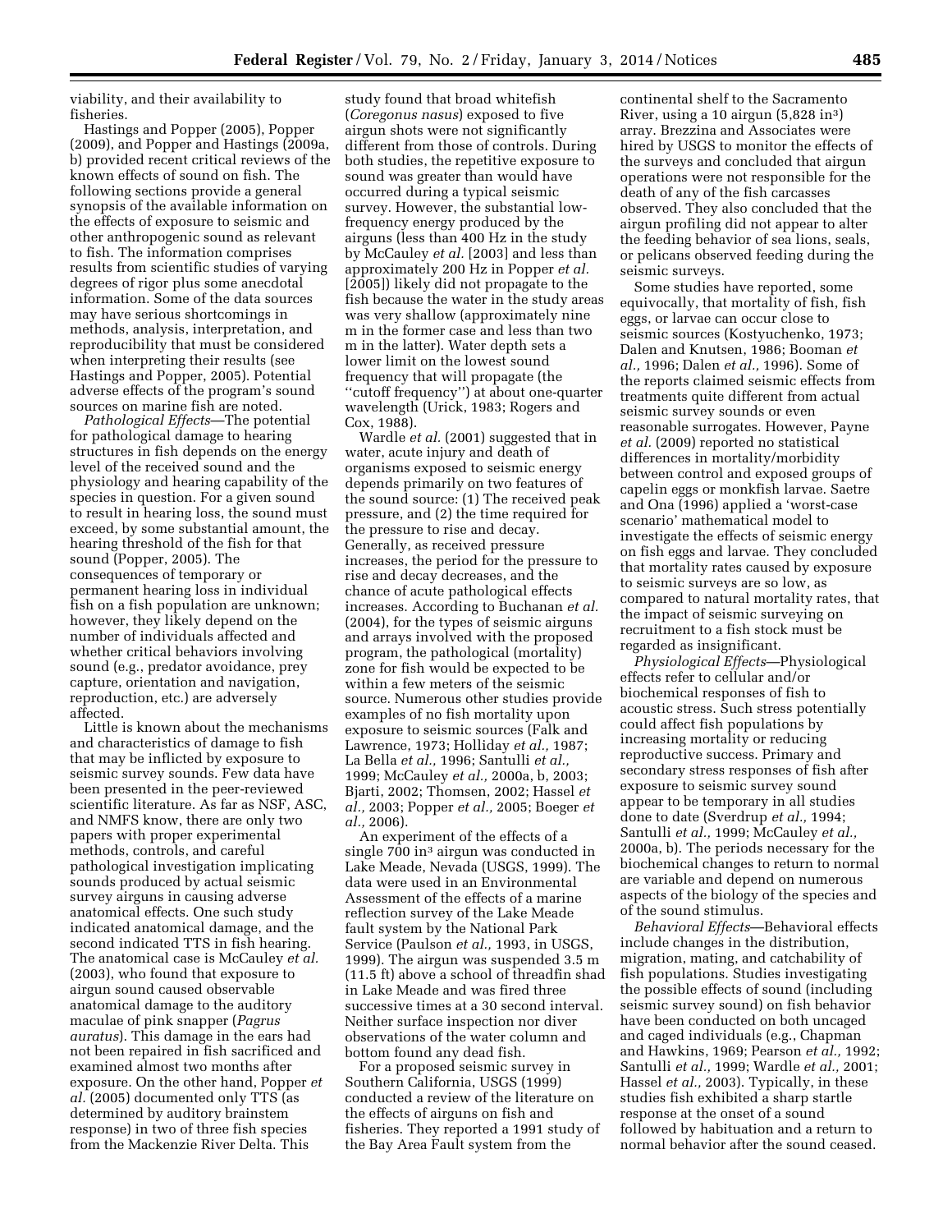viability, and their availability to fisheries.

Hastings and Popper (2005), Popper (2009), and Popper and Hastings (2009a, b) provided recent critical reviews of the known effects of sound on fish. The following sections provide a general synopsis of the available information on the effects of exposure to seismic and other anthropogenic sound as relevant to fish. The information comprises results from scientific studies of varying degrees of rigor plus some anecdotal information. Some of the data sources may have serious shortcomings in methods, analysis, interpretation, and reproducibility that must be considered when interpreting their results (see Hastings and Popper, 2005). Potential adverse effects of the program's sound sources on marine fish are noted.

*Pathological Effects*—The potential for pathological damage to hearing structures in fish depends on the energy level of the received sound and the physiology and hearing capability of the species in question. For a given sound to result in hearing loss, the sound must exceed, by some substantial amount, the hearing threshold of the fish for that sound (Popper, 2005). The consequences of temporary or permanent hearing loss in individual fish on a fish population are unknown; however, they likely depend on the number of individuals affected and whether critical behaviors involving sound (e.g., predator avoidance, prey capture, orientation and navigation, reproduction, etc.) are adversely affected.

Little is known about the mechanisms and characteristics of damage to fish that may be inflicted by exposure to seismic survey sounds. Few data have been presented in the peer-reviewed scientific literature. As far as NSF, ASC, and NMFS know, there are only two papers with proper experimental methods, controls, and careful pathological investigation implicating sounds produced by actual seismic survey airguns in causing adverse anatomical effects. One such study indicated anatomical damage, and the second indicated TTS in fish hearing. The anatomical case is McCauley *et al.* (2003), who found that exposure to airgun sound caused observable anatomical damage to the auditory maculae of pink snapper (*Pagrus auratus*). This damage in the ears had not been repaired in fish sacrificed and examined almost two months after exposure. On the other hand, Popper *et al.* (2005) documented only TTS (as determined by auditory brainstem response) in two of three fish species from the Mackenzie River Delta. This study found that broad whitefish (*Coregonus nasus*) exposed to five airgun shots were not significantly different from those of controls. During both studies, the repetitive exposure to sound was greater than would have occurred during a typical seismic survey. However, the substantial low-frequency energy produced by the airguns (less than 400 Hz in the study by McCauley *et al.* [2003] and less than approximately 200 Hz in Popper *et al.* [2005]) likely did not propagate to the fish because the water in the study areas was very shallow (approximately nine m in the former case and less than two m in the latter). Water depth sets a lower limit on the lowest sound frequency that will propagate (the "cutoff frequency") at about one-quarter wavelength (Urick, 1983; Rogers and Cox, 1988).

Wardle *et al.* (2001) suggested that in water, acute injury and death of organisms exposed to seismic energy depends primarily on two features of the sound source: (1) The received peak pressure, and (2) the time required for the pressure to rise and decay. Generally, as received pressure increases, the period for the pressure to rise and decay decreases, and the chance of acute pathological effects increases. According to Buchanan *et al.* (2004), for the types of seismic airguns and arrays involved with the proposed program, the pathological (mortality) zone for fish would be expected to be within a few meters of the seismic source. Numerous other studies provide examples of no fish mortality upon exposure to seismic sources (Falk and Lawrence, 1973; Holliday *et al.,* 1987; La Bella *et al.,* 1996; Santulli *et al.,* 1999; McCauley *et al.,* 2000a, b, 2003; Bjarti, 2002; Thomsen, 2002; Hassel *et al.,* 2003; Popper *et al.,* 2005; Boeger *et al.,* 2006).

An experiment of the effects of a single 700 in$^3$ airgun was conducted in Lake Meade, Nevada (USGS, 1999). The data were used in an Environmental Assessment of the effects of a marine reflection survey of the Lake Meade fault system by the National Park Service (Paulson *et al.,* 1993, in USGS, 1999). The airgun was suspended 3.5 m (11.5 ft) above a school of threadfin shad in Lake Meade and was fired three successive times at a 30 second interval. Neither surface inspection nor diver observations of the water column and bottom found any dead fish.

For a proposed seismic survey in Southern California, USGS (1999) conducted a review of the literature on the effects of airguns on fish and fisheries. They reported a 1991 study of the Bay Area Fault system from the continental shelf to the Sacramento River, using a 10 airgun (5,828 in$^3$) array. Brezzina and Associates were hired by USGS to monitor the effects of the surveys and concluded that airgun operations were not responsible for the death of any of the fish carcasses observed. They also concluded that the airgun profiling did not appear to alter the feeding behavior of sea lions, seals, or pelicans observed feeding during the seismic surveys.

Some studies have reported, some equivocally, that mortality of fish, fish eggs, or larvae can occur close to seismic sources (Kostyuchenko, 1973; Dalen and Knutsen, 1986; Booman *et al.,* 1996; Dalen *et al.,* 1996). Some of the reports claimed seismic effects from treatments quite different from actual seismic survey sounds or even reasonable surrogates. However, Payne *et al.* (2009) reported no statistical differences in mortality/morbidity between control and exposed groups of capelin eggs or monkfish larvae. Saetre and Ona (1996) applied a 'worst-case scenario' mathematical model to investigate the effects of seismic energy on fish eggs and larvae. They concluded that mortality rates caused by exposure to seismic surveys are so low, as compared to natural mortality rates, that the impact of seismic surveying on recruitment to a fish stock must be regarded as insignificant.

*Physiological Effects*—Physiological effects refer to cellular and/or biochemical responses of fish to acoustic stress. Such stress potentially could affect fish populations by increasing mortality or reducing reproductive success. Primary and secondary stress responses of fish after exposure to seismic survey sound appear to be temporary in all studies done to date (Sverdrup *et al.,* 1994; Santulli *et al.,* 1999; McCauley *et al.,* 2000a, b). The periods necessary for the biochemical changes to return to normal are variable and depend on numerous aspects of the biology of the species and of the sound stimulus.

*Behavioral Effects*—Behavioral effects include changes in the distribution, migration, mating, and catchability of fish populations. Studies investigating the possible effects of sound (including seismic survey sound) on fish behavior have been conducted on both uncaged and caged individuals (e.g., Chapman and Hawkins, 1969; Pearson *et al.,* 1992; Santulli *et al.,* 1999; Wardle *et al.,* 2001; Hassel *et al.,* 2003). Typically, in these studies fish exhibited a sharp startle response at the onset of a sound followed by habituation and a return to normal behavior after the sound ceased.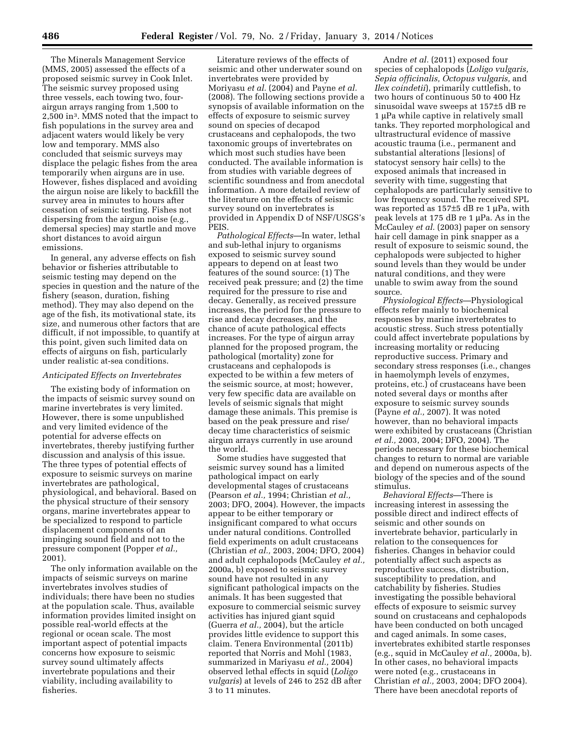The Minerals Management Service (MMS, 2005) assessed the effects of a proposed seismic survey in Cook Inlet. The seismic survey proposed using three vessels, each towing two, four-airgun arrays ranging from 1,500 to 2,500 in[3]. MMS noted that the impact to fish populations in the survey area and adjacent waters would likely be very low and temporary. MMS also concluded that seismic surveys may displace the pelagic fishes from the area temporarily when airguns are in use. However, fishes displaced and avoiding the airgun noise are likely to backfill the survey area in minutes to hours after cessation of seismic testing. Fishes not dispersing from the airgun noise (e.g., demersal species) may startle and move short distances to avoid airgun emissions.

In general, any adverse effects on fish behavior or fisheries attributable to seismic testing may depend on the species in question and the nature of the fishery (season, duration, fishing method). They may also depend on the age of the fish, its motivational state, its size, and numerous other factors that are difficult, if not impossible, to quantify at this point, given such limited data on effects of airguns on fish, particularly under realistic at-sea conditions.

*Anticipated Effects on Invertebrates*

The existing body of information on the impacts of seismic survey sound on marine invertebrates is very limited. However, there is some unpublished and very limited evidence of the potential for adverse effects on invertebrates, thereby justifying further discussion and analysis of this issue. The three types of potential effects of exposure to seismic surveys on marine invertebrates are pathological, physiological, and behavioral. Based on the physical structure of their sensory organs, marine invertebrates appear to be specialized to respond to particle displacement components of an impinging sound field and not to the pressure component (Popper *et al.,* 2001).

The only information available on the impacts of seismic surveys on marine invertebrates involves studies of individuals; there have been no studies at the population scale. Thus, available information provides limited insight on possible real-world effects at the regional or ocean scale. The most important aspect of potential impacts concerns how exposure to seismic survey sound ultimately affects invertebrate populations and their viability, including availability to fisheries.

Literature reviews of the effects of seismic and other underwater sound on invertebrates were provided by Moriyasu *et al.* (2004) and Payne *et al.* (2008). The following sections provide a synopsis of available information on the effects of exposure to seismic survey sound on species of decapod crustaceans and cephalopods, the two taxonomic groups of invertebrates on which most such studies have been conducted. The available information is from studies with variable degrees of scientific soundness and from anecdotal information. A more detailed review of the literature on the effects of seismic survey sound on invertebrates is provided in Appendix D of NSF/USGS's PEIS.

*Pathological Effects*—In water, lethal and sub-lethal injury to organisms exposed to seismic survey sound appears to depend on at least two features of the sound source: (1) The received peak pressure; and (2) the time required for the pressure to rise and decay. Generally, as received pressure increases, the period for the pressure to rise and decay decreases, and the chance of acute pathological effects increases. For the type of airgun array planned for the proposed program, the pathological (mortality) zone for crustaceans and cephalopods is expected to be within a few meters of the seismic source, at most; however, very few specific data are available on levels of seismic signals that might damage these animals. This premise is based on the peak pressure and rise/decay time characteristics of seismic airgun arrays currently in use around the world.

Some studies have suggested that seismic survey sound has a limited pathological impact on early developmental stages of crustaceans (Pearson *et al.,* 1994; Christian *et al.,* 2003; DFO, 2004). However, the impacts appear to be either temporary or insignificant compared to what occurs under natural conditions. Controlled field experiments on adult crustaceans (Christian *et al.,* 2003, 2004; DFO, 2004) and adult cephalopods (McCauley *et al.,* 2000a, b) exposed to seismic survey sound have not resulted in any significant pathological impacts on the animals. It has been suggested that exposure to commercial seismic survey activities has injured giant squid (Guerra *et al.,* 2004), but the article provides little evidence to support this claim. Tenera Environmental (2011b) reported that Norris and Mohl (1983, summarized in Mariyasu *et al.,* 2004) observed lethal effects in squid (*Loligo vulgaris*) at levels of 246 to 252 dB after 3 to 11 minutes.

Andre *et al.* (2011) exposed four species of cephalopods (*Loligo vulgaris, Sepia officinalis, Octopus vulgaris,* and *Ilex coindetii*), primarily cuttlefish, to two hours of continuous 50 to 400 Hz sinusoidal wave sweeps at 157±5 dB re 1 μPa while captive in relatively small tanks. They reported morphological and ultrastructural evidence of massive acoustic trauma (i.e., permanent and substantial alterations [lesions] of statocyst sensory hair cells) to the exposed animals that increased in severity with time, suggesting that cephalopods are particularly sensitive to low frequency sound. The received SPL was reported as 157±5 dB re 1 μPa, with peak levels at 175 dB re 1 μPa. As in the McCauley *et al.* (2003) paper on sensory hair cell damage in pink snapper as a result of exposure to seismic sound, the cephalopods were subjected to higher sound levels than they would be under natural conditions, and they were unable to swim away from the sound source.

*Physiological Effects*—Physiological effects refer mainly to biochemical responses by marine invertebrates to acoustic stress. Such stress potentially could affect invertebrate populations by increasing mortality or reducing reproductive success. Primary and secondary stress responses (i.e., changes in haemolymph levels of enzymes, proteins, etc.) of crustaceans have been noted several days or months after exposure to seismic survey sounds (Payne *et al.,* 2007). It was noted however, than no behavioral impacts were exhibited by crustaceans (Christian *et al.,* 2003, 2004; DFO, 2004). The periods necessary for these biochemical changes to return to normal are variable and depend on numerous aspects of the biology of the species and of the sound stimulus.

*Behavioral Effects*—There is increasing interest in assessing the possible direct and indirect effects of seismic and other sounds on invertebrate behavior, particularly in relation to the consequences for fisheries. Changes in behavior could potentially affect such aspects as reproductive success, distribution, susceptibility to predation, and catchability by fisheries. Studies investigating the possible behavioral effects of exposure to seismic survey sound on crustaceans and cephalopods have been conducted on both uncaged and caged animals. In some cases, invertebrates exhibited startle responses (e.g., squid in McCauley *et al.,* 2000a, b). In other cases, no behavioral impacts were noted (e.g., crustaceans in Christian *et al.,* 2003, 2004; DFO 2004). There have been anecdotal reports of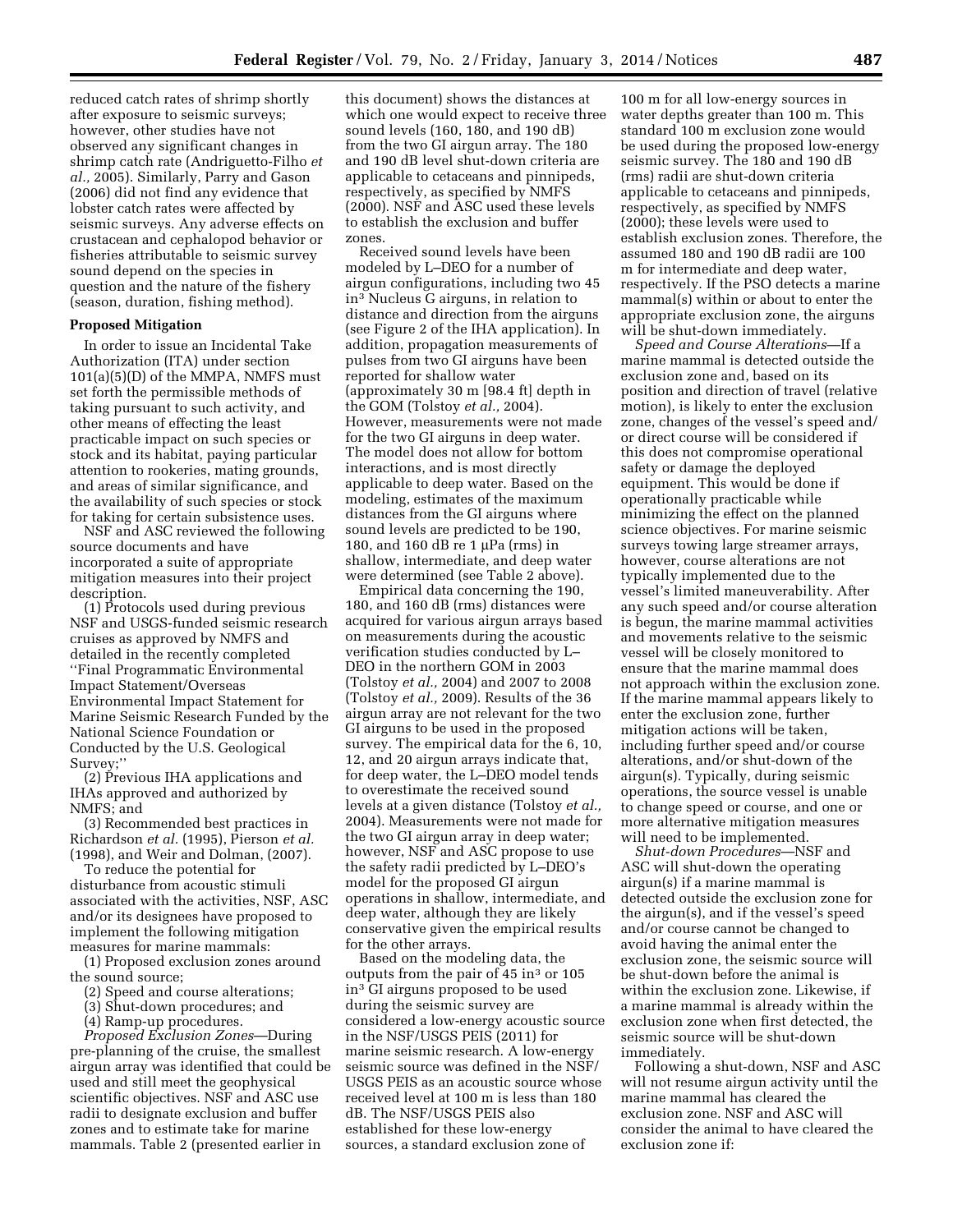reduced catch rates of shrimp shortly after exposure to seismic surveys; however, other studies have not observed any significant changes in shrimp catch rate (Andriguetto-Filho *et al.,* 2005). Similarly, Parry and Gason (2006) did not find any evidence that lobster catch rates were affected by seismic surveys. Any adverse effects on crustacean and cephalopod behavior or fisheries attributable to seismic survey sound depend on the species in question and the nature of the fishery (season, duration, fishing method).

**Proposed Mitigation**

In order to issue an Incidental Take Authorization (ITA) under section 101(a)(5)(D) of the MMPA, NMFS must set forth the permissible methods of taking pursuant to such activity, and other means of effecting the least practicable impact on such species or stock and its habitat, paying particular attention to rookeries, mating grounds, and areas of similar significance, and the availability of such species or stock for taking for certain subsistence uses.

NSF and ASC reviewed the following source documents and have incorporated a suite of appropriate mitigation measures into their project description.

(1) Protocols used during previous NSF and USGS-funded seismic research cruises as approved by NMFS and detailed in the recently completed ''Final Programmatic Environmental Impact Statement/Overseas Environmental Impact Statement for Marine Seismic Research Funded by the National Science Foundation or Conducted by the U.S. Geological Survey;''

(2) Previous IHA applications and IHAs approved and authorized by NMFS; and

(3) Recommended best practices in Richardson *et al.* (1995), Pierson *et al.* (1998), and Weir and Dolman, (2007).

To reduce the potential for disturbance from acoustic stimuli associated with the activities, NSF, ASC and/or its designees have proposed to implement the following mitigation measures for marine mammals:

(1) Proposed exclusion zones around the sound source;

(2) Speed and course alterations;

(3) Shut-down procedures; and

(4) Ramp-up procedures.

*Proposed Exclusion Zones*—During pre-planning of the cruise, the smallest airgun array was identified that could be used and still meet the geophysical scientific objectives. NSF and ASC use radii to designate exclusion and buffer zones and to estimate take for marine mammals. Table 2 (presented earlier in this document) shows the distances at which one would expect to receive three sound levels (160, 180, and 190 dB) from the two GI airgun array. The 180 and 190 dB level shut-down criteria are applicable to cetaceans and pinnipeds, respectively, as specified by NMFS (2000). NSF and ASC used these levels to establish the exclusion and buffer zones.

Received sound levels have been modeled by L–DEO for a number of airgun configurations, including two 45 in$^3$ Nucleus G airguns, in relation to distance and direction from the airguns (see Figure 2 of the IHA application). In addition, propagation measurements of pulses from two GI airguns have been reported for shallow water (approximately 30 m [98.4 ft] depth in the GOM (Tolstoy *et al.,* 2004). However, measurements were not made for the two GI airguns in deep water. The model does not allow for bottom interactions, and is most directly applicable to deep water. Based on the modeling, estimates of the maximum distances from the GI airguns where sound levels are predicted to be 190, 180, and 160 dB re 1 μPa (rms) in shallow, intermediate, and deep water were determined (see Table 2 above).

Empirical data concerning the 190, 180, and 160 dB (rms) distances were acquired for various airgun arrays based on measurements during the acoustic verification studies conducted by L–DEO in the northern GOM in 2003 (Tolstoy *et al.,* 2004) and 2007 to 2008 (Tolstoy *et al.,* 2009). Results of the 36 airgun array are not relevant for the two GI airguns to be used in the proposed survey. The empirical data for the 6, 10, 12, and 20 airgun arrays indicate that, for deep water, the L–DEO model tends to overestimate the received sound levels at a given distance (Tolstoy *et al.,* 2004). Measurements were not made for the two GI airgun array in deep water; however, NSF and ASC propose to use the safety radii predicted by L–DEO's model for the proposed GI airgun operations in shallow, intermediate, and deep water, although they are likely conservative given the empirical results for the other arrays.

Based on the modeling data, the outputs from the pair of 45 in$^3$ or 105 in$^3$ GI airguns proposed to be used during the seismic survey are considered a low-energy acoustic source in the NSF/USGS PEIS (2011) for marine seismic research. A low-energy seismic source was defined in the NSF/USGS PEIS as an acoustic source whose received level at 100 m is less than 180 dB. The NSF/USGS PEIS also established for these low-energy sources, a standard exclusion zone of 100 m for all low-energy sources in water depths greater than 100 m. This standard 100 m exclusion zone would be used during the proposed low-energy seismic survey. The 180 and 190 dB (rms) radii are shut-down criteria applicable to cetaceans and pinnipeds, respectively, as specified by NMFS (2000); these levels were used to establish exclusion zones. Therefore, the assumed 180 and 190 dB radii are 100 m for intermediate and deep water, respectively. If the PSO detects a marine mammal(s) within or about to enter the appropriate exclusion zone, the airguns will be shut-down immediately.

*Speed and Course Alterations*—If a marine mammal is detected outside the exclusion zone and, based on its position and direction of travel (relative motion), is likely to enter the exclusion zone, changes of the vessel's speed and/or direct course will be considered if this does not compromise operational safety or damage the deployed equipment. This would be done if operationally practicable while minimizing the effect on the planned science objectives. For marine seismic surveys towing large streamer arrays, however, course alterations are not typically implemented due to the vessel's limited maneuverability. After any such speed and/or course alteration is begun, the marine mammal activities and movements relative to the seismic vessel will be closely monitored to ensure that the marine mammal does not approach within the exclusion zone. If the marine mammal appears likely to enter the exclusion zone, further mitigation actions will be taken, including further speed and/or course alterations, and/or shut-down of the airgun(s). Typically, during seismic operations, the source vessel is unable to change speed or course, and one or more alternative mitigation measures will need to be implemented.

*Shut-down Procedures*—NSF and ASC will shut-down the operating airgun(s) if a marine mammal is detected outside the exclusion zone for the airgun(s), and if the vessel's speed and/or course cannot be changed to avoid having the animal enter the exclusion zone, the seismic source will be shut-down before the animal is within the exclusion zone. Likewise, if a marine mammal is already within the exclusion zone when first detected, the seismic source will be shut-down immediately.

Following a shut-down, NSF and ASC will not resume airgun activity until the marine mammal has cleared the exclusion zone. NSF and ASC will consider the animal to have cleared the exclusion zone if: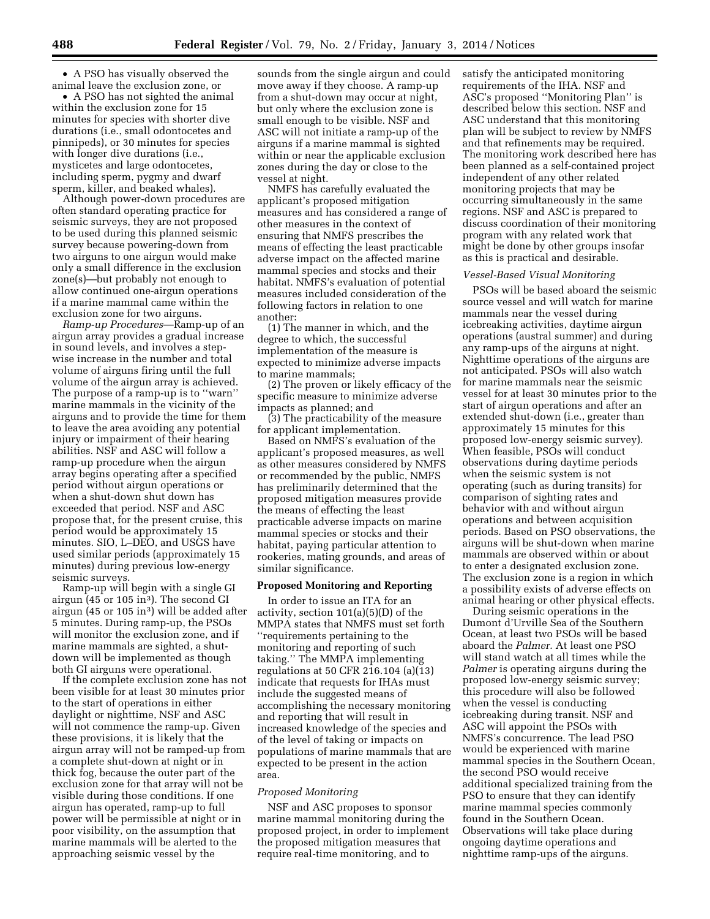- A PSO has visually observed the animal leave the exclusion zone, or
- A PSO has not sighted the animal within the exclusion zone for 15 minutes for species with shorter dive durations (i.e., small odontocetes and pinnipeds), or 30 minutes for species with longer dive durations (i.e., mysticetes and large odontocetes, including sperm, pygmy and dwarf sperm, killer, and beaked whales).

Although power-down procedures are often standard operating practice for seismic surveys, they are not proposed to be used during this planned seismic survey because powering-down from two airguns to one airgun would make only a small difference in the exclusion zone(s)—but probably not enough to allow continued one-airgun operations if a marine mammal came within the exclusion zone for two airguns.

*Ramp-up Procedures*—Ramp-up of an airgun array provides a gradual increase in sound levels, and involves a step-wise increase in the number and total volume of airguns firing until the full volume of the airgun array is achieved. The purpose of a ramp-up is to ''warn'' marine mammals in the vicinity of the airguns and to provide the time for them to leave the area avoiding any potential injury or impairment of their hearing abilities. NSF and ASC will follow a ramp-up procedure when the airgun array begins operating after a specified period without airgun operations or when a shut-down shut down has exceeded that period. NSF and ASC propose that, for the present cruise, this period would be approximately 15 minutes. SIO, L–DEO, and USGS have used similar periods (approximately 15 minutes) during previous low-energy seismic surveys.

Ramp-up will begin with a single GI airgun (45 or 105 in$^3$). The second GI airgun (45 or 105 in$^3$) will be added after 5 minutes. During ramp-up, the PSOs will monitor the exclusion zone, and if marine mammals are sighted, a shut-down will be implemented as though both GI airguns were operational.

If the complete exclusion zone has not been visible for at least 30 minutes prior to the start of operations in either daylight or nighttime, NSF and ASC will not commence the ramp-up. Given these provisions, it is likely that the airgun array will not be ramped-up from a complete shut-down at night or in thick fog, because the outer part of the exclusion zone for that array will not be visible during those conditions. If one airgun has operated, ramp-up to full power will be permissible at night or in poor visibility, on the assumption that marine mammals will be alerted to the approaching seismic vessel by the sounds from the single airgun and could move away if they choose. A ramp-up from a shut-down may occur at night, but only where the exclusion zone is small enough to be visible. NSF and ASC will not initiate a ramp-up of the airguns if a marine mammal is sighted within or near the applicable exclusion zones during the day or close to the vessel at night.

NMFS has carefully evaluated the applicant's proposed mitigation measures and has considered a range of other measures in the context of ensuring that NMFS prescribes the means of effecting the least practicable adverse impact on the affected marine mammal species and stocks and their habitat. NMFS's evaluation of potential measures included consideration of the following factors in relation to one another:

(1) The manner in which, and the degree to which, the successful implementation of the measure is expected to minimize adverse impacts to marine mammals;

(2) The proven or likely efficacy of the specific measure to minimize adverse impacts as planned; and

(3) The practicability of the measure for applicant implementation.

Based on NMFS's evaluation of the applicant's proposed measures, as well as other measures considered by NMFS or recommended by the public, NMFS has preliminarily determined that the proposed mitigation measures provide the means of effecting the least practicable adverse impacts on marine mammal species or stocks and their habitat, paying particular attention to rookeries, mating grounds, and areas of similar significance.

## Proposed Monitoring and Reporting

In order to issue an ITA for an activity, section 101(a)(5)(D) of the MMPA states that NMFS must set forth ''requirements pertaining to the monitoring and reporting of such taking.'' The MMPA implementing regulations at 50 CFR 216.104 (a)(13) indicate that requests for IHAs must include the suggested means of accomplishing the necessary monitoring and reporting that will result in increased knowledge of the species and of the level of taking or impacts on populations of marine mammals that are expected to be present in the action area.

### *Proposed Monitoring*

NSF and ASC proposes to sponsor marine mammal monitoring during the proposed project, in order to implement the proposed mitigation measures that require real-time monitoring, and to satisfy the anticipated monitoring requirements of the IHA. NSF and ASC's proposed ''Monitoring Plan'' is described below this section. NSF and ASC understand that this monitoring plan will be subject to review by NMFS and that refinements may be required. The monitoring work described here has been planned as a self-contained project independent of any other related monitoring projects that may be occurring simultaneously in the same regions. NSF and ASC is prepared to discuss coordination of their monitoring program with any related work that might be done by other groups insofar as this is practical and desirable.

### *Vessel-Based Visual Monitoring*

PSOs will be based aboard the seismic source vessel and will watch for marine mammals near the vessel during icebreaking activities, daytime airgun operations (austral summer) and during any ramp-ups of the airguns at night. Nighttime operations of the airguns are not anticipated. PSOs will also watch for marine mammals near the seismic vessel for at least 30 minutes prior to the start of airgun operations and after an extended shut-down (i.e., greater than approximately 15 minutes for this proposed low-energy seismic survey). When feasible, PSOs will conduct observations during daytime periods when the seismic system is not operating (such as during transits) for comparison of sighting rates and behavior with and without airgun operations and between acquisition periods. Based on PSO observations, the airguns will be shut-down when marine mammals are observed within or about to enter a designated exclusion zone. The exclusion zone is a region in which a possibility exists of adverse effects on animal hearing or other physical effects.

During seismic operations in the Dumont d'Urville Sea of the Southern Ocean, at least two PSOs will be based aboard the *Palmer.* At least one PSO will stand watch at all times while the *Palmer* is operating airguns during the proposed low-energy seismic survey; this procedure will also be followed when the vessel is conducting icebreaking during transit. NSF and ASC will appoint the PSOs with NMFS's concurrence. The lead PSO would be experienced with marine mammal species in the Southern Ocean, the second PSO would receive additional specialized training from the PSO to ensure that they can identify marine mammal species commonly found in the Southern Ocean. Observations will take place during ongoing daytime operations and nighttime ramp-ups of the airguns.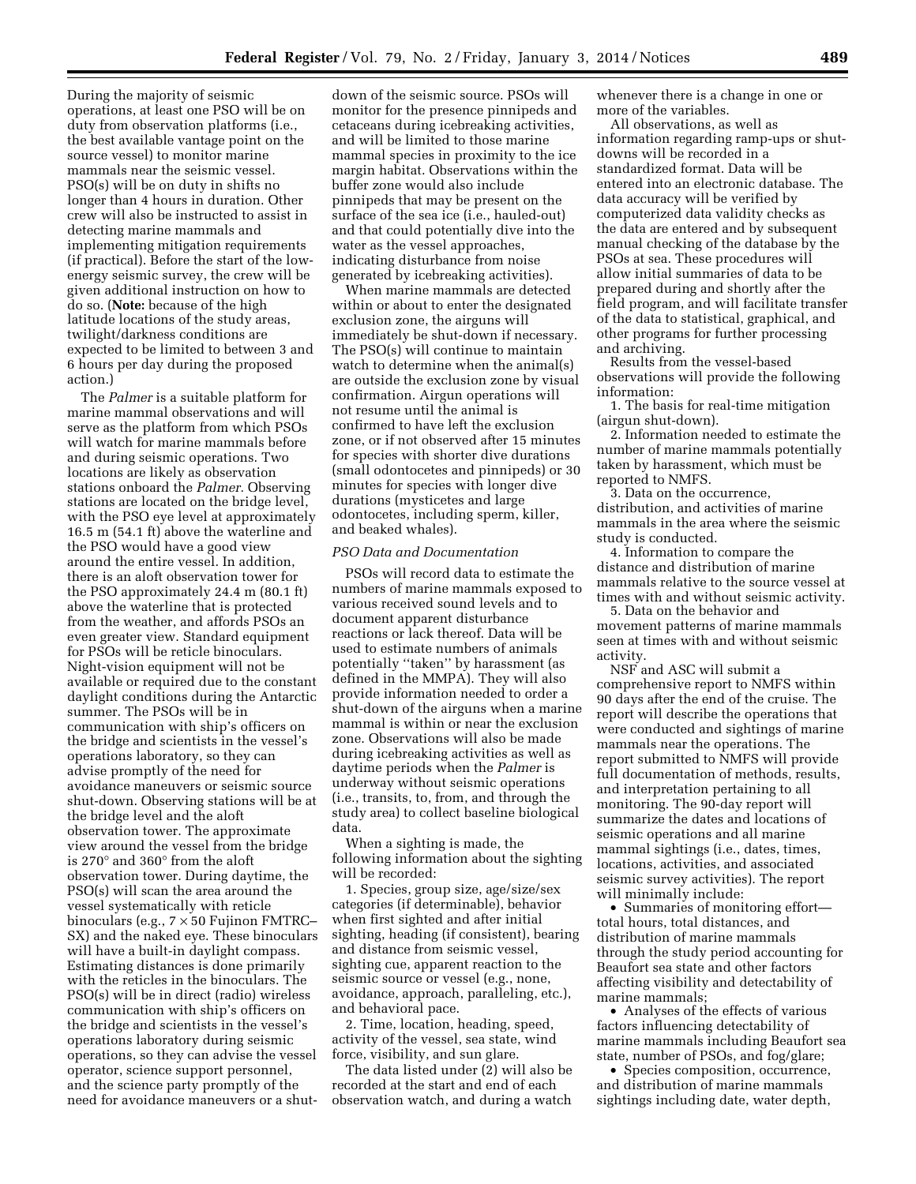During the majority of seismic operations, at least one PSO will be on duty from observation platforms (i.e., the best available vantage point on the source vessel) to monitor marine mammals near the seismic vessel. PSO(s) will be on duty in shifts no longer than 4 hours in duration. Other crew will also be instructed to assist in detecting marine mammals and implementing mitigation requirements (if practical). Before the start of the low-energy seismic survey, the crew will be given additional instruction on how to do so. (**Note:** because of the high latitude locations of the study areas, twilight/darkness conditions are expected to be limited to between 3 and 6 hours per day during the proposed action.)

The *Palmer* is a suitable platform for marine mammal observations and will serve as the platform from which PSOs will watch for marine mammals before and during seismic operations. Two locations are likely as observation stations onboard the *Palmer*. Observing stations are located on the bridge level, with the PSO eye level at approximately 16.5 m (54.1 ft) above the waterline and the PSO would have a good view around the entire vessel. In addition, there is an aloft observation tower for the PSO approximately 24.4 m (80.1 ft) above the waterline that is protected from the weather, and affords PSOs an even greater view. Standard equipment for PSOs will be reticle binoculars. Night-vision equipment will not be available or required due to the constant daylight conditions during the Antarctic summer. The PSOs will be in communication with ship's officers on the bridge and scientists in the vessel's operations laboratory, so they can advise promptly of the need for avoidance maneuvers or seismic source shut-down. Observing stations will be at the bridge level and the aloft observation tower. The approximate view around the vessel from the bridge is 270° and 360° from the aloft observation tower. During daytime, the PSO(s) will scan the area around the vessel systematically with reticle binoculars (e.g., 7 × 50 Fujinon FMTRC–SX) and the naked eye. These binoculars will have a built-in daylight compass. Estimating distances is done primarily with the reticles in the binoculars. The PSO(s) will be in direct (radio) wireless communication with ship's officers on the bridge and scientists in the vessel's operations laboratory during seismic operations, so they can advise the vessel operator, science support personnel, and the science party promptly of the need for avoidance maneuvers or a shut-down of the seismic source. PSOs will monitor for the presence pinnipeds and cetaceans during icebreaking activities, and will be limited to those marine mammal species in proximity to the ice margin habitat. Observations within the buffer zone would also include pinnipeds that may be present on the surface of the sea ice (i.e., hauled-out) and that could potentially dive into the water as the vessel approaches, indicating disturbance from noise generated by icebreaking activities).

When marine mammals are detected within or about to enter the designated exclusion zone, the airguns will immediately be shut-down if necessary. The PSO(s) will continue to maintain watch to determine when the animal(s) are outside the exclusion zone by visual confirmation. Airgun operations will not resume until the animal is confirmed to have left the exclusion zone, or if not observed after 15 minutes for species with shorter dive durations (small odontocetes and pinnipeds) or 30 minutes for species with longer dive durations (mysticetes and large odontocetes, including sperm, killer, and beaked whales).

*PSO Data and Documentation*

PSOs will record data to estimate the numbers of marine mammals exposed to various received sound levels and to document apparent disturbance reactions or lack thereof. Data will be used to estimate numbers of animals potentially ''taken'' by harassment (as defined in the MMPA). They will also provide information needed to order a shut-down of the airguns when a marine mammal is within or near the exclusion zone. Observations will also be made during icebreaking activities as well as daytime periods when the *Palmer* is underway without seismic operations (i.e., transits, to, from, and through the study area) to collect baseline biological data.

When a sighting is made, the following information about the sighting will be recorded:

1. Species, group size, age/size/sex categories (if determinable), behavior when first sighted and after initial sighting, heading (if consistent), bearing and distance from seismic vessel, sighting cue, apparent reaction to the seismic source or vessel (e.g., none, avoidance, approach, paralleling, etc.), and behavioral pace.

2. Time, location, heading, speed, activity of the vessel, sea state, wind force, visibility, and sun glare.

The data listed under (2) will also be recorded at the start and end of each observation watch, and during a watch whenever there is a change in one or more of the variables.

All observations, as well as information regarding ramp-ups or shut-downs will be recorded in a standardized format. Data will be entered into an electronic database. The data accuracy will be verified by computerized data validity checks as the data are entered and by subsequent manual checking of the database by the PSOs at sea. These procedures will allow initial summaries of data to be prepared during and shortly after the field program, and will facilitate transfer of the data to statistical, graphical, and other programs for further processing and archiving.

Results from the vessel-based observations will provide the following information:

1. The basis for real-time mitigation (airgun shut-down).

2. Information needed to estimate the number of marine mammals potentially taken by harassment, which must be reported to NMFS.

3. Data on the occurrence, distribution, and activities of marine mammals in the area where the seismic study is conducted.

4. Information to compare the distance and distribution of marine mammals relative to the source vessel at times with and without seismic activity.

5. Data on the behavior and movement patterns of marine mammals seen at times with and without seismic activity.

NSF and ASC will submit a comprehensive report to NMFS within 90 days after the end of the cruise. The report will describe the operations that were conducted and sightings of marine mammals near the operations. The report submitted to NMFS will provide full documentation of methods, results, and interpretation pertaining to all monitoring. The 90-day report will summarize the dates and locations of seismic operations and all marine mammal sightings (i.e., dates, times, locations, activities, and associated seismic survey activities). The report will minimally include:

- Summaries of monitoring effort—total hours, total distances, and distribution of marine mammals through the study period accounting for Beaufort sea state and other factors affecting visibility and detectability of marine mammals;
- Analyses of the effects of various factors influencing detectability of marine mammals including Beaufort sea state, number of PSOs, and fog/glare;
- Species composition, occurrence, and distribution of marine mammals sightings including date, water depth,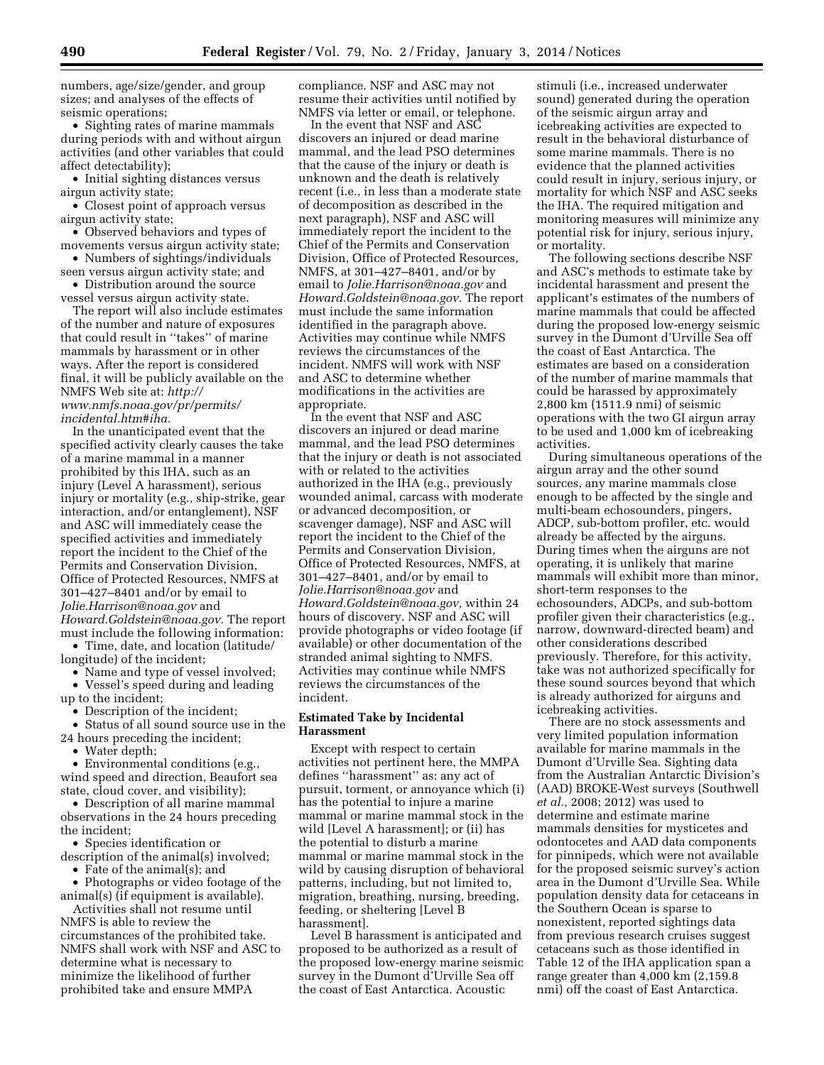numbers, age/size/gender, and group sizes; and analyses of the effects of seismic operations;

- Sighting rates of marine mammals during periods with and without airgun activities (and other variables that could affect detectability);
- Initial sighting distances versus airgun activity state;
- Closest point of approach versus airgun activity state;
- Observed behaviors and types of movements versus airgun activity state;
- Numbers of sightings/individuals seen versus airgun activity state; and
- Distribution around the source vessel versus airgun activity state.

The report will also include estimates of the number and nature of exposures that could result in ''takes'' of marine mammals by harassment or in other ways. After the report is considered final, it will be publicly available on the NMFS Web site at: *http://www.nmfs.noaa.gov/pr/permits/incidental.htm#iha.*

In the unanticipated event that the specified activity clearly causes the take of a marine mammal in a manner prohibited by this IHA, such as an injury (Level A harassment), serious injury or mortality (e.g., ship-strike, gear interaction, and/or entanglement), NSF and ASC will immediately cease the specified activities and immediately report the incident to the Chief of the Permits and Conservation Division, Office of Protected Resources, NMFS at 301–427–8401 and/or by email to *Jolie.Harrison@noaa.gov* and *Howard.Goldstein@noaa.gov.* The report must include the following information:

- Time, date, and location (latitude/longitude) of the incident;
- Name and type of vessel involved;
- Vessel's speed during and leading up to the incident;
- Description of the incident;
- Status of all sound source use in the 24 hours preceding the incident;
- Water depth;
- Environmental conditions (e.g., wind speed and direction, Beaufort sea state, cloud cover, and visibility);
- Description of all marine mammal observations in the 24 hours preceding the incident;
- Species identification or description of the animal(s) involved;
- Fate of the animal(s); and
- Photographs or video footage of the animal(s) (if equipment is available).

Activities shall not resume until NMFS is able to review the circumstances of the prohibited take. NMFS shall work with NSF and ASC to determine what is necessary to minimize the likelihood of further prohibited take and ensure MMPA compliance. NSF and ASC may not resume their activities until notified by NMFS via letter or email, or telephone.

In the event that NSF and ASC discovers an injured or dead marine mammal, and the lead PSO determines that the cause of the injury or death is unknown and the death is relatively recent (i.e., in less than a moderate state of decomposition as described in the next paragraph), NSF and ASC will immediately report the incident to the Chief of the Permits and Conservation Division, Office of Protected Resources, NMFS, at 301–427–8401, and/or by email to *Jolie.Harrison@noaa.gov* and *Howard.Goldstein@noaa.gov.* The report must include the same information identified in the paragraph above. Activities may continue while NMFS reviews the circumstances of the incident. NMFS will work with NSF and ASC to determine whether modifications in the activities are appropriate.

In the event that NSF and ASC discovers an injured or dead marine mammal, and the lead PSO determines that the injury or death is not associated with or related to the activities authorized in the IHA (e.g., previously wounded animal, carcass with moderate or advanced decomposition, or scavenger damage), NSF and ASC will report the incident to the Chief of the Permits and Conservation Division, Office of Protected Resources, NMFS, at 301–427–8401, and/or by email to *Jolie.Harrison@noaa.gov* and *Howard.Goldstein@noaa.gov,* within 24 hours of discovery. NSF and ASC will provide photographs or video footage (if available) or other documentation of the stranded animal sighting to NMFS. Activities may continue while NMFS reviews the circumstances of the incident.

## Estimated Take by Incidental Harassment

Except with respect to certain activities not pertinent here, the MMPA defines ''harassment'' as: any act of pursuit, torment, or annoyance which (i) has the potential to injure a marine mammal or marine mammal stock in the wild [Level A harassment]; or (ii) has the potential to disturb a marine mammal or marine mammal stock in the wild by causing disruption of behavioral patterns, including, but not limited to, migration, breathing, nursing, breeding, feeding, or sheltering [Level B harassment].

Level B harassment is anticipated and proposed to be authorized as a result of the proposed low-energy marine seismic survey in the Dumont d'Urville Sea off the coast of East Antarctica. Acoustic stimuli (i.e., increased underwater sound) generated during the operation of the seismic airgun array and icebreaking activities are expected to result in the behavioral disturbance of some marine mammals. There is no evidence that the planned activities could result in injury, serious injury, or mortality for which NSF and ASC seeks the IHA. The required mitigation and monitoring measures will minimize any potential risk for injury, serious injury, or mortality.

The following sections describe NSF and ASC's methods to estimate take by incidental harassment and present the applicant's estimates of the numbers of marine mammals that could be affected during the proposed low-energy seismic survey in the Dumont d'Urville Sea off the coast of East Antarctica. The estimates are based on a consideration of the number of marine mammals that could be harassed by approximately 2,800 km (1511.9 nmi) of seismic operations with the two GI airgun array to be used and 1,000 km of icebreaking activities.

During simultaneous operations of the airgun array and the other sound sources, any marine mammals close enough to be affected by the single and multi-beam echosounders, pingers, ADCP, sub-bottom profiler, etc. would already be affected by the airguns. During times when the airguns are not operating, it is unlikely that marine mammals will exhibit more than minor, short-term responses to the echosounders, ADCPs, and sub-bottom profiler given their characteristics (e.g., narrow, downward-directed beam) and other considerations described previously. Therefore, for this activity, take was not authorized specifically for these sound sources beyond that which is already authorized for airguns and icebreaking activities.

There are no stock assessments and very limited population information available for marine mammals in the Dumont d'Urville Sea. Sighting data from the Australian Antarctic Division's (AAD) BROKE-West surveys (Southwell *et al.,* 2008; 2012) was used to determine and estimate marine mammals densities for mysticetes and odontocetes and AAD data components for pinnipeds, which were not available for the proposed seismic survey's action area in the Dumont d'Urville Sea. While population density data for cetaceans in the Southern Ocean is sparse to nonexistent, reported sightings data from previous research cruises suggest cetaceans such as those identified in Table 12 of the IHA application span a range greater than 4,000 km (2,159.8 nmi) off the coast of East Antarctica.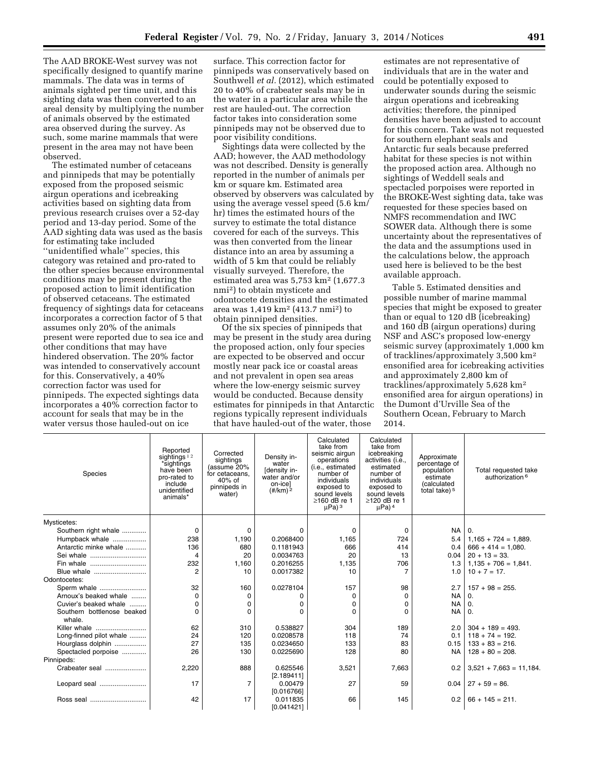The AAD BROKE-West survey was not specifically designed to quantify marine mammals. The data was in terms of animals sighted per time unit, and this sighting data was then converted to an areal density by multiplying the number of animals observed by the estimated area observed during the survey. As such, some marine mammals that were present in the area may not have been observed.

The estimated number of cetaceans and pinnipeds that may be potentially exposed from the proposed seismic airgun operations and icebreaking activities based on sighting data from previous research cruises over a 52-day period and 13-day period. Some of the AAD sighting data was used as the basis for estimating take included ''unidentified whale'' species, this category was retained and pro-rated to the other species because environmental conditions may be present during the proposed action to limit identification of observed cetaceans. The estimated frequency of sightings data for cetaceans incorporates a correction factor of 5 that assumes only 20% of the animals present were reported due to sea ice and other conditions that may have hindered observation. The 20% factor was intended to conservatively account for this. Conservatively, a 40% correction factor was used for pinnipeds. The expected sightings data incorporates a 40% correction factor to account for seals that may be in the water versus those hauled-out on ice surface. This correction factor for pinnipeds was conservatively based on Southwell *et al.* (2012), which estimated 20 to 40% of crabeater seals may be in the water in a particular area while the rest are hauled-out. The correction factor takes into consideration some pinnipeds may not be observed due to poor visibility conditions.

Sightings data were collected by the AAD; however, the AAD methodology was not described. Density is generally reported in the number of animals per km or square km. Estimated area observed by observers was calculated by using the average vessel speed (5.6 km/hr) times the estimated hours of the survey to estimate the total distance covered for each of the surveys. This was then converted from the linear distance into an area by assuming a width of 5 km that could be reliably visually surveyed. Therefore, the estimated area was 5,753 km² (1,677.3 nmi²) to obtain mysticete and odontocete densities and the estimated area was 1,419 km² (413.7 nmi²) to obtain pinniped densities.

Of the six species of pinnipeds that may be present in the study area during the proposed action, only four species are expected to be observed and occur mostly near pack ice or coastal areas and not prevalent in open sea areas where the low-energy seismic survey would be conducted. Because density estimates for pinnipeds in that Antarctic regions typically represent individuals that have hauled-out of the water, those estimates are not representative of individuals that are in the water and could be potentially exposed to underwater sounds during the seismic airgun operations and icebreaking activities; therefore, the pinniped densities have been adjusted to account for this concern. Take was not requested for southern elephant seals and Antarctic fur seals because preferred habitat for these species is not within the proposed action area. Although no sightings of Weddell seals and spectacled porpoises were reported in the BROKE-West sighting data, take was requested for these species based on NMFS recommendation and IWC SOWER data. Although there is some uncertainty about the representatives of the data and the assumptions used in the calculations below, the approach used here is believed to be the best available approach.

Table 5. Estimated densities and possible number of marine mammal species that might be exposed to greater than or equal to 120 dB (icebreaking) and 160 dB (airgun operations) during NSF and ASC's proposed low-energy seismic survey (approximately 1,000 km of tracklines/approximately 3,500 km² ensonified area for icebreaking activities and approximately 2,800 km of tracklines/approximately 5,628 km² ensonified area for airgun operations) in the Dumont d'Urville Sea of the Southern Ocean, February to March 2014.

| Species | Reported sightings [1 2] *sightings have been pro-rated to include unidentified animals* | Corrected sightings (assume 20% for cetaceans, 40% of pinnipeds in water) | Density in-water [density in-water and/or on-ice] (#/km) [2] | Calculated take from seismic airgun operations (i.e., estimated number of individuals exposed to sound levels ≥160 dB re 1 μPa) [3] | Calculated take from icebreaking activities (i.e., estimated number of individuals exposed to sound levels ≥120 dB re 1 μPa) [4] | Approximate percentage of population estimate (calculated total take) [5] | Total requested take authorization [6] |
|---|---|---|---|---|---|---|---|
| Mysticetes: | | | | | | | |
| Southern right whale | 0 | 0 | 0 | 0 | 0 | NA | 0. |
| Humpback whale | 238 | 1,190 | 0.2068400 | 1,165 | 724 | 5.4 | 1,165 + 724 = 1,889. |
| Antarctic minke whale | 136 | 680 | 0.1181943 | 666 | 414 | 0.4 | 666 + 414 = 1,080. |
| Sei whale | 4 | 20 | 0.0034763 | 20 | 13 | 0.04 | 20 + 13 = 33. |
| Fin whale | 232 | 1,160 | 0.2016255 | 1,135 | 706 | 1.3 | 1,135 + 706 = 1,841. |
| Blue whale | 2 | 10 | 0.0017382 | 10 | 7 | 1.0 | 10 + 7 = 17. |
| Odontocetes: | | | | | | | |
| Sperm whale | 32 | 160 | 0.0278104 | 157 | 98 | 2.7 | 157 + 98 = 255. |
| Arnoux's beaked whale | 0 | 0 | 0 | 0 | 0 | NA | 0. |
| Cuvier's beaked whale | 0 | 0 | 0 | 0 | 0 | NA | 0. |
| Southern bottlenose beaked whale. | 0 | 0 | 0 | 0 | 0 | NA | 0. |
| Killer whale | 62 | 310 | 0.538827 | 304 | 189 | 2.0 | 304 + 189 = 493. |
| Long-finned pilot whale | 24 | 120 | 0.0208578 | 118 | 74 | 0.1 | 118 + 74 = 192. |
| Hourglass dolphin | 27 | 135 | 0.0234650 | 133 | 83 | 0.15 | 133 + 83 = 216. |
| Spectacled porpoise | 26 | 130 | 0.0225690 | 128 | 80 | NA | 128 + 80 = 208. |
| Pinnipeds: | | | | | | | |
| Crabeater seal | 2,220 | 888 | 0.625546 [2.189411] | 3,521 | 7,663 | 0.2 | 3,521 + 7,663 = 11,184. |
| Leopard seal | 17 | 7 | 0.00479 [0.016766] | 27 | 59 | 0.04 | 27 + 59 = 86. |
| Ross seal | 42 | 17 | 0.011835 [0.041421] | 66 | 145 | 0.2 | 66 + 145 = 211. |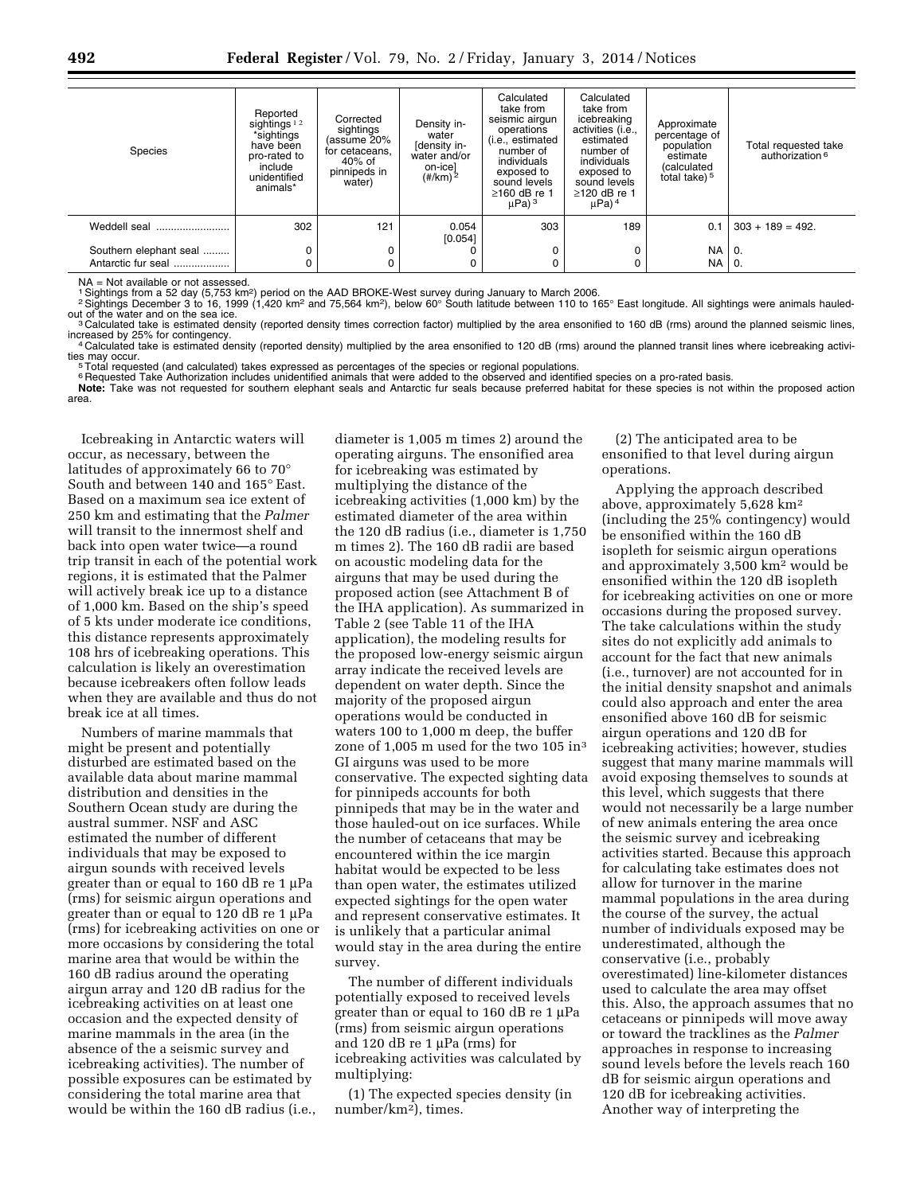| Species | Reported sightings [1 2] *sightings have been pro-rated to include unidentified animals* | Corrected sightings (assume 20% for cetaceans, 40% of pinnipeds in water) | Density in-water [density in-water and/or on-ice] (#/km) [2] | Calculated take from seismic airgun operations (i.e., estimated number of individuals exposed to sound levels ≥160 dB re 1 μPa) [3] | Calculated take from icebreaking activities (i.e., estimated number of individuals exposed to sound levels ≥120 dB re 1 μPa) [4] | Approximate percentage of population estimate (calculated total take) [5] | Total requested take authorization [6] |
|---|---|---|---|---|---|---|---|
| Weddell seal | 302 | 121 | 0.054 [0.054] | 303 | 189 | 0.1 | 303 + 189 = 492. |
| Southern elephant seal | 0 | 0 | 0 | 0 | 0 | NA | 0. |
| Antarctic fur seal | 0 | 0 | 0 | 0 | 0 | NA | 0. |

NA = Not available or not assessed.
[1] Sightings from a 52 day (5,753 km²) period on the AAD BROKE-West survey during January to March 2006.
[2] Sightings December 3 to 16, 1999 (1,420 km² and 75,564 km²), below 60° South latitude between 110 to 165° East longitude. All sightings were animals hauled-out of the water and on the sea ice.
[3] Calculated take is estimated density (reported density times correction factor) multiplied by the area ensonified to 160 dB (rms) around the planned seismic lines, increased by 25% for contingency.
[4] Calculated take is estimated density (reported density) multiplied by the area ensonified to 120 dB (rms) around the planned transit lines where icebreaking activities may occur.
[5] Total requested (and calculated) takes expressed as percentages of the species or regional populations.
[6] Requested Take Authorization includes unidentified animals that were added to the observed and identified species on a pro-rated basis.
**Note:** Take was not requested for southern elephant seals and Antarctic fur seals because preferred habitat for these species is not within the proposed action area.

Icebreaking in Antarctic waters will occur, as necessary, between the latitudes of approximately 66 to 70° South and between 140 and 165° East. Based on a maximum sea ice extent of 250 km and estimating that the *Palmer* will transit to the innermost shelf and back into open water twice—a round trip transit in each of the potential work regions, it is estimated that the Palmer will actively break ice up to a distance of 1,000 km. Based on the ship's speed of 5 kts under moderate ice conditions, this distance represents approximately 108 hrs of icebreaking operations. This calculation is likely an overestimation because icebreakers often follow leads when they are available and thus do not break ice at all times.

Numbers of marine mammals that might be present and potentially disturbed are estimated based on the available data about marine mammal distribution and densities in the Southern Ocean study are during the austral summer. NSF and ASC estimated the number of different individuals that may be exposed to airgun sounds with received levels greater than or equal to 160 dB re 1 μPa (rms) for seismic airgun operations and greater than or equal to 120 dB re 1 μPa (rms) for icebreaking activities on one or more occasions by considering the total marine area that would be within the 160 dB radius around the operating airgun array and 120 dB radius for the icebreaking activities on at least one occasion and the expected density of marine mammals in the area (in the absence of the a seismic survey and icebreaking activities). The number of possible exposures can be estimated by considering the total marine area that would be within the 160 dB radius (i.e., diameter is 1,005 m times 2) around the operating airguns. The ensonified area for icebreaking was estimated by multiplying the distance of the icebreaking activities (1,000 km) by the estimated diameter of the area within the 120 dB radius (i.e., diameter is 1,750 m times 2). The 160 dB radii are based on acoustic modeling data for the airguns that may be used during the proposed action (see Attachment B of the IHA application). As summarized in Table 2 (see Table 11 of the IHA application), the modeling results for the proposed low-energy seismic airgun array indicate the received levels are dependent on water depth. Since the majority of the proposed airgun operations would be conducted in waters 100 to 1,000 m deep, the buffer zone of 1,005 m used for the two 105 in³ GI airguns was used to be more conservative. The expected sighting data for pinnipeds accounts for both pinnipeds that may be in the water and those hauled-out on ice surfaces. While the number of cetaceans that may be encountered within the ice margin habitat would be expected to be less than open water, the estimates utilized expected sightings for the open water and represent conservative estimates. It is unlikely that a particular animal would stay in the area during the entire survey.

The number of different individuals potentially exposed to received levels greater than or equal to 160 dB re 1 μPa (rms) from seismic airgun operations and 120 dB re 1 μPa (rms) for icebreaking activities was calculated by multiplying:

(1) The expected species density (in number/km²), times.

(2) The anticipated area to be ensonified to that level during airgun operations.

Applying the approach described above, approximately 5,628 km² (including the 25% contingency) would be ensonified within the 160 dB isopleth for seismic airgun operations and approximately 3,500 km² would be ensonified within the 120 dB isopleth for icebreaking activities on one or more occasions during the proposed survey. The take calculations within the study sites do not explicitly add animals to account for the fact that new animals (i.e., turnover) are not accounted for in the initial density snapshot and animals could also approach and enter the area ensonified above 160 dB for seismic airgun operations and 120 dB for icebreaking activities; however, studies suggest that many marine mammals will avoid exposing themselves to sounds at this level, which suggests that there would not necessarily be a large number of new animals entering the area once the seismic survey and icebreaking activities started. Because this approach for calculating take estimates does not allow for turnover in the marine mammal populations in the area during the course of the survey, the actual number of individuals exposed may be underestimated, although the conservative (i.e., probably overestimated) line-kilometer distances used to calculate the area may offset this. Also, the approach assumes that no cetaceans or pinnipeds will move away or toward the tracklines as the *Palmer* approaches in response to increasing sound levels before the levels reach 160 dB for seismic airgun operations and 120 dB for icebreaking activities. Another way of interpreting the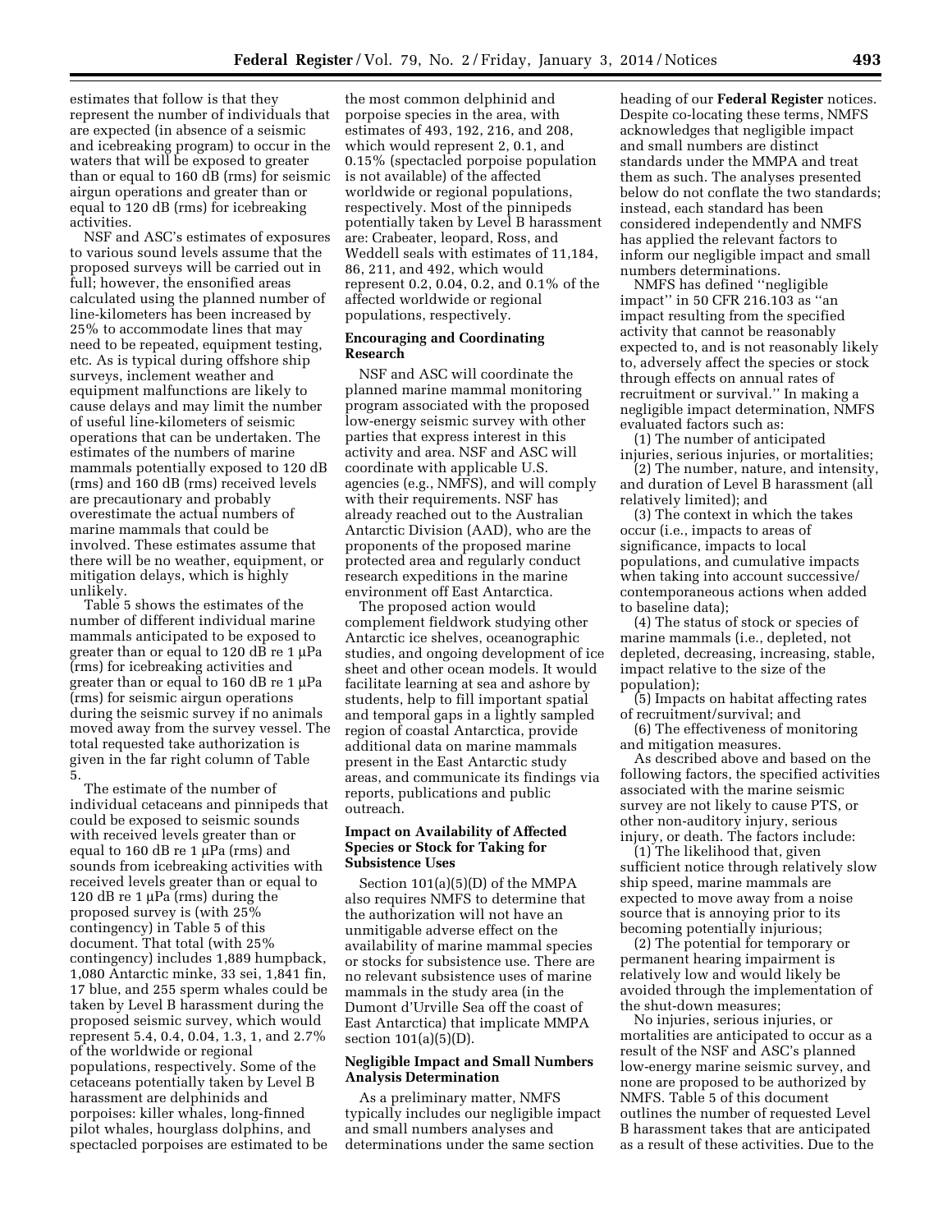estimates that follow is that they represent the number of individuals that are expected (in absence of a seismic and icebreaking program) to occur in the waters that will be exposed to greater than or equal to 160 dB (rms) for seismic airgun operations and greater than or equal to 120 dB (rms) for icebreaking activities.

NSF and ASC's estimates of exposures to various sound levels assume that the proposed surveys will be carried out in full; however, the ensonified areas calculated using the planned number of line-kilometers has been increased by 25% to accommodate lines that may need to be repeated, equipment testing, etc. As is typical during offshore ship surveys, inclement weather and equipment malfunctions are likely to cause delays and may limit the number of useful line-kilometers of seismic operations that can be undertaken. The estimates of the numbers of marine mammals potentially exposed to 120 dB (rms) and 160 dB (rms) received levels are precautionary and probably overestimate the actual numbers of marine mammals that could be involved. These estimates assume that there will be no weather, equipment, or mitigation delays, which is highly unlikely.

Table 5 shows the estimates of the number of different individual marine mammals anticipated to be exposed to greater than or equal to 120 dB re 1 μPa (rms) for icebreaking activities and greater than or equal to 160 dB re 1 μPa (rms) for seismic airgun operations during the seismic survey if no animals moved away from the survey vessel. The total requested take authorization is given in the far right column of Table 5.

The estimate of the number of individual cetaceans and pinnipeds that could be exposed to seismic sounds with received levels greater than or equal to 160 dB re 1 μPa (rms) and sounds from icebreaking activities with received levels greater than or equal to 120 dB re 1 μPa (rms) during the proposed survey is (with 25% contingency) in Table 5 of this document. That total (with 25% contingency) includes 1,889 humpback, 1,080 Antarctic minke, 33 sei, 1,841 fin, 17 blue, and 255 sperm whales could be taken by Level B harassment during the proposed seismic survey, which would represent 5.4, 0.4, 0.04, 1.3, 1, and 2.7% of the worldwide or regional populations, respectively. Some of the cetaceans potentially taken by Level B harassment are delphinids and porpoises: killer whales, long-finned pilot whales, hourglass dolphins, and spectacled porpoises are estimated to be the most common delphinid and porpoise species in the area, with estimates of 493, 192, 216, and 208, which would represent 2, 0.1, and 0.15% (spectacled porpoise population is not available) of the affected worldwide or regional populations, respectively. Most of the pinnipeds potentially taken by Level B harassment are: Crabeater, leopard, Ross, and Weddell seals with estimates of 11,184, 86, 211, and 492, which would represent 0.2, 0.04, 0.2, and 0.1% of the affected worldwide or regional populations, respectively.

## Encouraging and Coordinating Research

NSF and ASC will coordinate the planned marine mammal monitoring program associated with the proposed low-energy seismic survey with other parties that express interest in this activity and area. NSF and ASC will coordinate with applicable U.S. agencies (e.g., NMFS), and will comply with their requirements. NSF has already reached out to the Australian Antarctic Division (AAD), who are the proponents of the proposed marine protected area and regularly conduct research expeditions in the marine environment off East Antarctica.

The proposed action would complement fieldwork studying other Antarctic ice shelves, oceanographic studies, and ongoing development of ice sheet and other ocean models. It would facilitate learning at sea and ashore by students, help to fill important spatial and temporal gaps in a lightly sampled region of coastal Antarctica, provide additional data on marine mammals present in the East Antarctic study areas, and communicate its findings via reports, publications and public outreach.

## Impact on Availability of Affected Species or Stock for Taking for Subsistence Uses

Section 101(a)(5)(D) of the MMPA also requires NMFS to determine that the authorization will not have an unmitigable adverse effect on the availability of marine mammal species or stocks for subsistence use. There are no relevant subsistence uses of marine mammals in the study area (in the Dumont d'Urville Sea off the coast of East Antarctica) that implicate MMPA section 101(a)(5)(D).

## Negligible Impact and Small Numbers Analysis Determination

As a preliminary matter, NMFS typically includes our negligible impact and small numbers analyses and determinations under the same section heading of our **Federal Register** notices. Despite co-locating these terms, NMFS acknowledges that negligible impact and small numbers are distinct standards under the MMPA and treat them as such. The analyses presented below do not conflate the two standards; instead, each standard has been considered independently and NMFS has applied the relevant factors to inform our negligible impact and small numbers determinations.

NMFS has defined ''negligible impact'' in 50 CFR 216.103 as ''an impact resulting from the specified activity that cannot be reasonably expected to, and is not reasonably likely to, adversely affect the species or stock through effects on annual rates of recruitment or survival.'' In making a negligible impact determination, NMFS evaluated factors such as:

(1) The number of anticipated injuries, serious injuries, or mortalities;

(2) The number, nature, and intensity, and duration of Level B harassment (all relatively limited); and

(3) The context in which the takes occur (i.e., impacts to areas of significance, impacts to local populations, and cumulative impacts when taking into account successive/contemporaneous actions when added to baseline data);

(4) The status of stock or species of marine mammals (i.e., depleted, not depleted, decreasing, increasing, stable, impact relative to the size of the population);

(5) Impacts on habitat affecting rates of recruitment/survival; and

(6) The effectiveness of monitoring and mitigation measures.

As described above and based on the following factors, the specified activities associated with the marine seismic survey are not likely to cause PTS, or other non-auditory injury, serious injury, or death. The factors include:

(1) The likelihood that, given sufficient notice through relatively slow ship speed, marine mammals are expected to move away from a noise source that is annoying prior to its becoming potentially injurious;

(2) The potential for temporary or permanent hearing impairment is relatively low and would likely be avoided through the implementation of the shut-down measures;

No injuries, serious injuries, or mortalities are anticipated to occur as a result of the NSF and ASC's planned low-energy marine seismic survey, and none are proposed to be authorized by NMFS. Table 5 of this document outlines the number of requested Level B harassment takes that are anticipated as a result of these activities. Due to the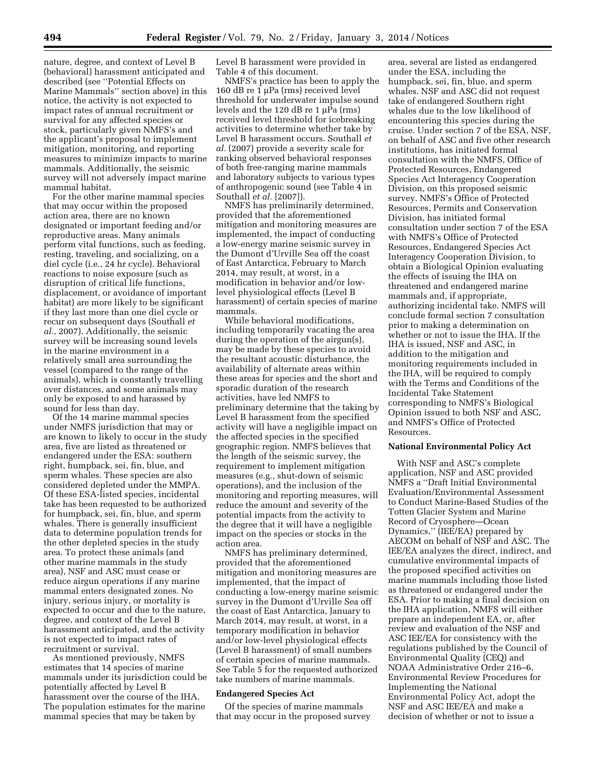nature, degree, and context of Level B (behavioral) harassment anticipated and described (see ''Potential Effects on Marine Mammals'' section above) in this notice, the activity is not expected to impact rates of annual recruitment or survival for any affected species or stock, particularly given NMFS's and the applicant's proposal to implement mitigation, monitoring, and reporting measures to minimize impacts to marine mammals. Additionally, the seismic survey will not adversely impact marine mammal habitat.

For the other marine mammal species that may occur within the proposed action area, there are no known designated or important feeding and/or reproductive areas. Many animals perform vital functions, such as feeding, resting, traveling, and socializing, on a diel cycle (i.e., 24 hr cycle). Behavioral reactions to noise exposure (such as disruption of critical life functions, displacement, or avoidance of important habitat) are more likely to be significant if they last more than one diel cycle or recur on subsequent days (Southall *et al.,* 2007). Additionally, the seismic survey will be increasing sound levels in the marine environment in a relatively small area surrounding the vessel (compared to the range of the animals), which is constantly travelling over distances, and some animals may only be exposed to and harassed by sound for less than day.

Of the 14 marine mammal species under NMFS jurisdiction that may or are known to likely to occur in the study area, five are listed as threatened or endangered under the ESA: southern right, humpback, sei, fin, blue, and sperm whales. These species are also considered depleted under the MMPA. Of these ESA-listed species, incidental take has been requested to be authorized for humpback, sei, fin, blue, and sperm whales. There is generally insufficient data to determine population trends for the other depleted species in the study area. To protect these animals (and other marine mammals in the study area), NSF and ASC must cease or reduce airgun operations if any marine mammal enters designated zones. No injury, serious injury, or mortality is expected to occur and due to the nature, degree, and context of the Level B harassment anticipated, and the activity is not expected to impact rates of recruitment or survival.

As mentioned previously, NMFS estimates that 14 species of marine mammals under its jurisdiction could be potentially affected by Level B harassment over the course of the IHA. The population estimates for the marine mammal species that may be taken by Level B harassment were provided in Table 4 of this document.

NMFS's practice has been to apply the 160 dB re 1 μPa (rms) received level threshold for underwater impulse sound levels and the 120 dB re 1 μPa (rms) received level threshold for icebreaking activities to determine whether take by Level B harassment occurs. Southall *et al.* (2007) provide a severity scale for ranking observed behavioral responses of both free-ranging marine mammals and laboratory subjects to various types of anthropogenic sound (see Table 4 in Southall *et al.* [2007]).

NMFS has preliminarily determined, provided that the aforementioned mitigation and monitoring measures are implemented, the impact of conducting a low-energy marine seismic survey in the Dumont d'Urville Sea off the coast of East Antarctica, February to March 2014, may result, at worst, in a modification in behavior and/or low-level physiological effects (Level B harassment) of certain species of marine mammals.

While behavioral modifications, including temporarily vacating the area during the operation of the airgun(s), may be made by these species to avoid the resultant acoustic disturbance, the availability of alternate areas within these areas for species and the short and sporadic duration of the research activities, have led NMFS to preliminary determine that the taking by Level B harassment from the specified activity will have a negligible impact on the affected species in the specified geographic region. NMFS believes that the length of the seismic survey, the requirement to implement mitigation measures (e.g., shut-down of seismic operations), and the inclusion of the monitoring and reporting measures, will reduce the amount and severity of the potential impacts from the activity to the degree that it will have a negligible impact on the species or stocks in the action area.

NMFS has preliminary determined, provided that the aforementioned mitigation and monitoring measures are implemented, that the impact of conducting a low-energy marine seismic survey in the Dumont d'Urville Sea off the coast of East Antarctica, January to March 2014, may result, at worst, in a temporary modification in behavior and/or low-level physiological effects (Level B harassment) of small numbers of certain species of marine mammals. See Table 5 for the requested authorized take numbers of marine mammals.

## Endangered Species Act

Of the species of marine mammals that may occur in the proposed survey area, several are listed as endangered under the ESA, including the humpback, sei, fin, blue, and sperm whales. NSF and ASC did not request take of endangered Southern right whales due to the low likelihood of encountering this species during the cruise. Under section 7 of the ESA, NSF, on behalf of ASC and five other research institutions, has initiated formal consultation with the NMFS, Office of Protected Resources, Endangered Species Act Interagency Cooperation Division, on this proposed seismic survey. NMFS's Office of Protected Resources, Permits and Conservation Division, has initiated formal consultation under section 7 of the ESA with NMFS's Office of Protected Resources, Endangered Species Act Interagency Cooperation Division, to obtain a Biological Opinion evaluating the effects of issuing the IHA on threatened and endangered marine mammals and, if appropriate, authorizing incidental take. NMFS will conclude formal section 7 consultation prior to making a determination on whether or not to issue the IHA. If the IHA is issued, NSF and ASC, in addition to the mitigation and monitoring requirements included in the IHA, will be required to comply with the Terms and Conditions of the Incidental Take Statement corresponding to NMFS's Biological Opinion issued to both NSF and ASC, and NMFS's Office of Protected Resources.

## National Environmental Policy Act

With NSF and ASC's complete application, NSF and ASC provided NMFS a ''Draft Initial Environmental Evaluation/Environmental Assessment to Conduct Marine-Based Studies of the Totten Glacier System and Marine Record of Cryosphere—Ocean Dynamics,'' (IEE/EA) prepared by AECOM on behalf of NSF and ASC. The IEE/EA analyzes the direct, indirect, and cumulative environmental impacts of the proposed specified activities on marine mammals including those listed as threatened or endangered under the ESA. Prior to making a final decision on the IHA application, NMFS will either prepare an independent EA, or, after review and evaluation of the NSF and ASC IEE/EA for consistency with the regulations published by the Council of Environmental Quality (CEQ) and NOAA Administrative Order 216–6, Environmental Review Procedures for Implementing the National Environmental Policy Act, adopt the NSF and ASC IEE/EA and make a decision of whether or not to issue a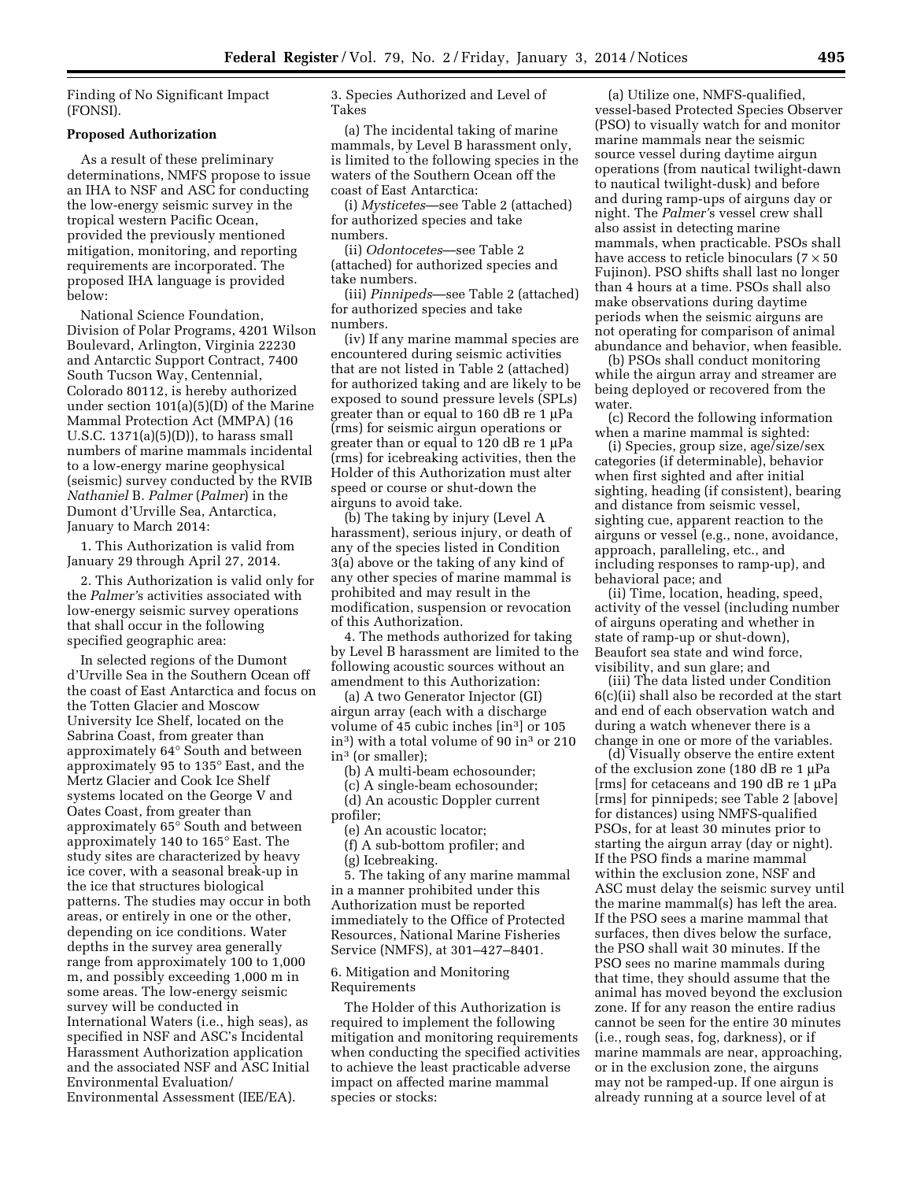Finding of No Significant Impact (FONSI).

**Proposed Authorization**

As a result of these preliminary determinations, NMFS propose to issue an IHA to NSF and ASC for conducting the low-energy seismic survey in the tropical western Pacific Ocean, provided the previously mentioned mitigation, monitoring, and reporting requirements are incorporated. The proposed IHA language is provided below:

National Science Foundation, Division of Polar Programs, 4201 Wilson Boulevard, Arlington, Virginia 22230 and Antarctic Support Contract, 7400 South Tucson Way, Centennial, Colorado 80112, is hereby authorized under section 101(a)(5)(D) of the Marine Mammal Protection Act (MMPA) (16 U.S.C. 1371(a)(5)(D)), to harass small numbers of marine mammals incidental to a low-energy marine geophysical (seismic) survey conducted by the RVIB *Nathaniel* B. *Palmer* (*Palmer*) in the Dumont d'Urville Sea, Antarctica, January to March 2014:

1. This Authorization is valid from January 29 through April 27, 2014.

2. This Authorization is valid only for the *Palmer's* activities associated with low-energy seismic survey operations that shall occur in the following specified geographic area:

In selected regions of the Dumont d'Urville Sea in the Southern Ocean off the coast of East Antarctica and focus on the Totten Glacier and Moscow University Ice Shelf, located on the Sabrina Coast, from greater than approximately 64° South and between approximately 95 to 135° East, and the Mertz Glacier and Cook Ice Shelf systems located on the George V and Oates Coast, from greater than approximately 65° South and between approximately 140 to 165° East. The study sites are characterized by heavy ice cover, with a seasonal break-up in the ice that structures biological patterns. The studies may occur in both areas, or entirely in one or the other, depending on ice conditions. Water depths in the survey area generally range from approximately 100 to 1,000 m, and possibly exceeding 1,000 m in some areas. The low-energy seismic survey will be conducted in International Waters (i.e., high seas), as specified in NSF and ASC's Incidental Harassment Authorization application and the associated NSF and ASC Initial Environmental Evaluation/Environmental Assessment (IEE/EA).

3. Species Authorized and Level of Takes

(a) The incidental taking of marine mammals, by Level B harassment only, is limited to the following species in the waters of the Southern Ocean off the coast of East Antarctica:

(i) *Mysticetes*—see Table 2 (attached) for authorized species and take numbers.

(ii) *Odontocetes*—see Table 2 (attached) for authorized species and take numbers.

(iii) *Pinnipeds*—see Table 2 (attached) for authorized species and take numbers.

(iv) If any marine mammal species are encountered during seismic activities that are not listed in Table 2 (attached) for authorized taking and are likely to be exposed to sound pressure levels (SPLs) greater than or equal to 160 dB re 1 μPa (rms) for seismic airgun operations or greater than or equal to 120 dB re 1 μPa (rms) for icebreaking activities, then the Holder of this Authorization must alter speed or course or shut-down the airguns to avoid take.

(b) The taking by injury (Level A harassment), serious injury, or death of any of the species listed in Condition 3(a) above or the taking of any kind of any other species of marine mammal is prohibited and may result in the modification, suspension or revocation of this Authorization.

4. The methods authorized for taking by Level B harassment are limited to the following acoustic sources without an amendment to this Authorization:

(a) A two Generator Injector (GI) airgun array (each with a discharge volume of 45 cubic inches [in³] or 105 in³) with a total volume of 90 in³ or 210 in³ (or smaller);

(b) A multi-beam echosounder;

(c) A single-beam echosounder;

(d) An acoustic Doppler current profiler;

(e) An acoustic locator;

(f) A sub-bottom profiler; and

(g) Icebreaking.

5. The taking of any marine mammal in a manner prohibited under this Authorization must be reported immediately to the Office of Protected Resources, National Marine Fisheries Service (NMFS), at 301–427–8401.

6. Mitigation and Monitoring Requirements

The Holder of this Authorization is required to implement the following mitigation and monitoring requirements when conducting the specified activities to achieve the least practicable adverse impact on affected marine mammal species or stocks:

(a) Utilize one, NMFS-qualified, vessel-based Protected Species Observer (PSO) to visually watch for and monitor marine mammals near the seismic source vessel during daytime airgun operations (from nautical twilight-dawn to nautical twilight-dusk) and before and during ramp-ups of airguns day or night. The *Palmer's* vessel crew shall also assist in detecting marine mammals, when practicable. PSOs shall have access to reticle binoculars (7 × 50 Fujinon). PSO shifts shall last no longer than 4 hours at a time. PSOs shall also make observations during daytime periods when the seismic airguns are not operating for comparison of animal abundance and behavior, when feasible.

(b) PSOs shall conduct monitoring while the airgun array and streamer are being deployed or recovered from the water.

(c) Record the following information when a marine mammal is sighted:

(i) Species, group size, age/size/sex categories (if determinable), behavior when first sighted and after initial sighting, heading (if consistent), bearing and distance from seismic vessel, sighting cue, apparent reaction to the airguns or vessel (e.g., none, avoidance, approach, paralleling, etc., and including responses to ramp-up), and behavioral pace; and

(ii) Time, location, heading, speed, activity of the vessel (including number of airguns operating and whether in state of ramp-up or shut-down), Beaufort sea state and wind force, visibility, and sun glare; and

(iii) The data listed under Condition 6(c)(ii) shall also be recorded at the start and end of each observation watch and during a watch whenever there is a change in one or more of the variables.

(d) Visually observe the entire extent of the exclusion zone (180 dB re 1 μPa [rms] for cetaceans and 190 dB re 1 μPa [rms] for pinnipeds; see Table 2 [above] for distances) using NMFS-qualified PSOs, for at least 30 minutes prior to starting the airgun array (day or night). If the PSO finds a marine mammal within the exclusion zone, NSF and ASC must delay the seismic survey until the marine mammal(s) has left the area. If the PSO sees a marine mammal that surfaces, then dives below the surface, the PSO shall wait 30 minutes. If the PSO sees no marine mammals during that time, they should assume that the animal has moved beyond the exclusion zone. If for any reason the entire radius cannot be seen for the entire 30 minutes (i.e., rough seas, fog, darkness), or if marine mammals are near, approaching, or in the exclusion zone, the airguns may not be ramped-up. If one airgun is already running at a source level of at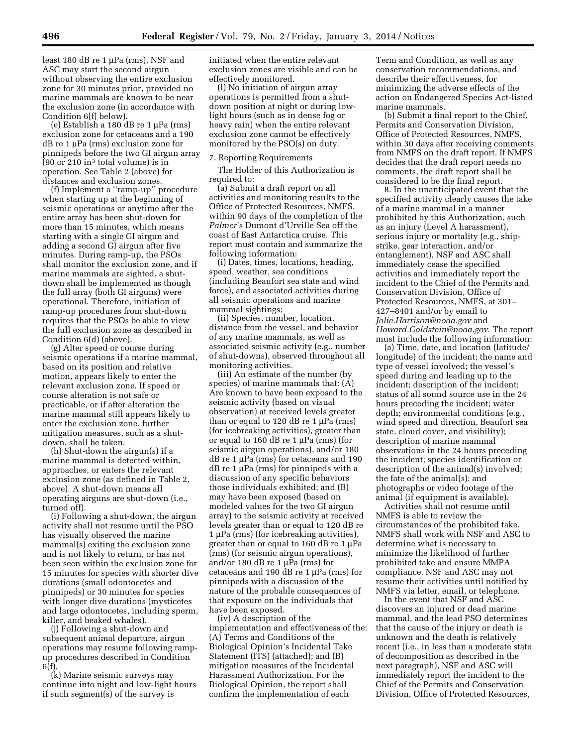least 180 dB re 1 μPa (rms), NSF and ASC may start the second airgun without observing the entire exclusion zone for 30 minutes prior, provided no marine mammals are known to be near the exclusion zone (in accordance with Condition 6[f] below).

(e) Establish a 180 dB re 1 μPa (rms) exclusion zone for cetaceans and a 190 dB re 1 μPa (rms) exclusion zone for pinnipeds before the two GI airgun array (90 or 210 in³ total volume) is in operation. See Table 2 (above) for distances and exclusion zones.

(f) Implement a ''ramp-up'' procedure when starting up at the beginning of seismic operations or anytime after the entire array has been shut-down for more than 15 minutes, which means starting with a single GI airgun and adding a second GI airgun after five minutes. During ramp-up, the PSOs shall monitor the exclusion zone, and if marine mammals are sighted, a shut-down shall be implemented as though the full array (both GI airguns) were operational. Therefore, initiation of ramp-up procedures from shut-down requires that the PSOs be able to view the full exclusion zone as described in Condition 6(d) (above).

(g) Alter speed or course during seismic operations if a marine mammal, based on its position and relative motion, appears likely to enter the relevant exclusion zone. If speed or course alteration is not safe or practicable, or if after alteration the marine mammal still appears likely to enter the exclusion zone, further mitigation measures, such as a shut-down, shall be taken.

(h) Shut-down the airgun(s) if a marine mammal is detected within, approaches, or enters the relevant exclusion zone (as defined in Table 2, above). A shut-down means all operating airguns are shut-down (i.e., turned off).

(i) Following a shut-down, the airgun activity shall not resume until the PSO has visually observed the marine mammal(s) exiting the exclusion zone and is not likely to return, or has not been seen within the exclusion zone for 15 minutes for species with shorter dive durations (small odontocetes and pinnipeds) or 30 minutes for species with longer dive durations (mysticetes and large odontocetes, including sperm, killer, and beaked whales).

(j) Following a shut-down and subsequent animal departure, airgun operations may resume following ramp-up procedures described in Condition 6(f).

(k) Marine seismic surveys may continue into night and low-light hours if such segment(s) of the survey is initiated when the entire relevant exclusion zones are visible and can be effectively monitored.

(l) No initiation of airgun array operations is permitted from a shut-down position at night or during low-light hours (such as in dense fog or heavy rain) when the entire relevant exclusion zone cannot be effectively monitored by the PSO(s) on duty.

7. Reporting Requirements

The Holder of this Authorization is required to:

(a) Submit a draft report on all activities and monitoring results to the Office of Protected Resources, NMFS, within 90 days of the completion of the *Palmer's* Dumont d'Urville Sea off the coast of East Antarctica cruise. This report must contain and summarize the following information:

(i) Dates, times, locations, heading, speed, weather, sea conditions (including Beaufort sea state and wind force), and associated activities during all seismic operations and marine mammal sightings;

(ii) Species, number, location, distance from the vessel, and behavior of any marine mammals, as well as associated seismic activity (e.g., number of shut-downs), observed throughout all monitoring activities.

(iii) An estimate of the number (by species) of marine mammals that: (A) Are known to have been exposed to the seismic activity (based on visual observation) at received levels greater than or equal to 120 dB re 1 μPa (rms) (for icebreaking activities), greater than or equal to 160 dB re 1 μPa (rms) (for seismic airgun operations), and/or 180 dB re 1 μPa (rms) for cetaceans and 190 dB re 1 μPa (rms) for pinnipeds with a discussion of any specific behaviors those individuals exhibited; and (B) may have been exposed (based on modeled values for the two GI airgun array) to the seismic activity at received levels greater than or equal to 120 dB re 1 μPa (rms) (for icebreaking activities), greater than or equal to 160 dB re 1 μPa (rms) (for seismic airgun operations), and/or 180 dB re 1 μPa (rms) for cetaceans and 190 dB re 1 μPa (rms) for pinnipeds with a discussion of the nature of the probable consequences of that exposure on the individuals that have been exposed.

(iv) A description of the implementation and effectiveness of the: (A) Terms and Conditions of the Biological Opinion's Incidental Take Statement (ITS) (attached); and (B) mitigation measures of the Incidental Harassment Authorization. For the Biological Opinion, the report shall confirm the implementation of each Term and Condition, as well as any conservation recommendations, and describe their effectiveness, for minimizing the adverse effects of the action on Endangered Species Act-listed marine mammals.

(b) Submit a final report to the Chief, Permits and Conservation Division, Office of Protected Resources, NMFS, within 30 days after receiving comments from NMFS on the draft report. If NMFS decides that the draft report needs no comments, the draft report shall be considered to be the final report.

8. In the unanticipated event that the specified activity clearly causes the take of a marine mammal in a manner prohibited by this Authorization, such as an injury (Level A harassment), serious injury or mortality (e.g., ship-strike, gear interaction, and/or entanglement), NSF and ASC shall immediately cease the specified activities and immediately report the incident to the Chief of the Permits and Conservation Division, Office of Protected Resources, NMFS, at 301–427–8401 and/or by email to *Jolie.Harrison@noaa.gov* and *Howard.Goldstein@noaa.gov*. The report must include the following information:

(a) Time, date, and location (latitude/longitude) of the incident; the name and type of vessel involved; the vessel's speed during and leading up to the incident; description of the incident; status of all sound source use in the 24 hours preceding the incident; water depth; environmental conditions (e.g., wind speed and direction, Beaufort sea state, cloud cover, and visibility); description of marine mammal observations in the 24 hours preceding the incident; species identification or description of the animal(s) involved; the fate of the animal(s); and photographs or video footage of the animal (if equipment is available).

Activities shall not resume until NMFS is able to review the circumstances of the prohibited take. NMFS shall work with NSF and ASC to determine what is necessary to minimize the likelihood of further prohibited take and ensure MMPA compliance. NSF and ASC may not resume their activities until notified by NMFS via letter, email, or telephone.

In the event that NSF and ASC discovers an injured or dead marine mammal, and the lead PSO determines that the cause of the injury or death is unknown and the death is relatively recent (i.e., in less than a moderate state of decomposition as described in the next paragraph), NSF and ASC will immediately report the incident to the Chief of the Permits and Conservation Division, Office of Protected Resources,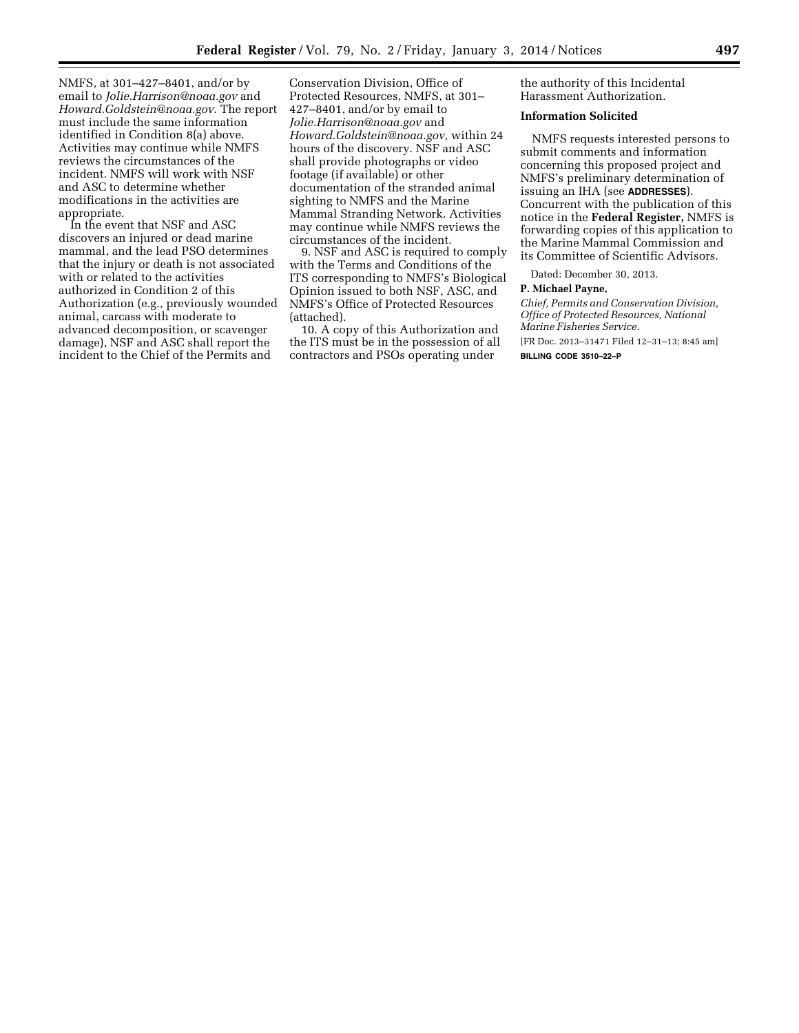NMFS, at 301–427–8401, and/or by email to *Jolie.Harrison@noaa.gov* and *Howard.Goldstein@noaa.gov*. The report must include the same information identified in Condition 8(a) above. Activities may continue while NMFS reviews the circumstances of the incident. NMFS will work with NSF and ASC to determine whether modifications in the activities are appropriate.

In the event that NSF and ASC discovers an injured or dead marine mammal, and the lead PSO determines that the injury or death is not associated with or related to the activities authorized in Condition 2 of this Authorization (e.g., previously wounded animal, carcass with moderate to advanced decomposition, or scavenger damage), NSF and ASC shall report the incident to the Chief of the Permits and Conservation Division, Office of Protected Resources, NMFS, at 301–427–8401, and/or by email to *Jolie.Harrison@noaa.gov* and *Howard.Goldstein@noaa.gov,* within 24 hours of the discovery. NSF and ASC shall provide photographs or video footage (if available) or other documentation of the stranded animal sighting to NMFS and the Marine Mammal Stranding Network. Activities may continue while NMFS reviews the circumstances of the incident.

9. NSF and ASC is required to comply with the Terms and Conditions of the ITS corresponding to NMFS's Biological Opinion issued to both NSF, ASC, and NMFS's Office of Protected Resources (attached).

10. A copy of this Authorization and the ITS must be in the possession of all contractors and PSOs operating under the authority of this Incidental Harassment Authorization.

**Information Solicited**

NMFS requests interested persons to submit comments and information concerning this proposed project and NMFS's preliminary determination of issuing an IHA (see **ADDRESSES**). Concurrent with the publication of this notice in the **Federal Register,** NMFS is forwarding copies of this application to the Marine Mammal Commission and its Committee of Scientific Advisors.

Dated: December 30, 2013.

**P. Michael Payne,**

*Chief, Permits and Conservation Division, Office of Protected Resources, National Marine Fisheries Service.*

[FR Doc. 2013–31471 Filed 12–31–13; 8:45 am]

**BILLING CODE 3510–22–P**